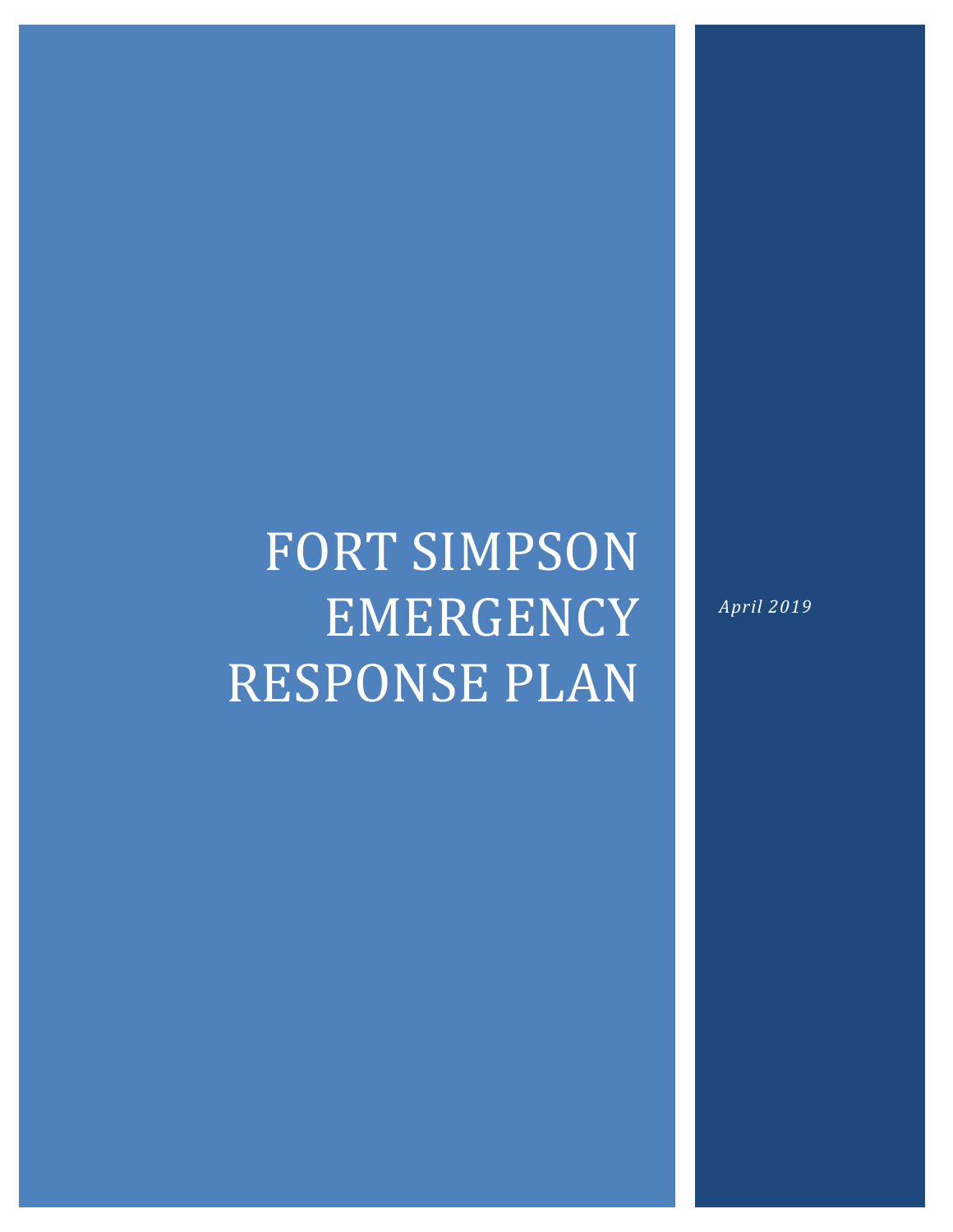# FORT SIMPSON EMERGENCY RESPONSE PLAN

*April 2019*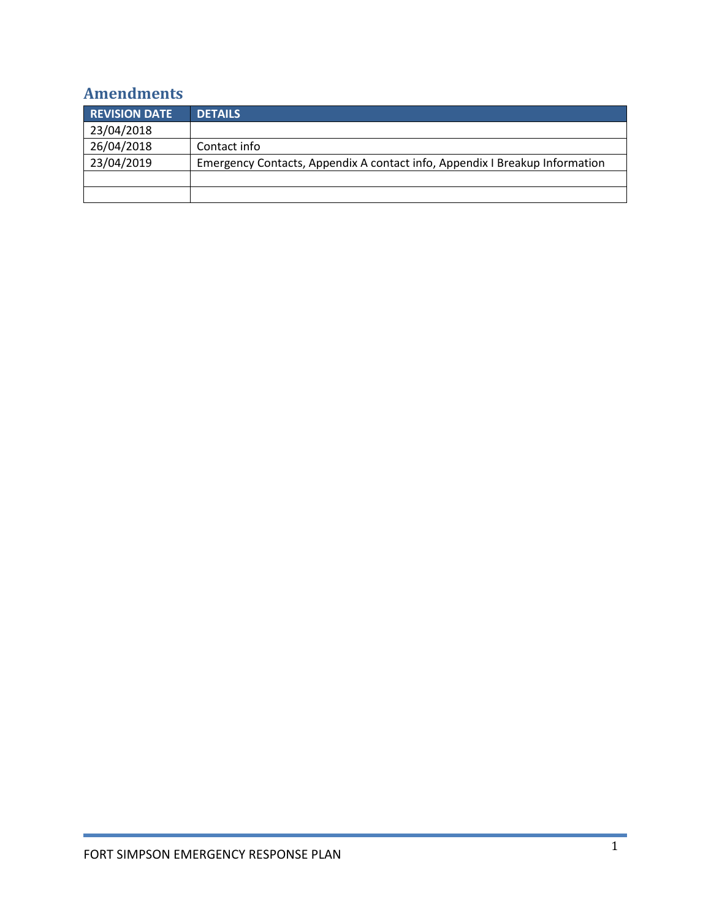## Amendments

| REVISION DATE | DETAILS |
|---|---|
| 23/04/2018 | |
| 26/04/2018 | Contact info |
| 23/04/2019 | Emergency Contacts, Appendix A contact info, Appendix I Breakup Information |
| | |
| | |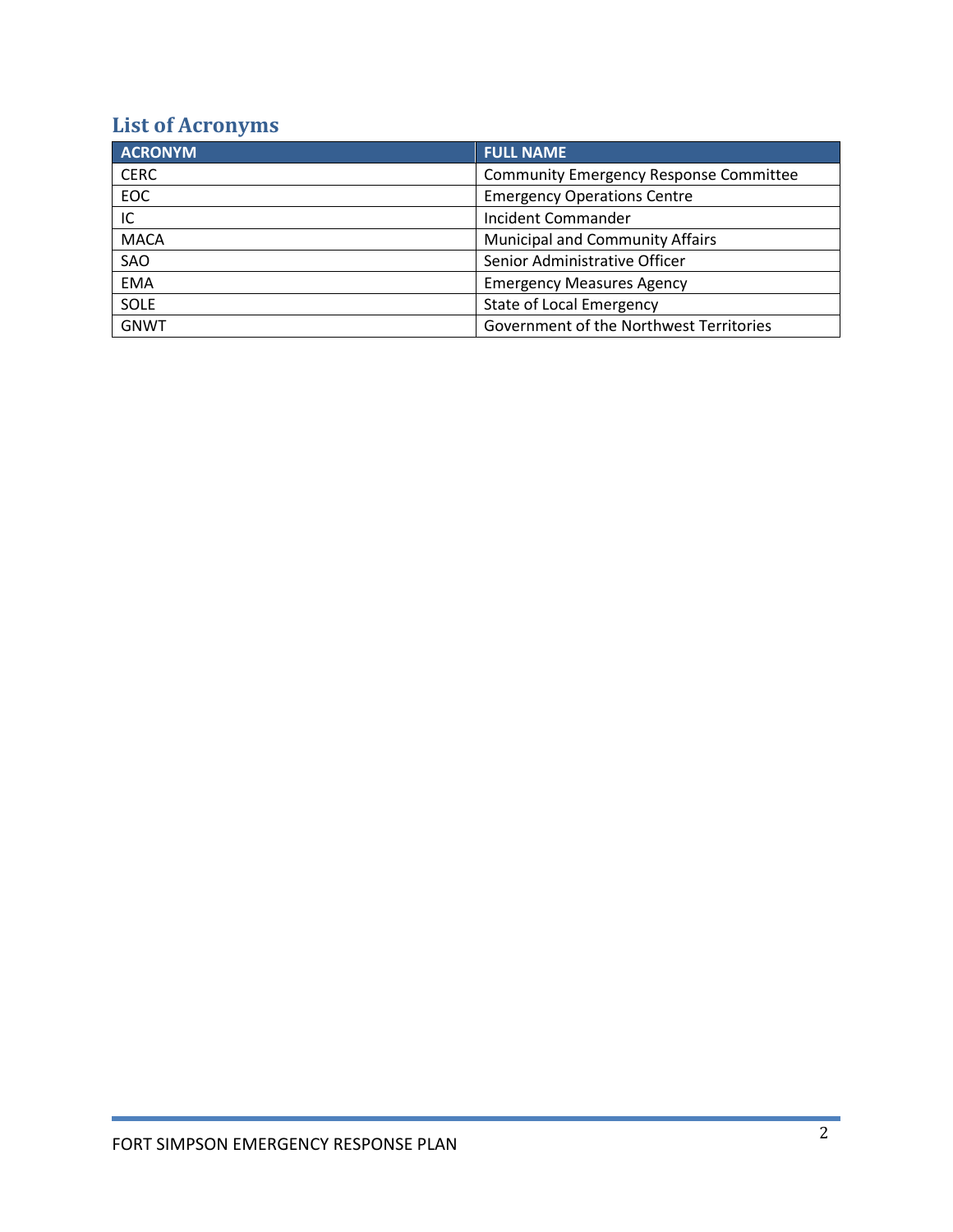## List of Acronyms

| ACRONYM | FULL NAME |
|---|---|
| CERC | Community Emergency Response Committee |
| EOC | Emergency Operations Centre |
| IC | Incident Commander |
| MACA | Municipal and Community Affairs |
| SAO | Senior Administrative Officer |
| EMA | Emergency Measures Agency |
| SOLE | State of Local Emergency |
| GNWT | Government of the Northwest Territories |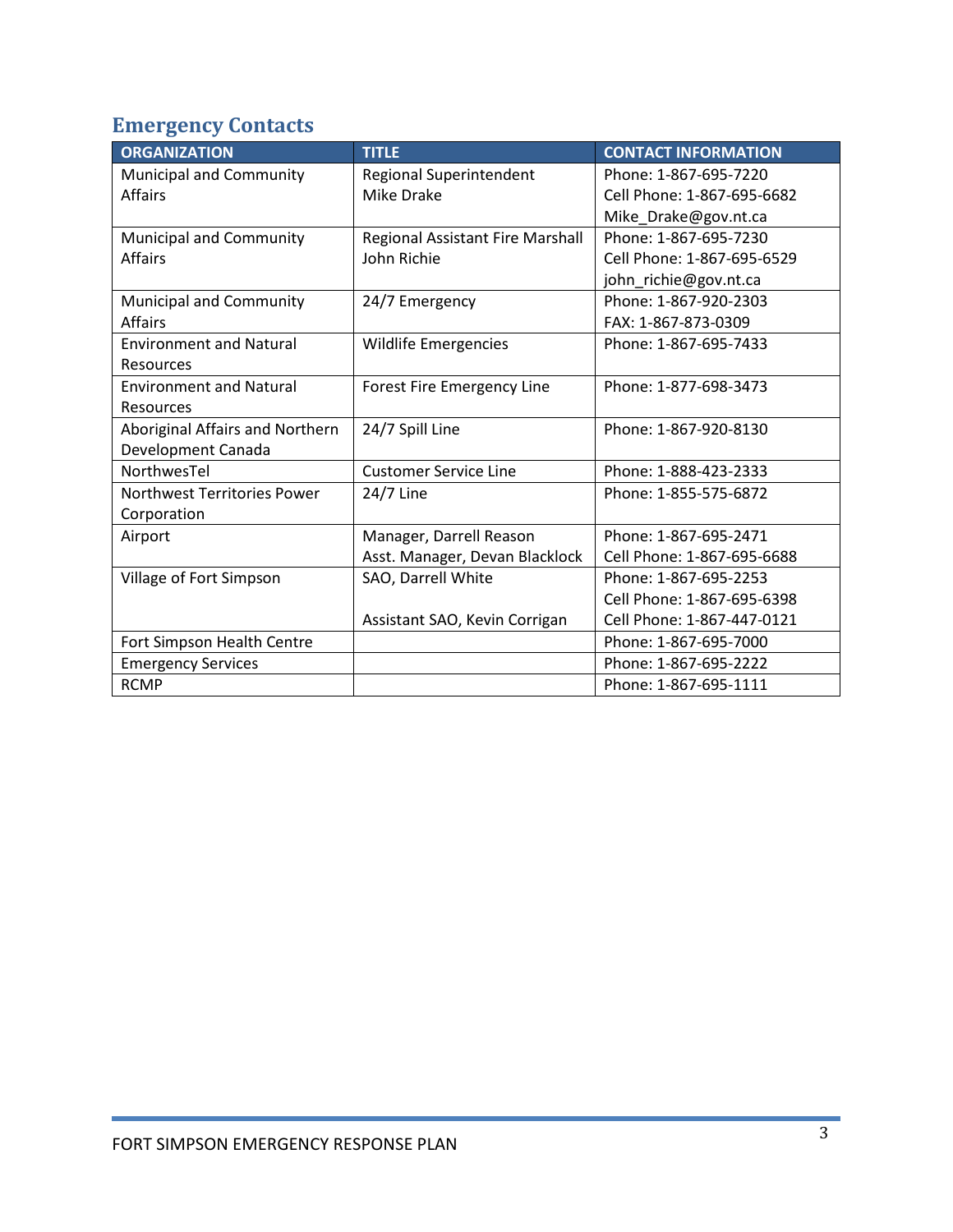## Emergency Contacts

| ORGANIZATION | TITLE | CONTACT INFORMATION |
|---|---|---|
| Municipal and Community Affairs | Regional Superintendent Mike Drake | Phone: 1-867-695-7220<br>Cell Phone: 1-867-695-6682<br>Mike_Drake@gov.nt.ca |
| Municipal and Community Affairs | Regional Assistant Fire Marshall John Richie | Phone: 1-867-695-7230<br>Cell Phone: 1-867-695-6529<br>john_richie@gov.nt.ca |
| Municipal and Community Affairs | 24/7 Emergency | Phone: 1-867-920-2303<br>FAX: 1-867-873-0309 |
| Environment and Natural Resources | Wildlife Emergencies | Phone: 1-867-695-7433 |
| Environment and Natural Resources | Forest Fire Emergency Line | Phone: 1-877-698-3473 |
| Aboriginal Affairs and Northern Development Canada | 24/7 Spill Line | Phone: 1-867-920-8130 |
| NorthwesTel | Customer Service Line | Phone: 1-888-423-2333 |
| Northwest Territories Power Corporation | 24/7 Line | Phone: 1-855-575-6872 |
| Airport | Manager, Darrell Reason<br>Asst. Manager, Devan Blacklock | Phone: 1-867-695-2471<br>Cell Phone: 1-867-695-6688 |
| Village of Fort Simpson | SAO, Darrell White<br><br>Assistant SAO, Kevin Corrigan | Phone: 1-867-695-2253<br>Cell Phone: 1-867-695-6398<br>Cell Phone: 1-867-447-0121 |
| Fort Simpson Health Centre | | Phone: 1-867-695-7000 |
| Emergency Services | | Phone: 1-867-695-2222 |
| RCMP | | Phone: 1-867-695-1111 |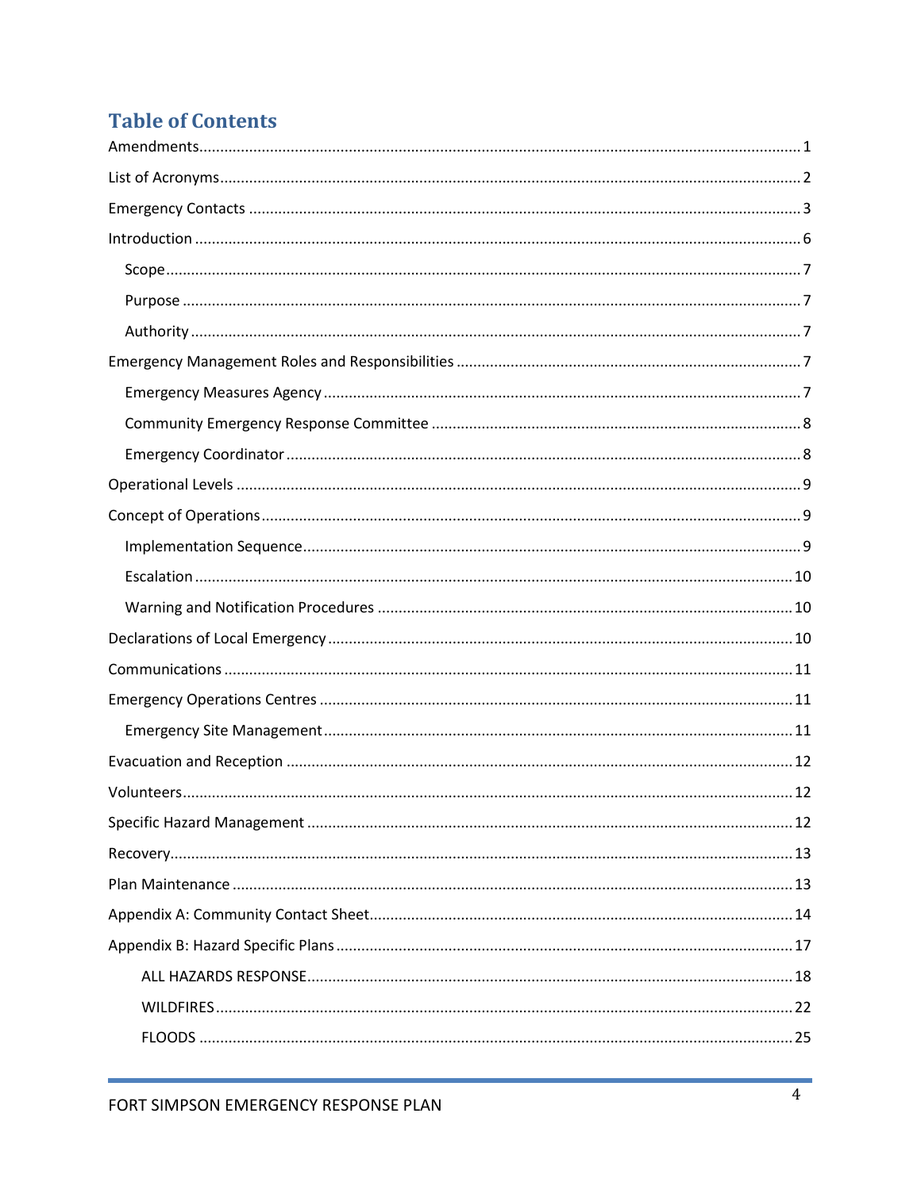# Table of Contents

Amendments.....1

List of Acronyms.....2

Emergency Contacts.....3

Introduction.....6

- Scope.....7
- Purpose.....7
- Authority.....7

Emergency Management Roles and Responsibilities.....7

- Emergency Measures Agency.....7
- Community Emergency Response Committee.....8
- Emergency Coordinator.....8

Operational Levels.....9

Concept of Operations.....9

- Implementation Sequence.....9
- Escalation.....10
- Warning and Notification Procedures.....10

Declarations of Local Emergency.....10

Communications.....11

Emergency Operations Centres.....11

- Emergency Site Management.....11

Evacuation and Reception.....12

Volunteers.....12

Specific Hazard Management.....12

Recovery.....13

Plan Maintenance.....13

Appendix A: Community Contact Sheet.....14

Appendix B: Hazard Specific Plans.....17

- ALL HAZARDS RESPONSE.....18
- WILDFIRES.....22
- FLOODS.....25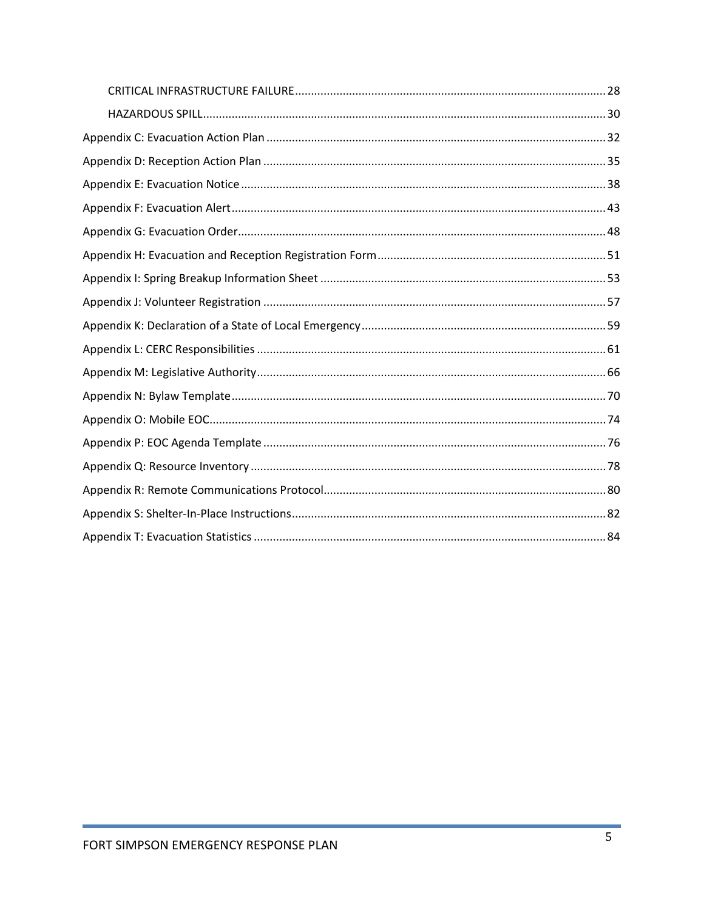CRITICAL INFRASTRUCTURE FAILURE ........ 28

HAZARDOUS SPILL ........ 30

Appendix C: Evacuation Action Plan ........ 32

Appendix D: Reception Action Plan ........ 35

Appendix E: Evacuation Notice ........ 38

Appendix F: Evacuation Alert ........ 43

Appendix G: Evacuation Order ........ 48

Appendix H: Evacuation and Reception Registration Form ........ 51

Appendix I: Spring Breakup Information Sheet ........ 53

Appendix J: Volunteer Registration ........ 57

Appendix K: Declaration of a State of Local Emergency ........ 59

Appendix L: CERC Responsibilities ........ 61

Appendix M: Legislative Authority ........ 66

Appendix N: Bylaw Template ........ 70

Appendix O: Mobile EOC ........ 74

Appendix P: EOC Agenda Template ........ 76

Appendix Q: Resource Inventory ........ 78

Appendix R: Remote Communications Protocol ........ 80

Appendix S: Shelter-In-Place Instructions ........ 82

Appendix T: Evacuation Statistics ........ 84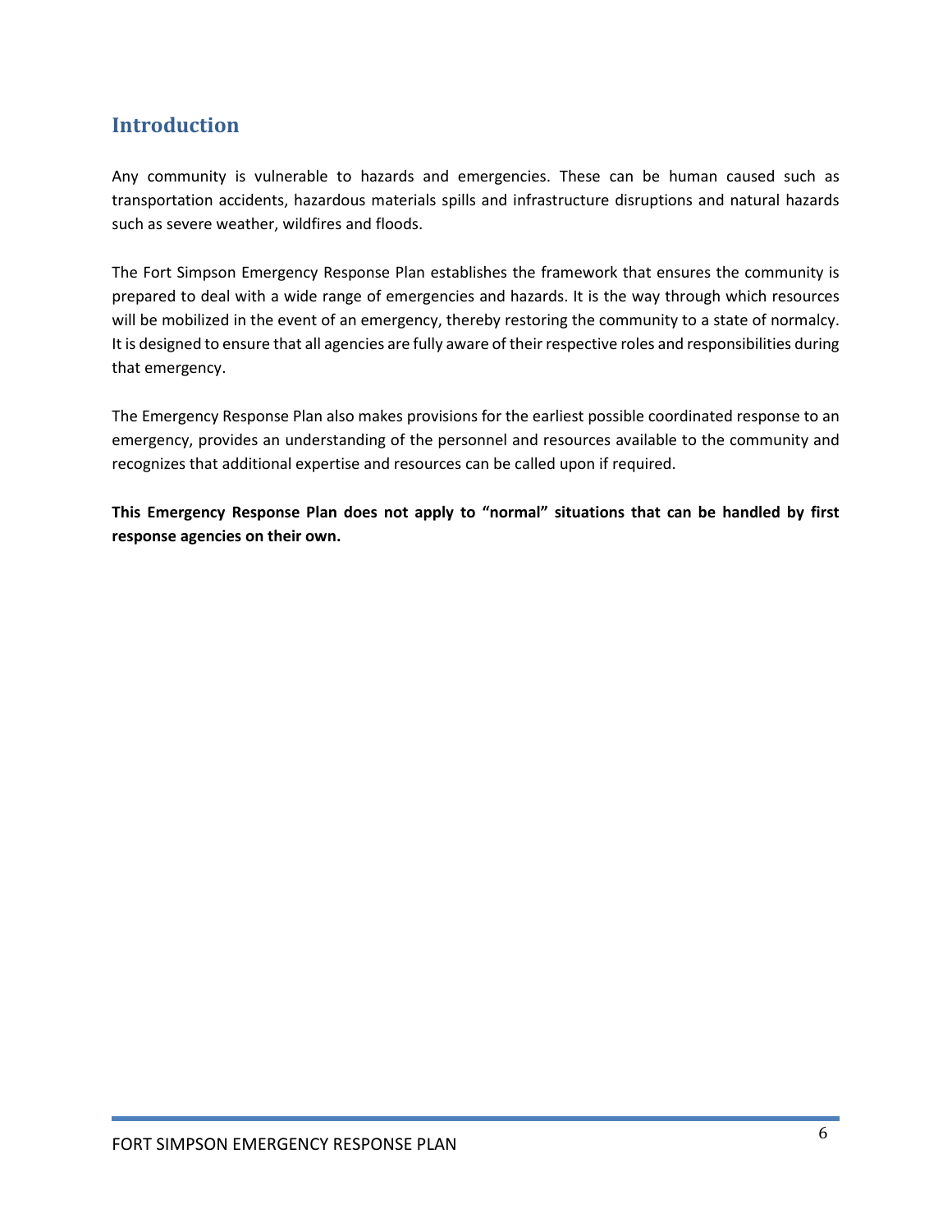## Introduction

Any community is vulnerable to hazards and emergencies. These can be human caused such as transportation accidents, hazardous materials spills and infrastructure disruptions and natural hazards such as severe weather, wildfires and floods.

The Fort Simpson Emergency Response Plan establishes the framework that ensures the community is prepared to deal with a wide range of emergencies and hazards. It is the way through which resources will be mobilized in the event of an emergency, thereby restoring the community to a state of normalcy. It is designed to ensure that all agencies are fully aware of their respective roles and responsibilities during that emergency.

The Emergency Response Plan also makes provisions for the earliest possible coordinated response to an emergency, provides an understanding of the personnel and resources available to the community and recognizes that additional expertise and resources can be called upon if required.

**This Emergency Response Plan does not apply to "normal" situations that can be handled by first response agencies on their own.**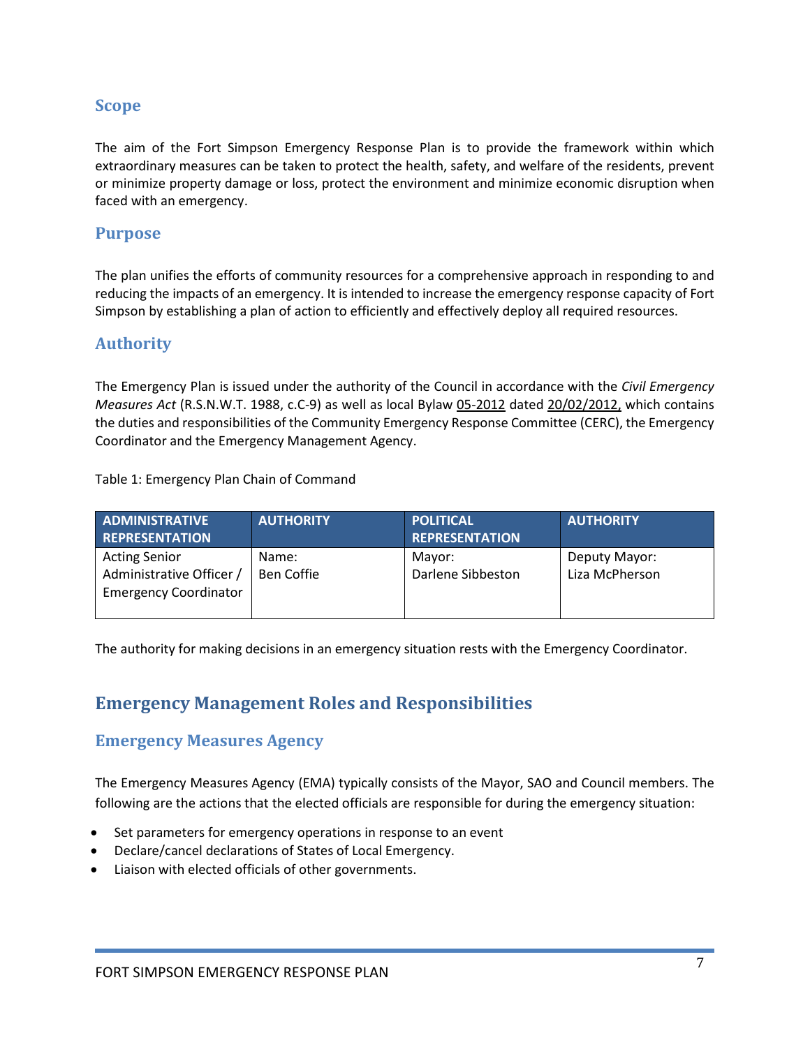## Scope

The aim of the Fort Simpson Emergency Response Plan is to provide the framework within which extraordinary measures can be taken to protect the health, safety, and welfare of the residents, prevent or minimize property damage or loss, protect the environment and minimize economic disruption when faced with an emergency.

## Purpose

The plan unifies the efforts of community resources for a comprehensive approach in responding to and reducing the impacts of an emergency. It is intended to increase the emergency response capacity of Fort Simpson by establishing a plan of action to efficiently and effectively deploy all required resources.

## Authority

The Emergency Plan is issued under the authority of the Council in accordance with the *Civil Emergency Measures Act* (R.S.N.W.T. 1988, c.C-9) as well as local Bylaw 05-2012 dated 20/02/2012, which contains the duties and responsibilities of the Community Emergency Response Committee (CERC), the Emergency Coordinator and the Emergency Management Agency.

Table 1: Emergency Plan Chain of Command

| ADMINISTRATIVE REPRESENTATION | AUTHORITY | POLITICAL REPRESENTATION | AUTHORITY |
|---|---|---|---|
| Acting Senior Administrative Officer / Emergency Coordinator | Name: Ben Coffie | Mayor: Darlene Sibbeston | Deputy Mayor: Liza McPherson |

The authority for making decisions in an emergency situation rests with the Emergency Coordinator.

# Emergency Management Roles and Responsibilities

## Emergency Measures Agency

The Emergency Measures Agency (EMA) typically consists of the Mayor, SAO and Council members. The following are the actions that the elected officials are responsible for during the emergency situation:

- Set parameters for emergency operations in response to an event
- Declare/cancel declarations of States of Local Emergency.
- Liaison with elected officials of other governments.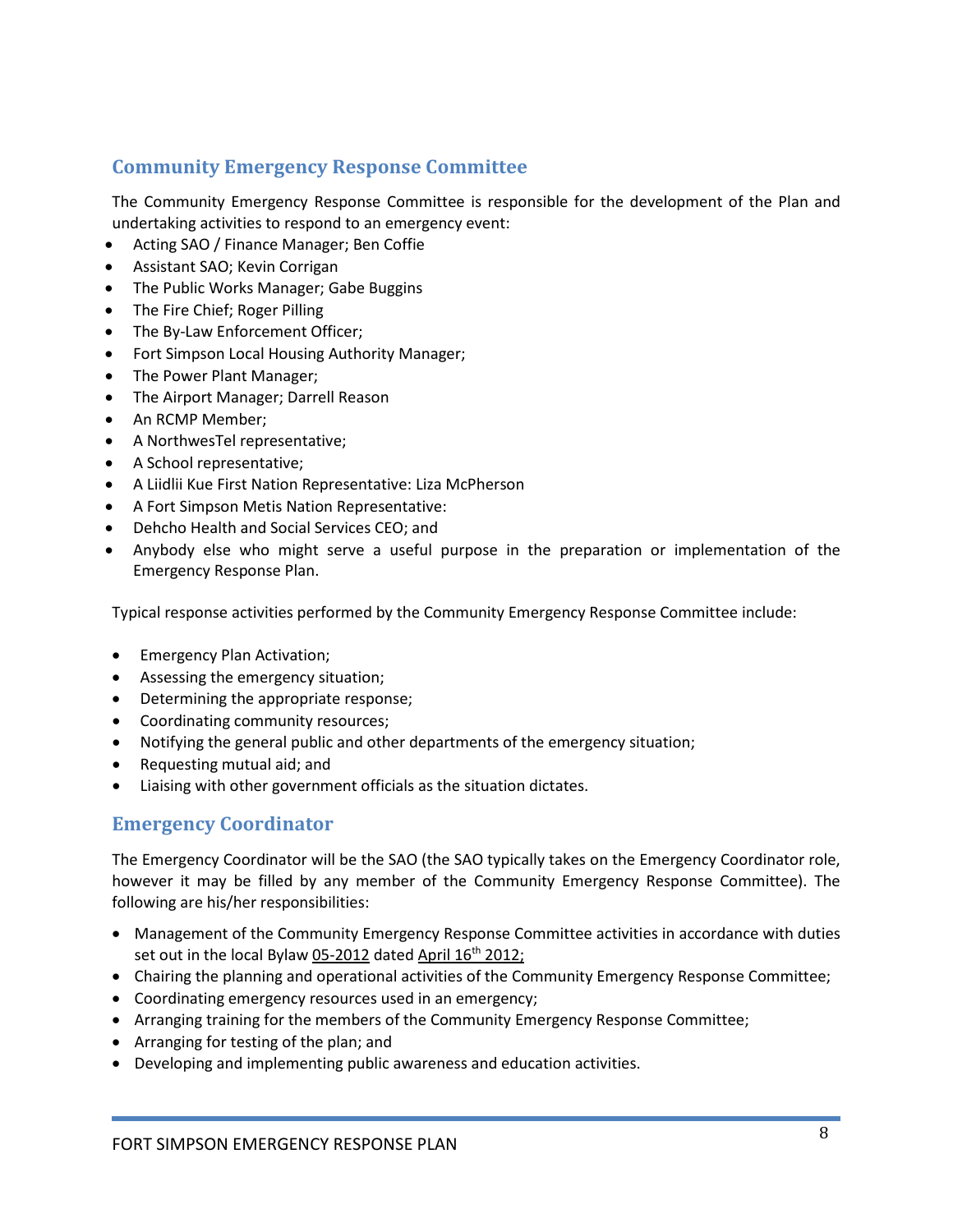## Community Emergency Response Committee

The Community Emergency Response Committee is responsible for the development of the Plan and undertaking activities to respond to an emergency event:

- Acting SAO / Finance Manager; Ben Coffie
- Assistant SAO; Kevin Corrigan
- The Public Works Manager; Gabe Buggins
- The Fire Chief; Roger Pilling
- The By-Law Enforcement Officer;
- Fort Simpson Local Housing Authority Manager;
- The Power Plant Manager;
- The Airport Manager; Darrell Reason
- An RCMP Member;
- A NorthwesTel representative;
- A School representative;
- A Liidlii Kue First Nation Representative: Liza McPherson
- A Fort Simpson Metis Nation Representative:
- Dehcho Health and Social Services CEO; and
- Anybody else who might serve a useful purpose in the preparation or implementation of the Emergency Response Plan.

Typical response activities performed by the Community Emergency Response Committee include:

- Emergency Plan Activation;
- Assessing the emergency situation;
- Determining the appropriate response;
- Coordinating community resources;
- Notifying the general public and other departments of the emergency situation;
- Requesting mutual aid; and
- Liaising with other government officials as the situation dictates.

## Emergency Coordinator

The Emergency Coordinator will be the SAO (the SAO typically takes on the Emergency Coordinator role, however it may be filled by any member of the Community Emergency Response Committee). The following are his/her responsibilities:

- Management of the Community Emergency Response Committee activities in accordance with duties set out in the local Bylaw 05-2012 dated April 16th 2012;
- Chairing the planning and operational activities of the Community Emergency Response Committee;
- Coordinating emergency resources used in an emergency;
- Arranging training for the members of the Community Emergency Response Committee;
- Arranging for testing of the plan; and
- Developing and implementing public awareness and education activities.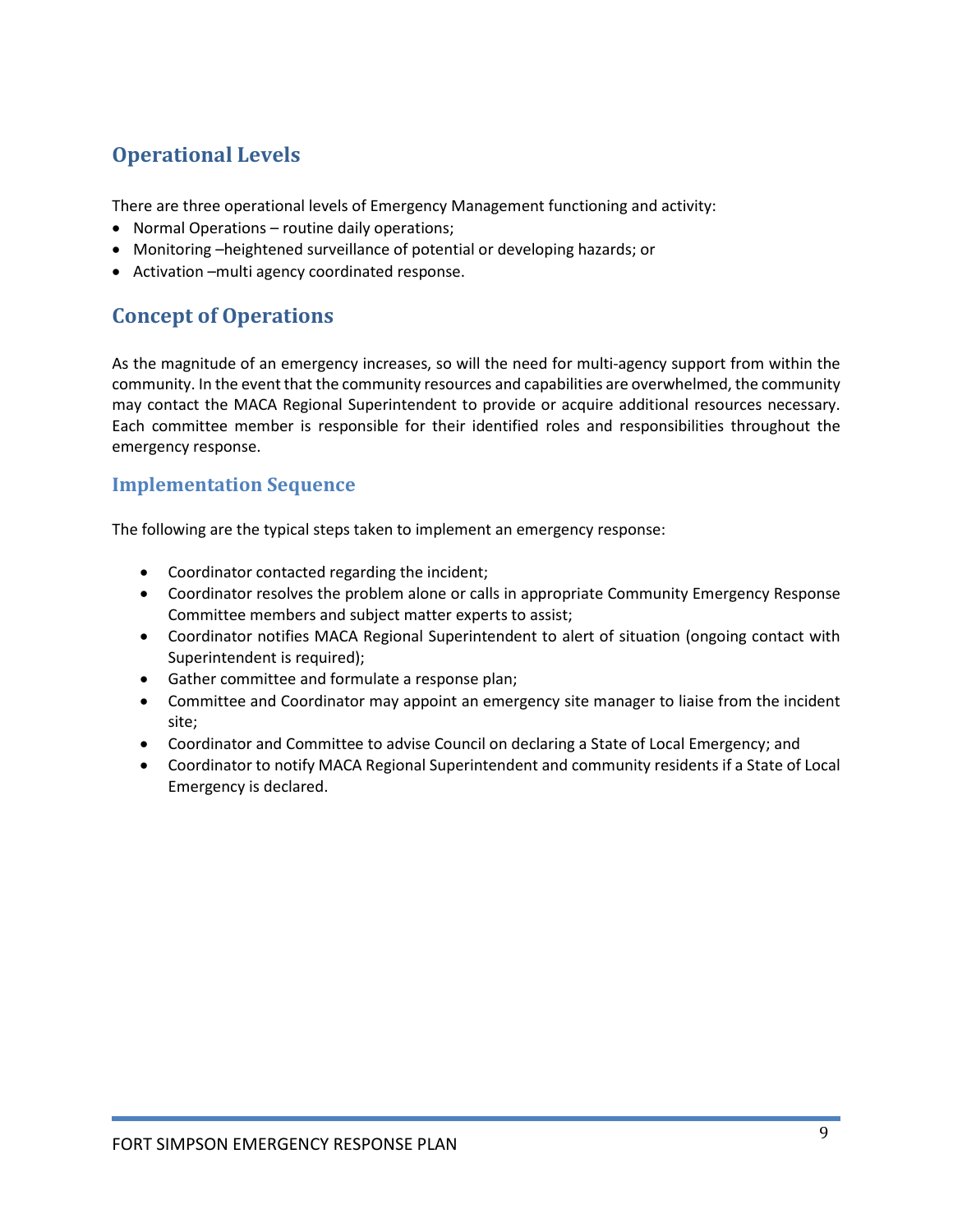## Operational Levels

There are three operational levels of Emergency Management functioning and activity:

- Normal Operations – routine daily operations;
- Monitoring –heightened surveillance of potential or developing hazards; or
- Activation –multi agency coordinated response.

## Concept of Operations

As the magnitude of an emergency increases, so will the need for multi-agency support from within the community. In the event that the community resources and capabilities are overwhelmed, the community may contact the MACA Regional Superintendent to provide or acquire additional resources necessary. Each committee member is responsible for their identified roles and responsibilities throughout the emergency response.

### Implementation Sequence

The following are the typical steps taken to implement an emergency response:

- Coordinator contacted regarding the incident;
- Coordinator resolves the problem alone or calls in appropriate Community Emergency Response Committee members and subject matter experts to assist;
- Coordinator notifies MACA Regional Superintendent to alert of situation (ongoing contact with Superintendent is required);
- Gather committee and formulate a response plan;
- Committee and Coordinator may appoint an emergency site manager to liaise from the incident site;
- Coordinator and Committee to advise Council on declaring a State of Local Emergency; and
- Coordinator to notify MACA Regional Superintendent and community residents if a State of Local Emergency is declared.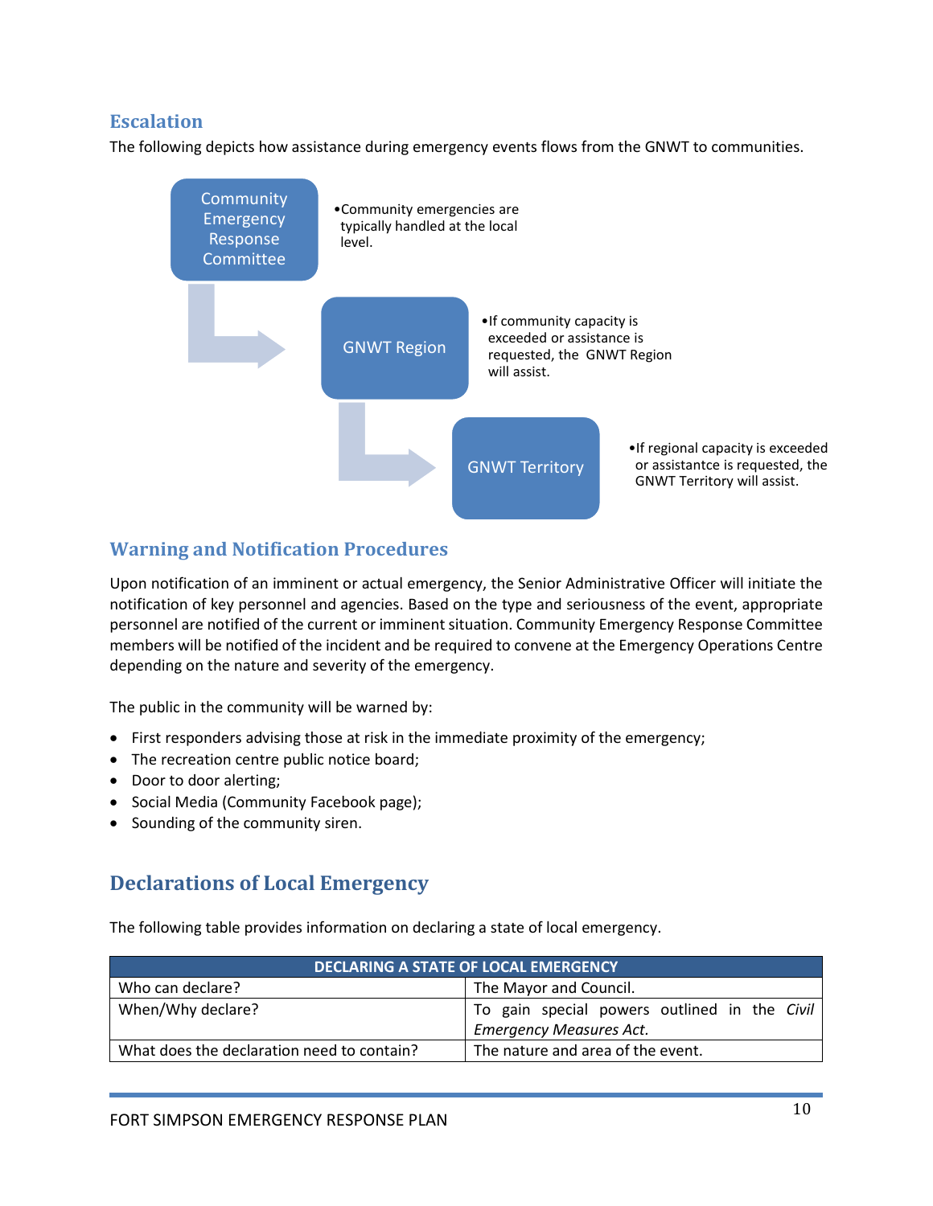## Escalation

The following depicts how assistance during emergency events flows from the GNWT to communities.

Community Emergency Response Committee

- Community emergencies are typically handled at the local level.

GNWT Region

- If community capacity is exceeded or assistance is requested, the GNWT Region will assist.

GNWT Territory

- If regional capacity is exceeded or assistantce is requested, the GNWT Territory will assist.

## Warning and Notification Procedures

Upon notification of an imminent or actual emergency, the Senior Administrative Officer will initiate the notification of key personnel and agencies. Based on the type and seriousness of the event, appropriate personnel are notified of the current or imminent situation. Community Emergency Response Committee members will be notified of the incident and be required to convene at the Emergency Operations Centre depending on the nature and severity of the emergency.

The public in the community will be warned by:

- First responders advising those at risk in the immediate proximity of the emergency;
- The recreation centre public notice board;
- Door to door alerting;
- Social Media (Community Facebook page);
- Sounding of the community siren.

## Declarations of Local Emergency

The following table provides information on declaring a state of local emergency.

| DECLARING A STATE OF LOCAL EMERGENCY | |
|---|---|
| Who can declare? | The Mayor and Council. |
| When/Why declare? | To gain special powers outlined in the *Civil Emergency Measures Act.* |
| What does the declaration need to contain? | The nature and area of the event. |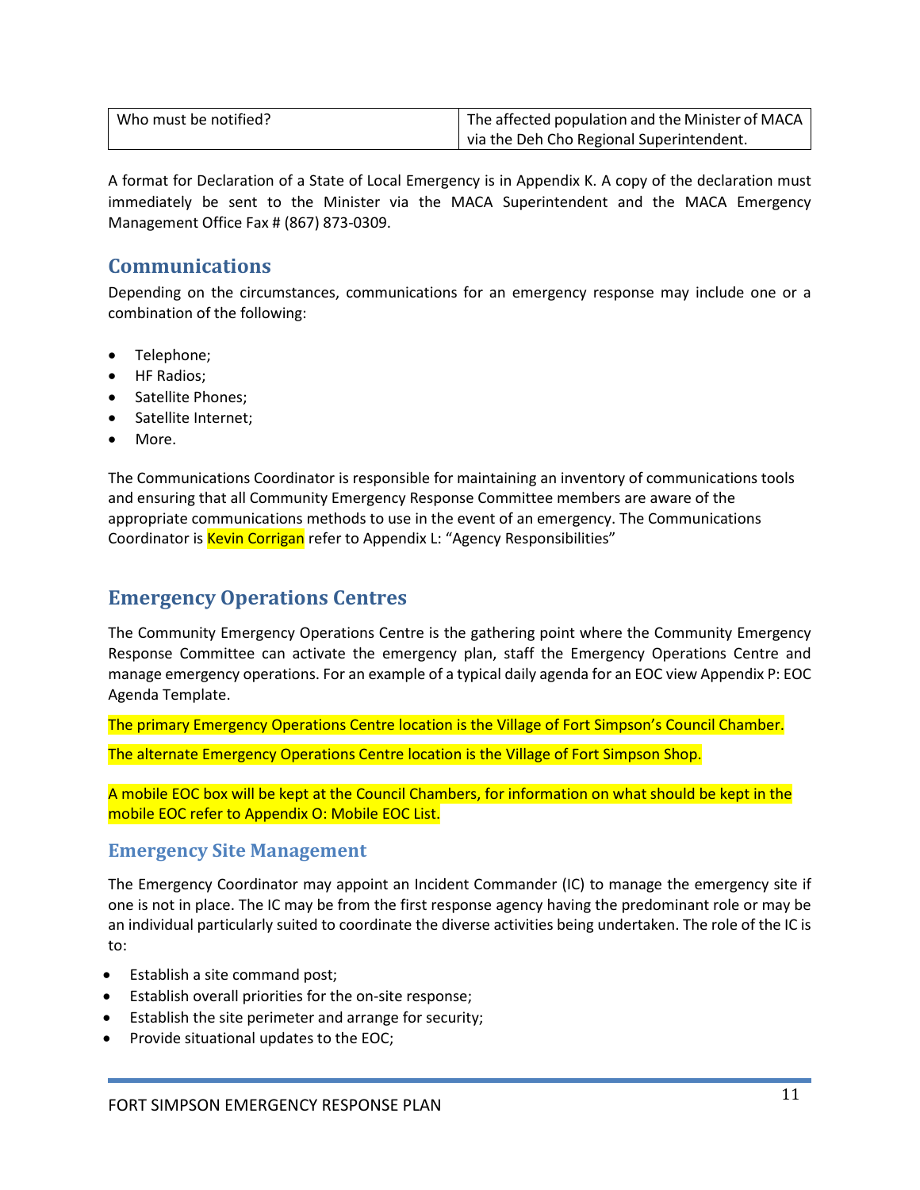| Who must be notified? | The affected population and the Minister of MACA via the Deh Cho Regional Superintendent. |
|---|---|

A format for Declaration of a State of Local Emergency is in Appendix K. A copy of the declaration must immediately be sent to the Minister via the MACA Superintendent and the MACA Emergency Management Office Fax # (867) 873-0309.

## Communications

Depending on the circumstances, communications for an emergency response may include one or a combination of the following:

- Telephone;
- HF Radios;
- Satellite Phones;
- Satellite Internet;
- More.

The Communications Coordinator is responsible for maintaining an inventory of communications tools and ensuring that all Community Emergency Response Committee members are aware of the appropriate communications methods to use in the event of an emergency. The Communications Coordinator is Kevin Corrigan refer to Appendix L: "Agency Responsibilities"

## Emergency Operations Centres

The Community Emergency Operations Centre is the gathering point where the Community Emergency Response Committee can activate the emergency plan, staff the Emergency Operations Centre and manage emergency operations. For an example of a typical daily agenda for an EOC view Appendix P: EOC Agenda Template.

The primary Emergency Operations Centre location is the Village of Fort Simpson's Council Chamber.

The alternate Emergency Operations Centre location is the Village of Fort Simpson Shop.

A mobile EOC box will be kept at the Council Chambers, for information on what should be kept in the mobile EOC refer to Appendix O: Mobile EOC List.

### Emergency Site Management

The Emergency Coordinator may appoint an Incident Commander (IC) to manage the emergency site if one is not in place. The IC may be from the first response agency having the predominant role or may be an individual particularly suited to coordinate the diverse activities being undertaken. The role of the IC is to:

- Establish a site command post;
- Establish overall priorities for the on-site response;
- Establish the site perimeter and arrange for security;
- Provide situational updates to the EOC;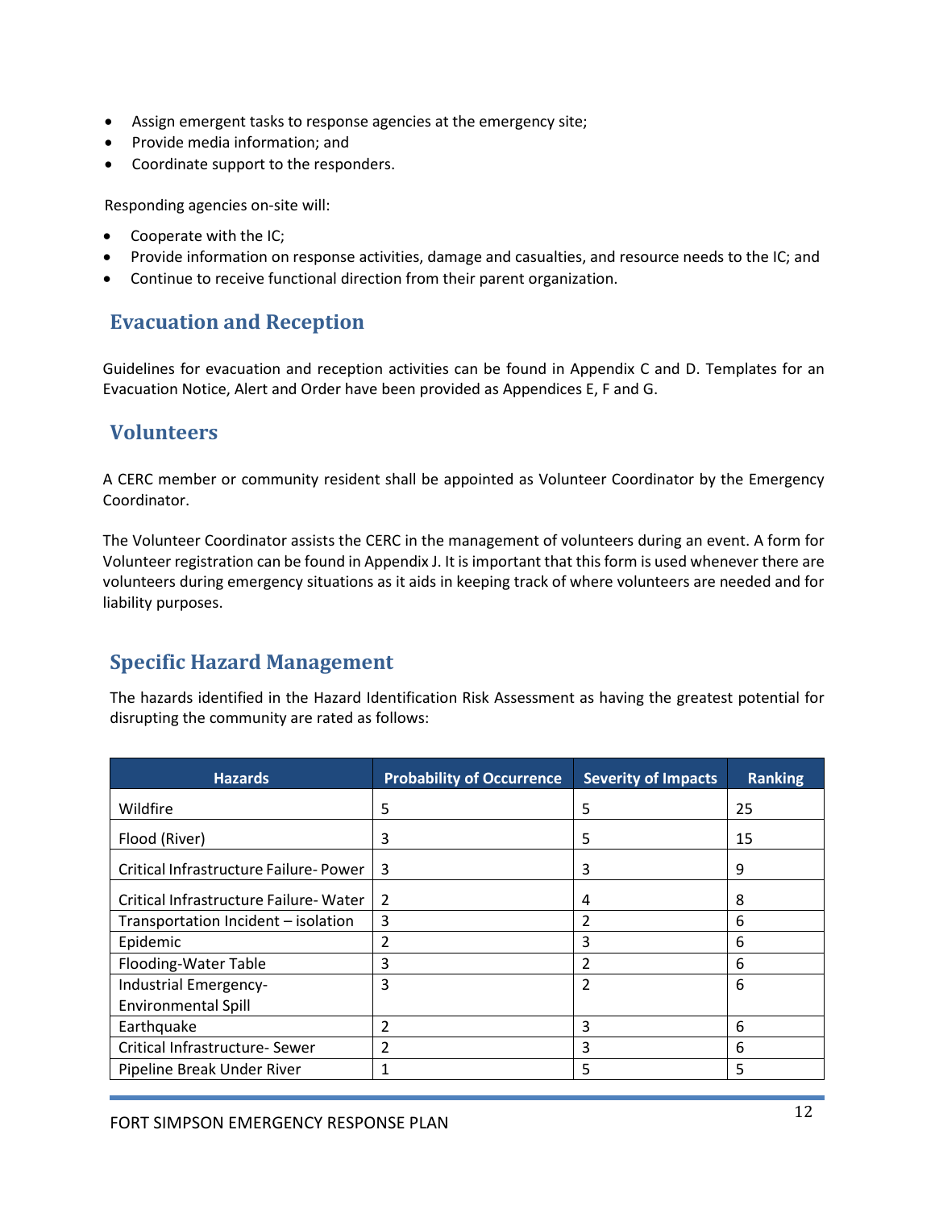- Assign emergent tasks to response agencies at the emergency site;
- Provide media information; and
- Coordinate support to the responders.

Responding agencies on-site will:

- Cooperate with the IC;
- Provide information on response activities, damage and casualties, and resource needs to the IC; and
- Continue to receive functional direction from their parent organization.

## Evacuation and Reception

Guidelines for evacuation and reception activities can be found in Appendix C and D. Templates for an Evacuation Notice, Alert and Order have been provided as Appendices E, F and G.

## Volunteers

A CERC member or community resident shall be appointed as Volunteer Coordinator by the Emergency Coordinator.

The Volunteer Coordinator assists the CERC in the management of volunteers during an event. A form for Volunteer registration can be found in Appendix J. It is important that this form is used whenever there are volunteers during emergency situations as it aids in keeping track of where volunteers are needed and for liability purposes.

## Specific Hazard Management

The hazards identified in the Hazard Identification Risk Assessment as having the greatest potential for disrupting the community are rated as follows:

| Hazards | Probability of Occurrence | Severity of Impacts | Ranking |
|---|---|---|---|
| Wildfire | 5 | 5 | 25 |
| Flood (River) | 3 | 5 | 15 |
| Critical Infrastructure Failure- Power | 3 | 3 | 9 |
| Critical Infrastructure Failure- Water | 2 | 4 | 8 |
| Transportation Incident – isolation | 3 | 2 | 6 |
| Epidemic | 2 | 3 | 6 |
| Flooding-Water Table | 3 | 2 | 6 |
| Industrial Emergency- Environmental Spill | 3 | 2 | 6 |
| Earthquake | 2 | 3 | 6 |
| Critical Infrastructure- Sewer | 2 | 3 | 6 |
| Pipeline Break Under River | 1 | 5 | 5 |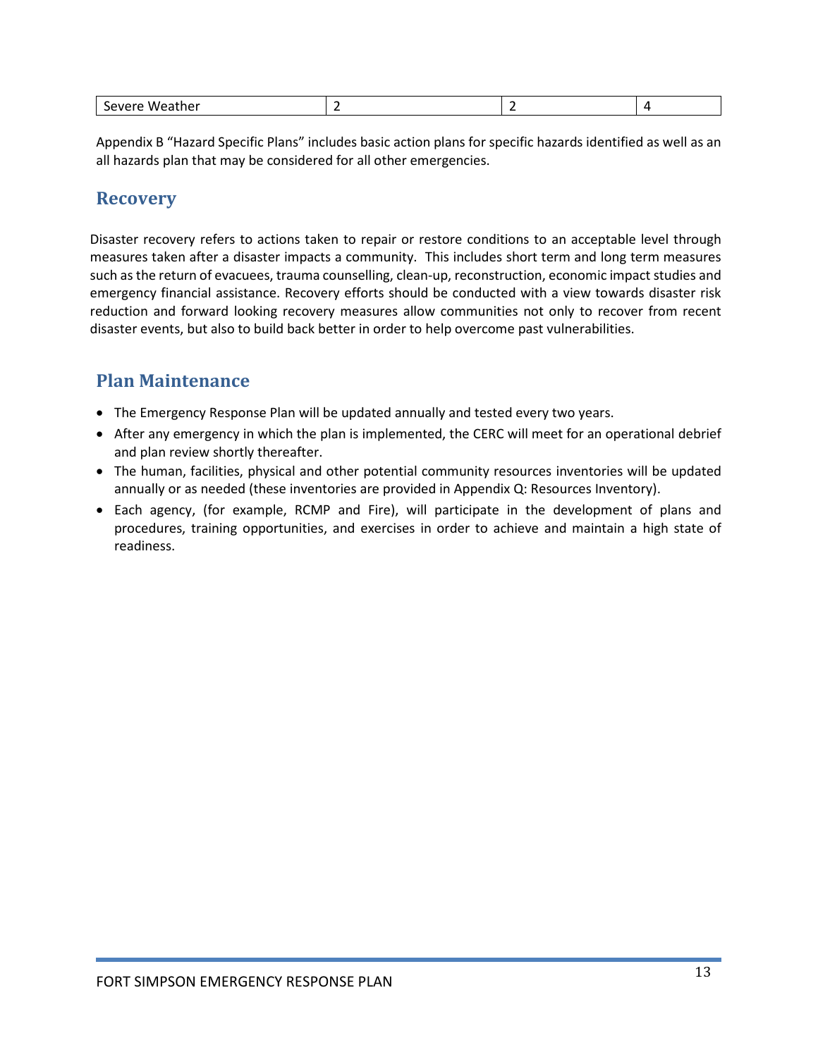| Severe Weather | 2 | 2 | 4 |
|---|---|---|---|

Appendix B "Hazard Specific Plans" includes basic action plans for specific hazards identified as well as an all hazards plan that may be considered for all other emergencies.

## Recovery

Disaster recovery refers to actions taken to repair or restore conditions to an acceptable level through measures taken after a disaster impacts a community. This includes short term and long term measures such as the return of evacuees, trauma counselling, clean-up, reconstruction, economic impact studies and emergency financial assistance. Recovery efforts should be conducted with a view towards disaster risk reduction and forward looking recovery measures allow communities not only to recover from recent disaster events, but also to build back better in order to help overcome past vulnerabilities.

## Plan Maintenance

- The Emergency Response Plan will be updated annually and tested every two years.
- After any emergency in which the plan is implemented, the CERC will meet for an operational debrief and plan review shortly thereafter.
- The human, facilities, physical and other potential community resources inventories will be updated annually or as needed (these inventories are provided in Appendix Q: Resources Inventory).
- Each agency, (for example, RCMP and Fire), will participate in the development of plans and procedures, training opportunities, and exercises in order to achieve and maintain a high state of readiness.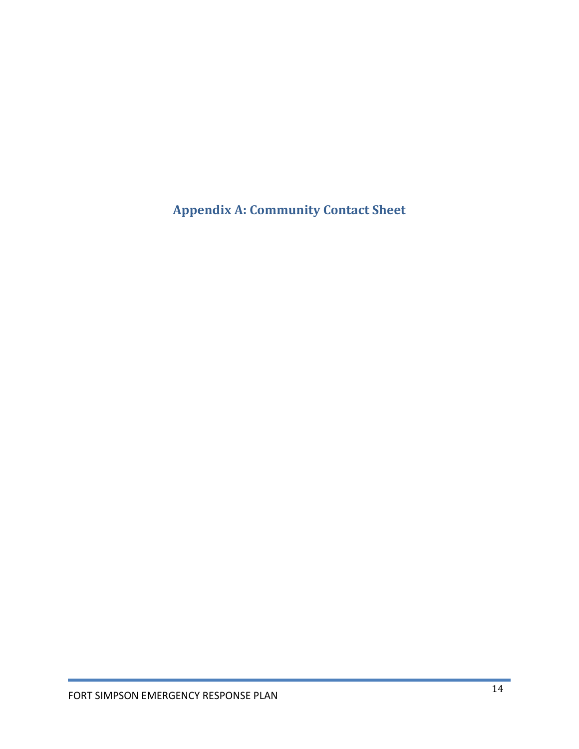# Appendix A: Community Contact Sheet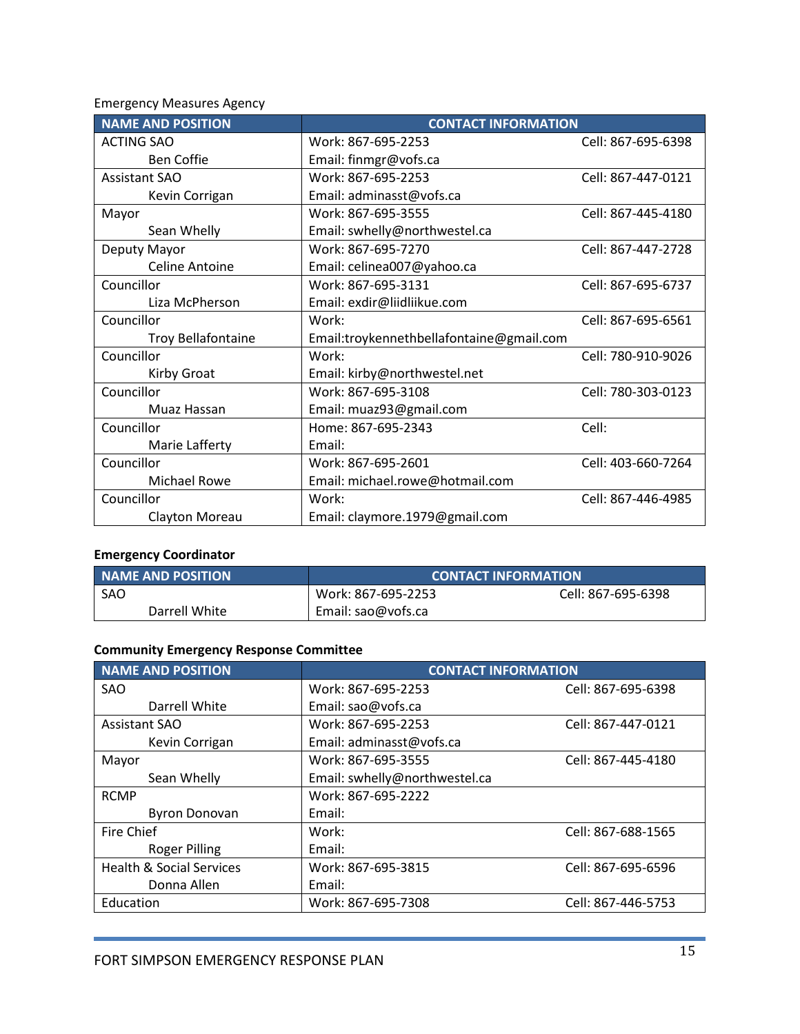Emergency Measures Agency

| NAME AND POSITION | CONTACT INFORMATION | |
|---|---|---|
| ACTING SAO<br>Ben Coffie | Work: 867-695-2253<br>Email: finmgr@vofs.ca | Cell: 867-695-6398 |
| Assistant SAO<br>Kevin Corrigan | Work: 867-695-2253<br>Email: adminasst@vofs.ca | Cell: 867-447-0121 |
| Mayor<br>Sean Whelly | Work: 867-695-3555<br>Email: swhelly@northwestel.ca | Cell: 867-445-4180 |
| Deputy Mayor<br>Celine Antoine | Work: 867-695-7270<br>Email: celinea007@yahoo.ca | Cell: 867-447-2728 |
| Councillor<br>Liza McPherson | Work: 867-695-3131<br>Email: exdir@liidliikue.com | Cell: 867-695-6737 |
| Councillor<br>Troy Bellafontaine | Work:<br>Email:troykennethbellafontaine@gmail.com | Cell: 867-695-6561 |
| Councillor<br>Kirby Groat | Work:<br>Email: kirby@northwestel.net | Cell: 780-910-9026 |
| Councillor<br>Muaz Hassan | Work: 867-695-3108<br>Email: muaz93@gmail.com | Cell: 780-303-0123 |
| Councillor<br>Marie Lafferty | Home: 867-695-2343<br>Email: | Cell: |
| Councillor<br>Michael Rowe | Work: 867-695-2601<br>Email: michael.rowe@hotmail.com | Cell: 403-660-7264 |
| Councillor<br>Clayton Moreau | Work:<br>Email: claymore.1979@gmail.com | Cell: 867-446-4985 |

**Emergency Coordinator**

| NAME AND POSITION | CONTACT INFORMATION | |
|---|---|---|
| SAO<br>Darrell White | Work: 867-695-2253<br>Email: sao@vofs.ca | Cell: 867-695-6398 |

**Community Emergency Response Committee**

| NAME AND POSITION | CONTACT INFORMATION | |
|---|---|---|
| SAO<br>Darrell White | Work: 867-695-2253<br>Email: sao@vofs.ca | Cell: 867-695-6398 |
| Assistant SAO<br>Kevin Corrigan | Work: 867-695-2253<br>Email: adminasst@vofs.ca | Cell: 867-447-0121 |
| Mayor<br>Sean Whelly | Work: 867-695-3555<br>Email: swhelly@northwestel.ca | Cell: 867-445-4180 |
| RCMP<br>Byron Donovan | Work: 867-695-2222<br>Email: | |
| Fire Chief<br>Roger Pilling | Work:<br>Email: | Cell: 867-688-1565 |
| Health & Social Services<br>Donna Allen | Work: 867-695-3815<br>Email: | Cell: 867-695-6596 |
| Education | Work: 867-695-7308 | Cell: 867-446-5753 |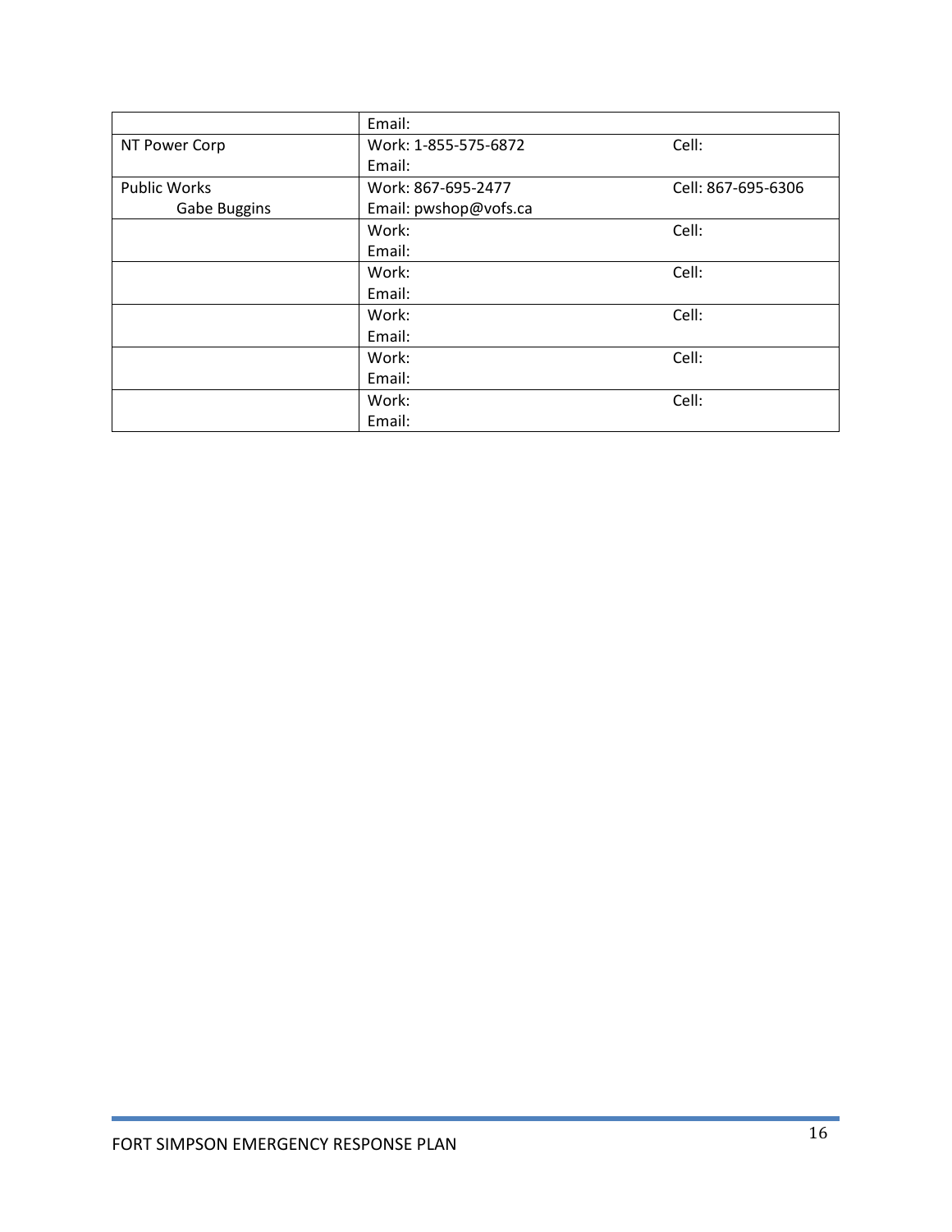| | | |
|---|---|---|
| | Email: | |
| NT Power Corp | Work: 1-855-575-6872<br>Email: | Cell: |
| Public Works<br>Gabe Buggins | Work: 867-695-2477<br>Email: pwshop@vofs.ca | Cell: 867-695-6306 |
| | Work:<br>Email: | Cell: |
| | Work:<br>Email: | Cell: |
| | Work:<br>Email: | Cell: |
| | Work:<br>Email: | Cell: |
| | Work:<br>Email: | Cell: |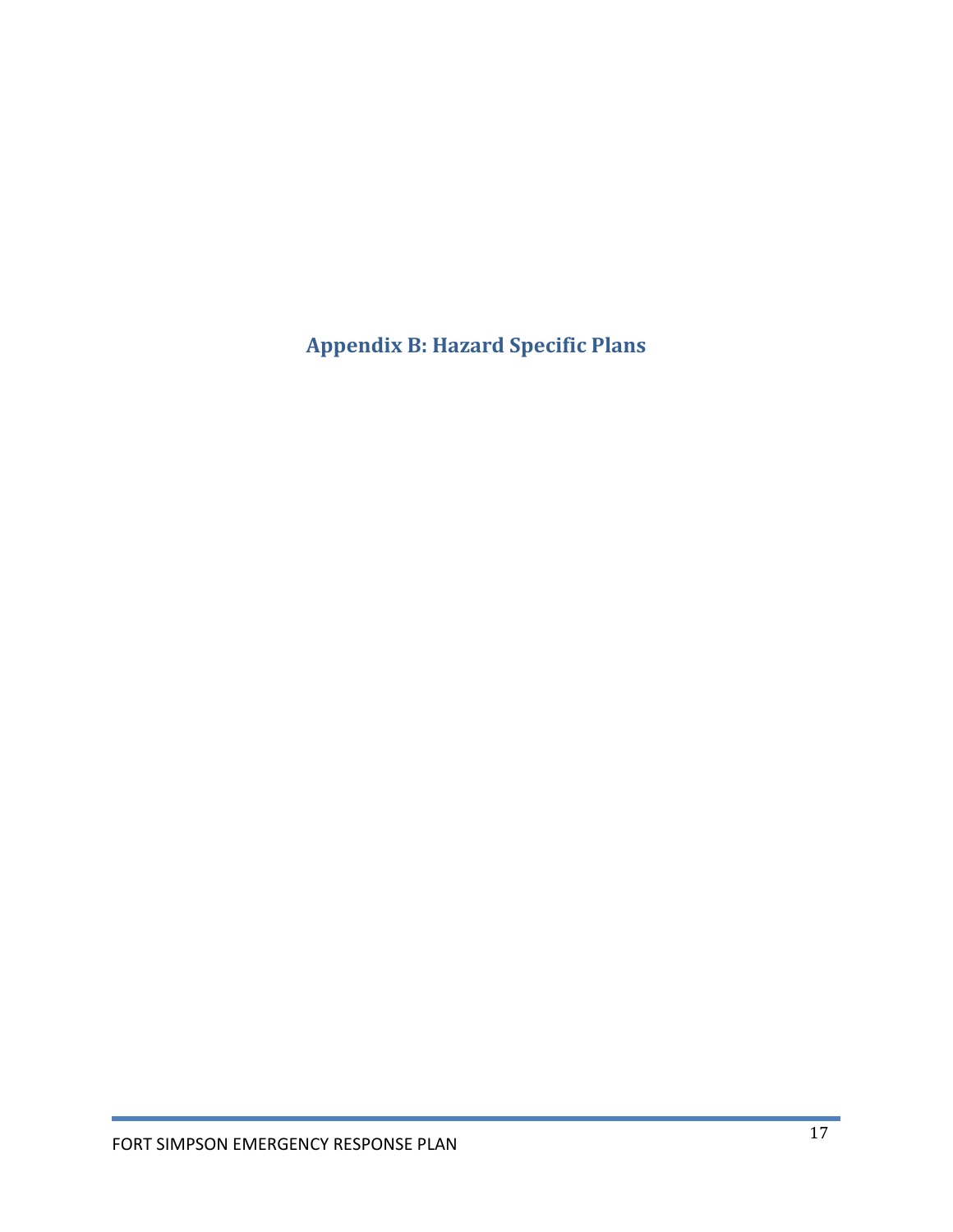# Appendix B: Hazard Specific Plans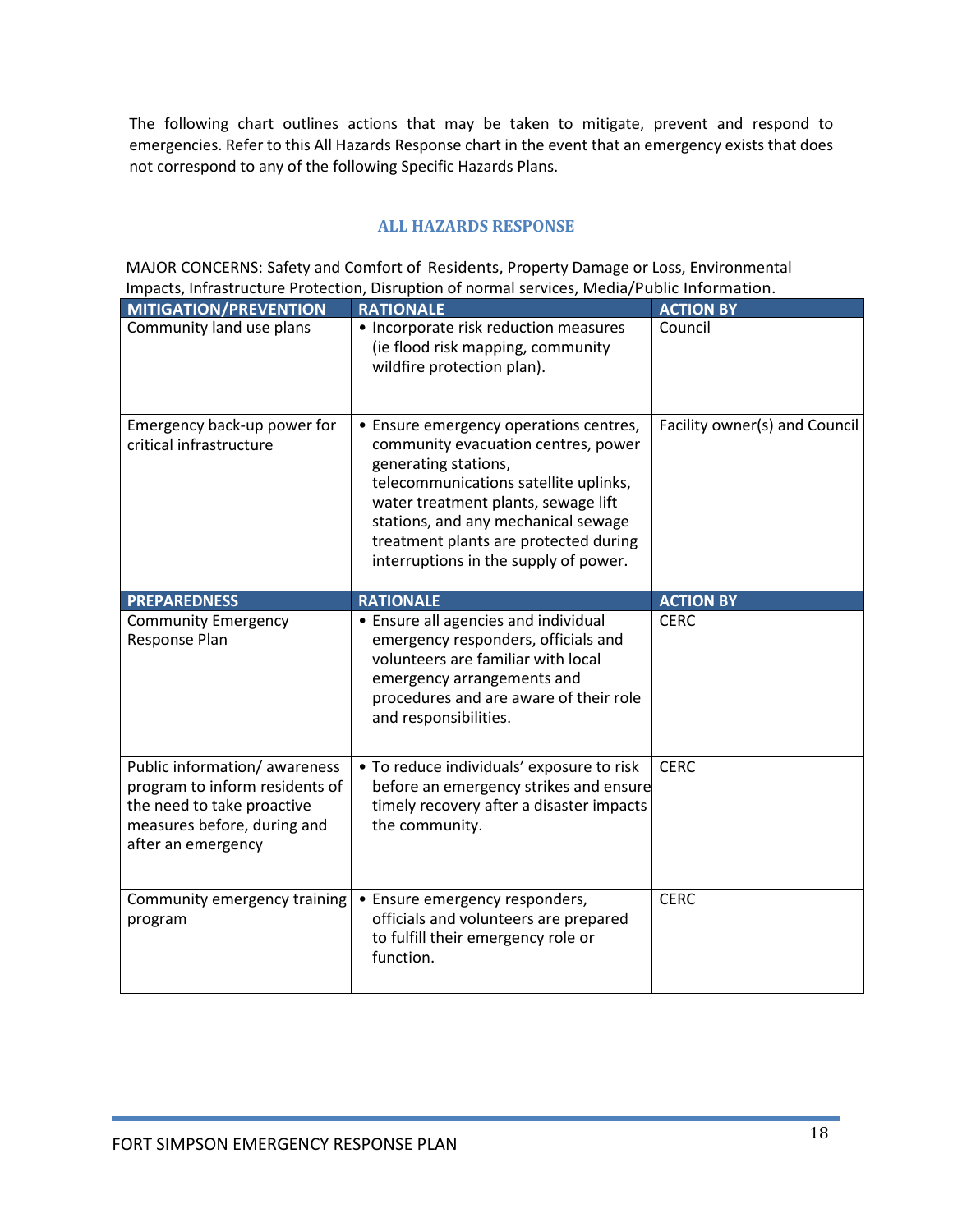The following chart outlines actions that may be taken to mitigate, prevent and respond to emergencies. Refer to this All Hazards Response chart in the event that an emergency exists that does not correspond to any of the following Specific Hazards Plans.

## ALL HAZARDS RESPONSE

MAJOR CONCERNS: Safety and Comfort of Residents, Property Damage or Loss, Environmental Impacts, Infrastructure Protection, Disruption of normal services, Media/Public Information.

| MITIGATION/PREVENTION | RATIONALE | ACTION BY |
|---|---|---|
| Community land use plans | • Incorporate risk reduction measures (ie flood risk mapping, community wildfire protection plan). | Council |
| Emergency back-up power for critical infrastructure | • Ensure emergency operations centres, community evacuation centres, power generating stations, telecommunications satellite uplinks, water treatment plants, sewage lift stations, and any mechanical sewage treatment plants are protected during interruptions in the supply of power. | Facility owner(s) and Council |
| **PREPAREDNESS** | **RATIONALE** | **ACTION BY** |
| Community Emergency Response Plan | • Ensure all agencies and individual emergency responders, officials and volunteers are familiar with local emergency arrangements and procedures and are aware of their role and responsibilities. | CERC |
| Public information/ awareness program to inform residents of the need to take proactive measures before, during and after an emergency | • To reduce individuals' exposure to risk before an emergency strikes and ensure timely recovery after a disaster impacts the community. | CERC |
| Community emergency training program | • Ensure emergency responders, officials and volunteers are prepared to fulfill their emergency role or function. | CERC |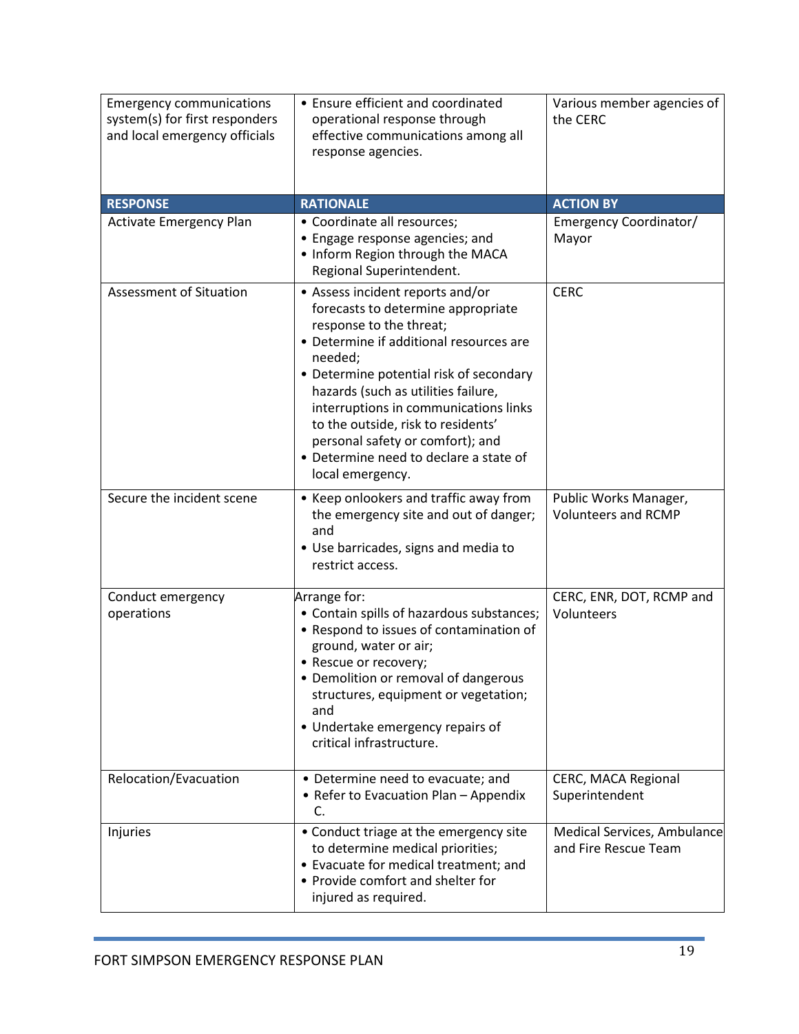| Emergency communications system(s) for first responders and local emergency officials | • Ensure efficient and coordinated operational response through effective communications among all response agencies. | Various member agencies of the CERC |
|---|---|---|
| **RESPONSE** | **RATIONALE** | **ACTION BY** |
| Activate Emergency Plan | • Coordinate all resources;<br>• Engage response agencies; and<br>• Inform Region through the MACA Regional Superintendent. | Emergency Coordinator/ Mayor |
| Assessment of Situation | • Assess incident reports and/or forecasts to determine appropriate response to the threat;<br>• Determine if additional resources are needed;<br>• Determine potential risk of secondary hazards (such as utilities failure, interruptions in communications links to the outside, risk to residents' personal safety or comfort); and<br>• Determine need to declare a state of local emergency. | CERC |
| Secure the incident scene | • Keep onlookers and traffic away from the emergency site and out of danger; and<br>• Use barricades, signs and media to restrict access. | Public Works Manager, Volunteers and RCMP |
| Conduct emergency operations | Arrange for:<br>• Contain spills of hazardous substances;<br>• Respond to issues of contamination of ground, water or air;<br>• Rescue or recovery;<br>• Demolition or removal of dangerous structures, equipment or vegetation; and<br>• Undertake emergency repairs of critical infrastructure. | CERC, ENR, DOT, RCMP and Volunteers |
| Relocation/Evacuation | • Determine need to evacuate; and<br>• Refer to Evacuation Plan – Appendix C. | CERC, MACA Regional Superintendent |
| Injuries | • Conduct triage at the emergency site to determine medical priorities;<br>• Evacuate for medical treatment; and<br>• Provide comfort and shelter for injured as required. | Medical Services, Ambulance and Fire Rescue Team |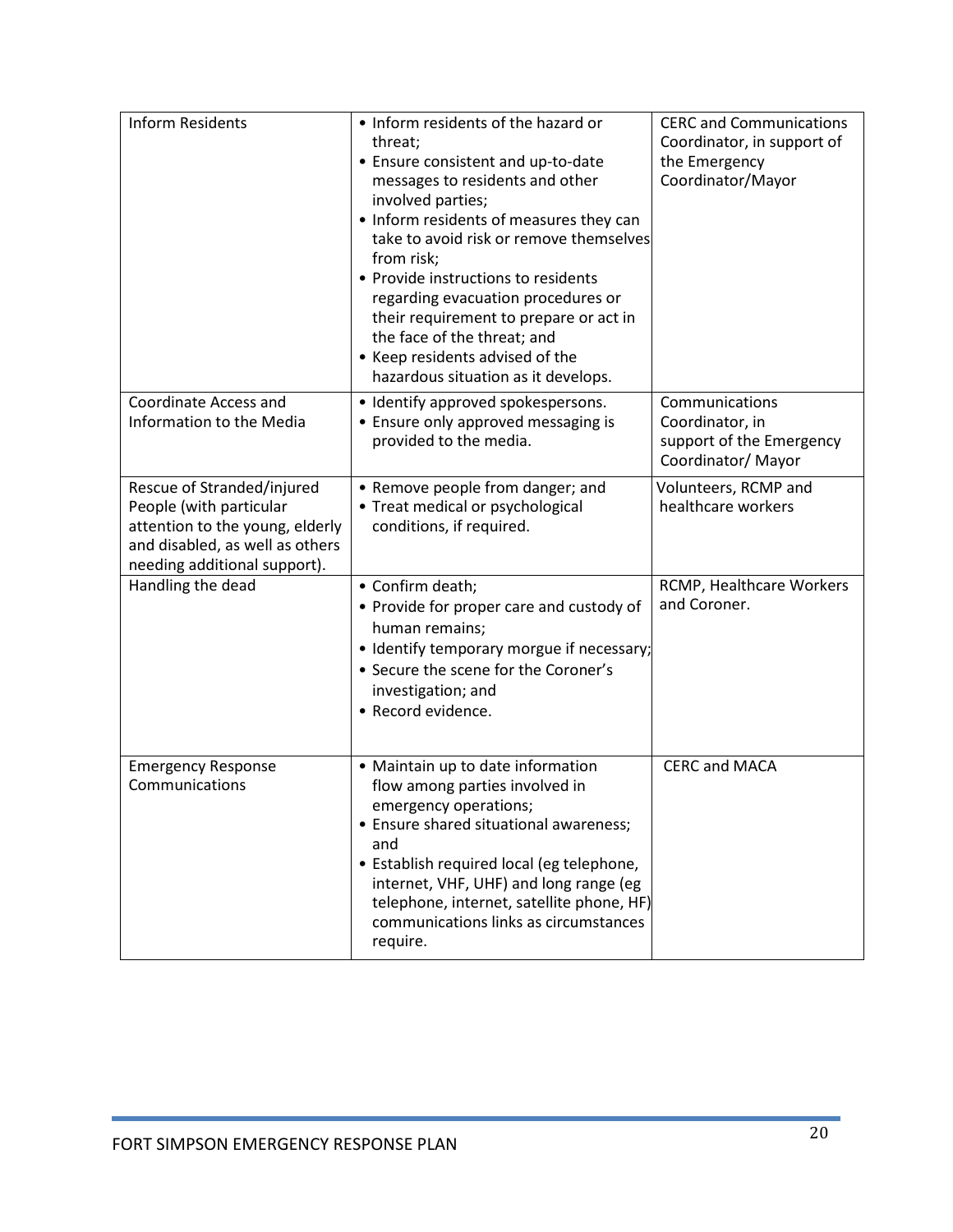| | | |
|---|---|---|
| Inform Residents | • Inform residents of the hazard or threat;<br>• Ensure consistent and up-to-date messages to residents and other involved parties;<br>• Inform residents of measures they can take to avoid risk or remove themselves from risk;<br>• Provide instructions to residents regarding evacuation procedures or their requirement to prepare or act in the face of the threat; and<br>• Keep residents advised of the hazardous situation as it develops. | CERC and Communications Coordinator, in support of the Emergency Coordinator/Mayor |
| Coordinate Access and Information to the Media | • Identify approved spokespersons.<br>• Ensure only approved messaging is provided to the media. | Communications Coordinator, in support of the Emergency Coordinator/ Mayor |
| Rescue of Stranded/injured People (with particular attention to the young, elderly and disabled, as well as others needing additional support). | • Remove people from danger; and<br>• Treat medical or psychological conditions, if required. | Volunteers, RCMP and healthcare workers |
| Handling the dead | • Confirm death;<br>• Provide for proper care and custody of human remains;<br>• Identify temporary morgue if necessary;<br>• Secure the scene for the Coroner's investigation; and<br>• Record evidence. | RCMP, Healthcare Workers and Coroner. |
| Emergency Response Communications | • Maintain up to date information flow among parties involved in emergency operations;<br>• Ensure shared situational awareness; and<br>• Establish required local (eg telephone, internet, VHF, UHF) and long range (eg telephone, internet, satellite phone, HF) communications links as circumstances require. | CERC and MACA |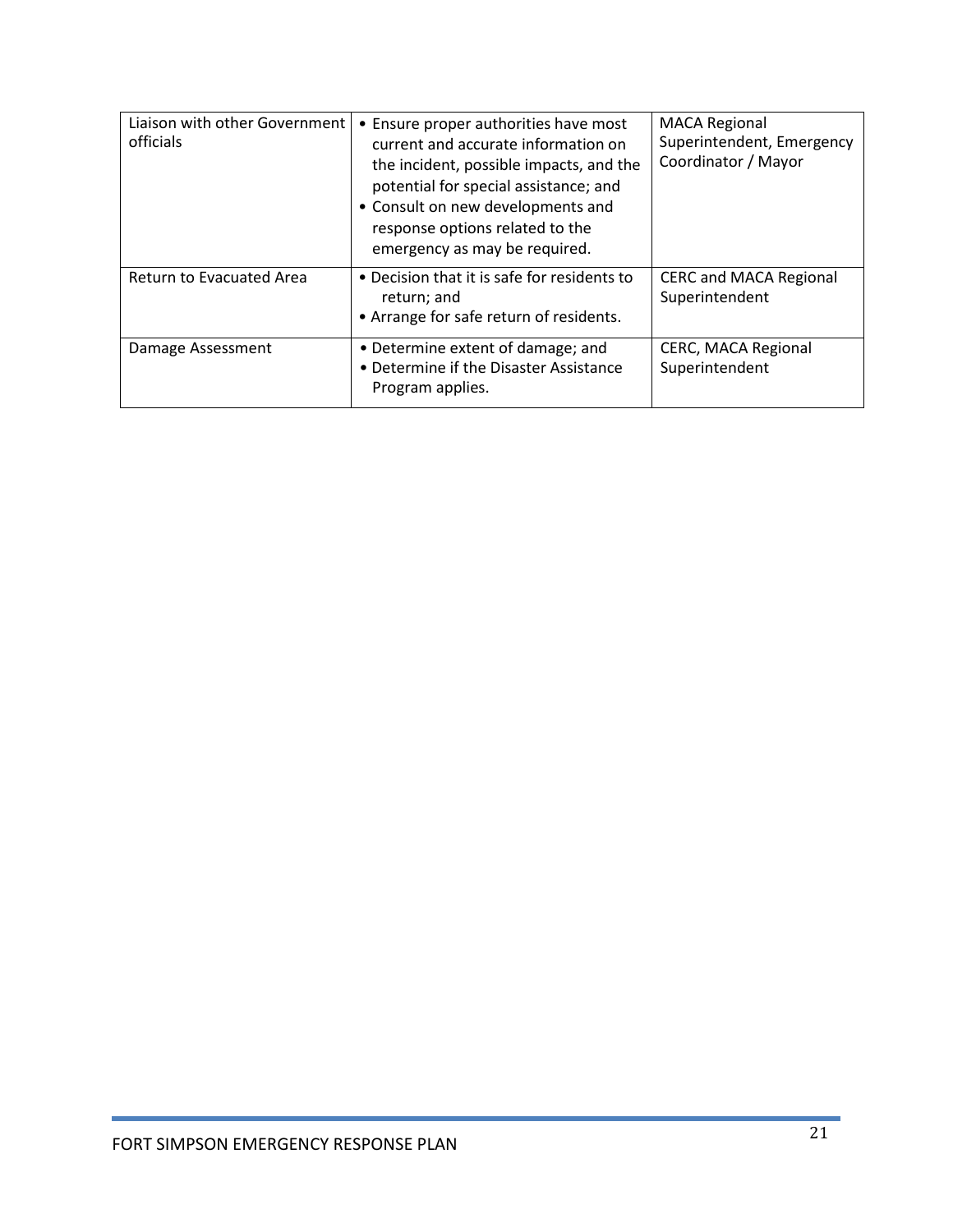| | | |
|---|---|---|
| Liaison with other Government officials | • Ensure proper authorities have most current and accurate information on the incident, possible impacts, and the potential for special assistance; and<br>• Consult on new developments and response options related to the emergency as may be required. | MACA Regional Superintendent, Emergency Coordinator / Mayor |
| Return to Evacuated Area | • Decision that it is safe for residents to return; and<br>• Arrange for safe return of residents. | CERC and MACA Regional Superintendent |
| Damage Assessment | • Determine extent of damage; and<br>• Determine if the Disaster Assistance Program applies. | CERC, MACA Regional Superintendent |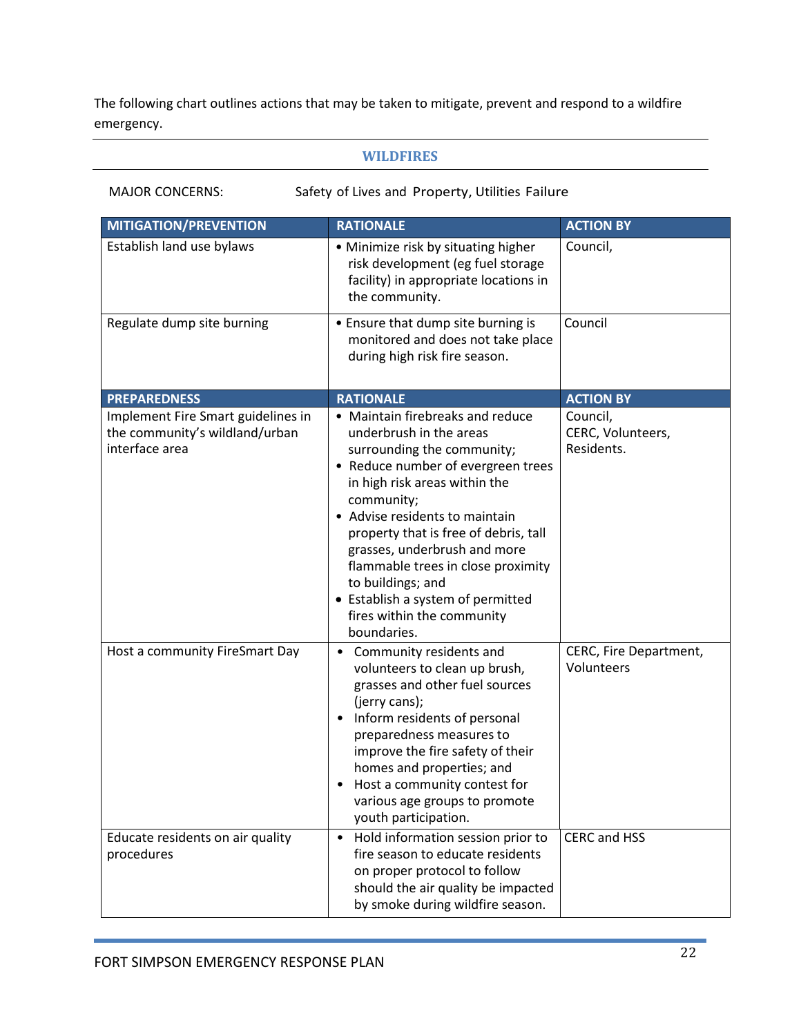The following chart outlines actions that may be taken to mitigate, prevent and respond to a wildfire emergency.

## WILDFIRES

MAJOR CONCERNS: Safety of Lives and Property, Utilities Failure

| MITIGATION/PREVENTION | RATIONALE | ACTION BY |
|---|---|---|
| Establish land use bylaws | • Minimize risk by situating higher risk development (eg fuel storage facility) in appropriate locations in the community. | Council, |
| Regulate dump site burning | • Ensure that dump site burning is monitored and does not take place during high risk fire season. | Council |
| **PREPAREDNESS** | **RATIONALE** | **ACTION BY** |
| Implement Fire Smart guidelines in the community's wildland/urban interface area | • Maintain firebreaks and reduce underbrush in the areas surrounding the community; • Reduce number of evergreen trees in high risk areas within the community; • Advise residents to maintain property that is free of debris, tall grasses, underbrush and more flammable trees in close proximity to buildings; and • Establish a system of permitted fires within the community boundaries. | Council, CERC, Volunteers, Residents. |
| Host a community FireSmart Day | • Community residents and volunteers to clean up brush, grasses and other fuel sources (jerry cans); • Inform residents of personal preparedness measures to improve the fire safety of their homes and properties; and • Host a community contest for various age groups to promote youth participation. | CERC, Fire Department, Volunteers |
| Educate residents on air quality procedures | • Hold information session prior to fire season to educate residents on proper protocol to follow should the air quality be impacted by smoke during wildfire season. | CERC and HSS |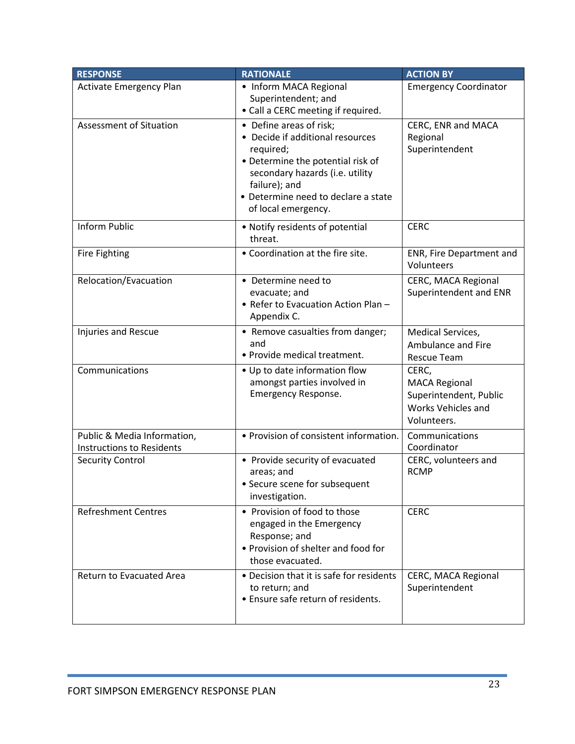| RESPONSE | RATIONALE | ACTION BY |
| --- | --- | --- |
| Activate Emergency Plan | • Inform MACA Regional Superintendent; and<br>• Call a CERC meeting if required. | Emergency Coordinator |
| Assessment of Situation | • Define areas of risk;<br>• Decide if additional resources required;<br>• Determine the potential risk of secondary hazards (i.e. utility failure); and<br>• Determine need to declare a state of local emergency. | CERC, ENR and MACA Regional Superintendent |
| Inform Public | • Notify residents of potential threat. | CERC |
| Fire Fighting | • Coordination at the fire site. | ENR, Fire Department and Volunteers |
| Relocation/Evacuation | • Determine need to evacuate; and<br>• Refer to Evacuation Action Plan – Appendix C. | CERC, MACA Regional Superintendent and ENR |
| Injuries and Rescue | • Remove casualties from danger; and<br>• Provide medical treatment. | Medical Services, Ambulance and Fire Rescue Team |
| Communications | • Up to date information flow amongst parties involved in Emergency Response. | CERC, MACA Regional Superintendent, Public Works Vehicles and Volunteers. |
| Public & Media Information, Instructions to Residents | • Provision of consistent information. | Communications Coordinator |
| Security Control | • Provide security of evacuated areas; and<br>• Secure scene for subsequent investigation. | CERC, volunteers and RCMP |
| Refreshment Centres | • Provision of food to those engaged in the Emergency Response; and<br>• Provision of shelter and food for those evacuated. | CERC |
| Return to Evacuated Area | • Decision that it is safe for residents to return; and<br>• Ensure safe return of residents. | CERC, MACA Regional Superintendent |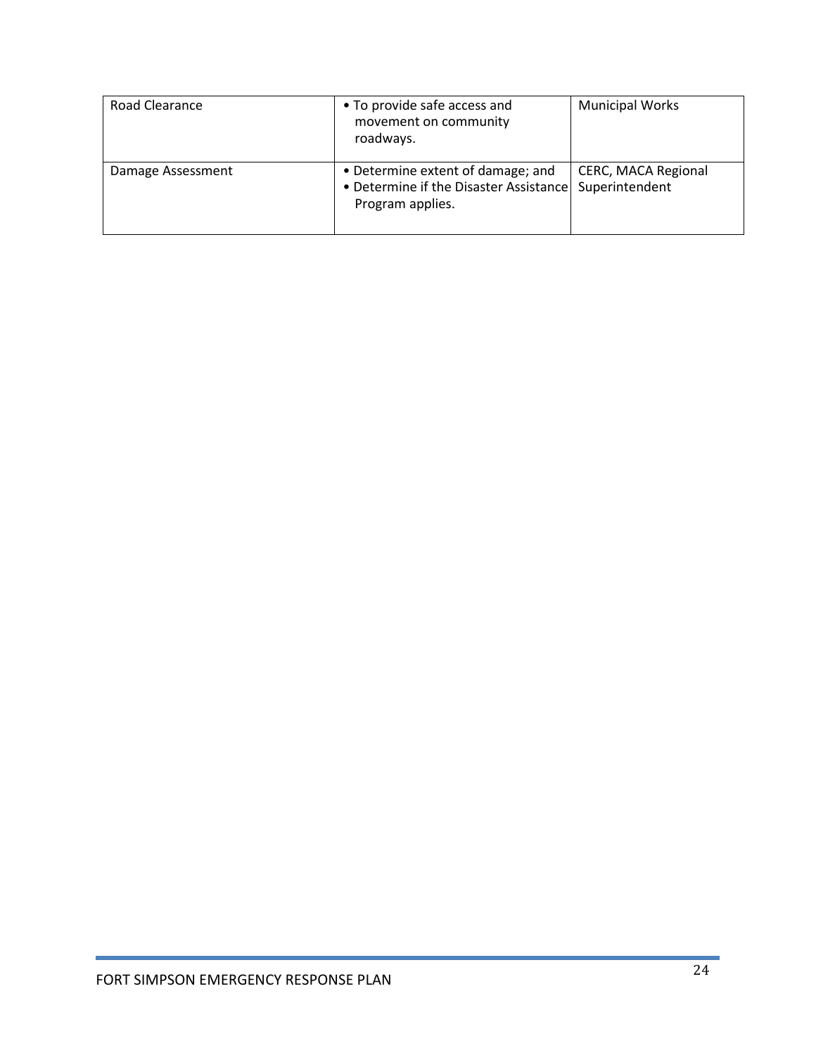| | | |
|---|---|---|
| Road Clearance | • To provide safe access and movement on community roadways. | Municipal Works |
| Damage Assessment | • Determine extent of damage; and<br>• Determine if the Disaster Assistance Program applies. | CERC, MACA Regional Superintendent |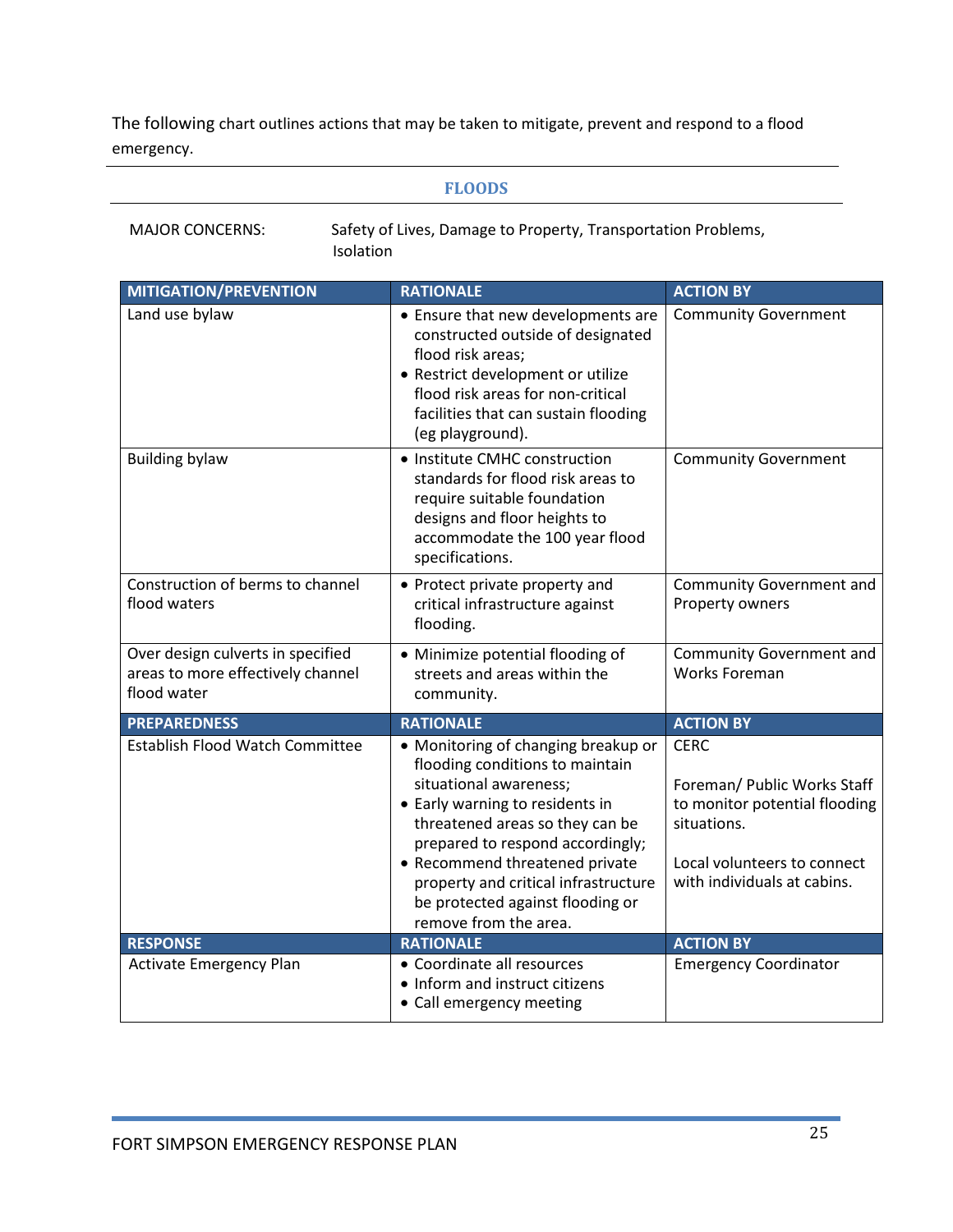The following chart outlines actions that may be taken to mitigate, prevent and respond to a flood emergency.

## FLOODS

MAJOR CONCERNS: Safety of Lives, Damage to Property, Transportation Problems, Isolation

| MITIGATION/PREVENTION | RATIONALE | ACTION BY |
|---|---|---|
| Land use bylaw | • Ensure that new developments are constructed outside of designated flood risk areas;<br>• Restrict development or utilize flood risk areas for non-critical facilities that can sustain flooding (eg playground). | Community Government |
| Building bylaw | • Institute CMHC construction standards for flood risk areas to require suitable foundation designs and floor heights to accommodate the 100 year flood specifications. | Community Government |
| Construction of berms to channel flood waters | • Protect private property and critical infrastructure against flooding. | Community Government and Property owners |
| Over design culverts in specified areas to more effectively channel flood water | • Minimize potential flooding of streets and areas within the community. | Community Government and Works Foreman |
| **PREPAREDNESS** | **RATIONALE** | **ACTION BY** |
| Establish Flood Watch Committee | • Monitoring of changing breakup or flooding conditions to maintain situational awareness;<br>• Early warning to residents in threatened areas so they can be prepared to respond accordingly;<br>• Recommend threatened private property and critical infrastructure be protected against flooding or remove from the area. | CERC<br><br>Foreman/ Public Works Staff to monitor potential flooding situations.<br><br>Local volunteers to connect with individuals at cabins. |
| **RESPONSE** | **RATIONALE** | **ACTION BY** |
| Activate Emergency Plan | • Coordinate all resources<br>• Inform and instruct citizens<br>• Call emergency meeting | Emergency Coordinator |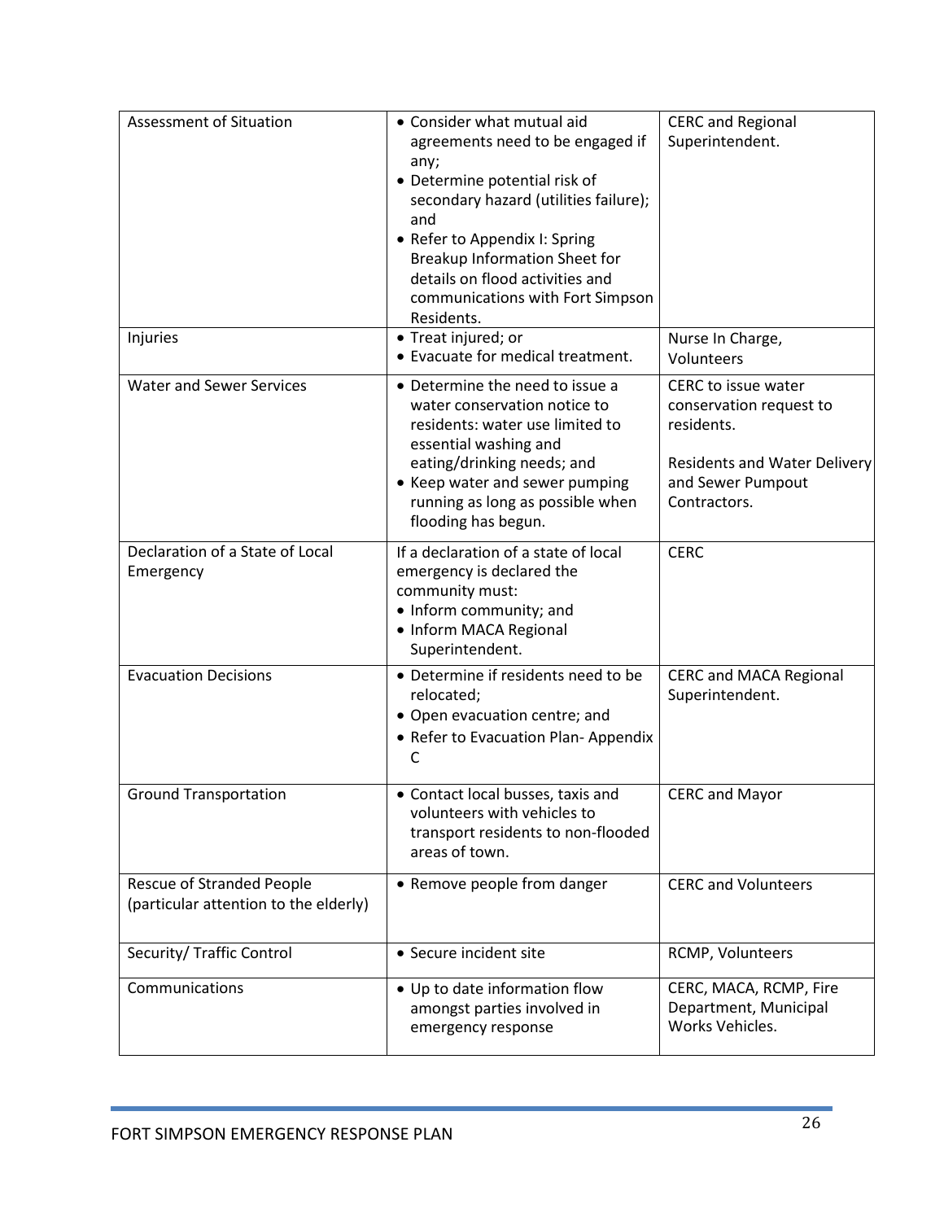| | | |
|---|---|---|
| Assessment of Situation | • Consider what mutual aid agreements need to be engaged if any;<br>• Determine potential risk of secondary hazard (utilities failure); and<br>• Refer to Appendix I: Spring Breakup Information Sheet for details on flood activities and communications with Fort Simpson Residents. | CERC and Regional Superintendent. |
| Injuries | • Treat injured; or<br>• Evacuate for medical treatment. | Nurse In Charge, Volunteers |
| Water and Sewer Services | • Determine the need to issue a water conservation notice to residents: water use limited to essential washing and eating/drinking needs; and<br>• Keep water and sewer pumping running as long as possible when flooding has begun. | CERC to issue water conservation request to residents.<br><br>Residents and Water Delivery and Sewer Pumpout Contractors. |
| Declaration of a State of Local Emergency | If a declaration of a state of local emergency is declared the community must:<br>• Inform community; and<br>• Inform MACA Regional Superintendent. | CERC |
| Evacuation Decisions | • Determine if residents need to be relocated;<br>• Open evacuation centre; and<br>• Refer to Evacuation Plan- Appendix C | CERC and MACA Regional Superintendent. |
| Ground Transportation | • Contact local busses, taxis and volunteers with vehicles to transport residents to non-flooded areas of town. | CERC and Mayor |
| Rescue of Stranded People (particular attention to the elderly) | • Remove people from danger | CERC and Volunteers |
| Security/ Traffic Control | • Secure incident site | RCMP, Volunteers |
| Communications | • Up to date information flow amongst parties involved in emergency response | CERC, MACA, RCMP, Fire Department, Municipal Works Vehicles. |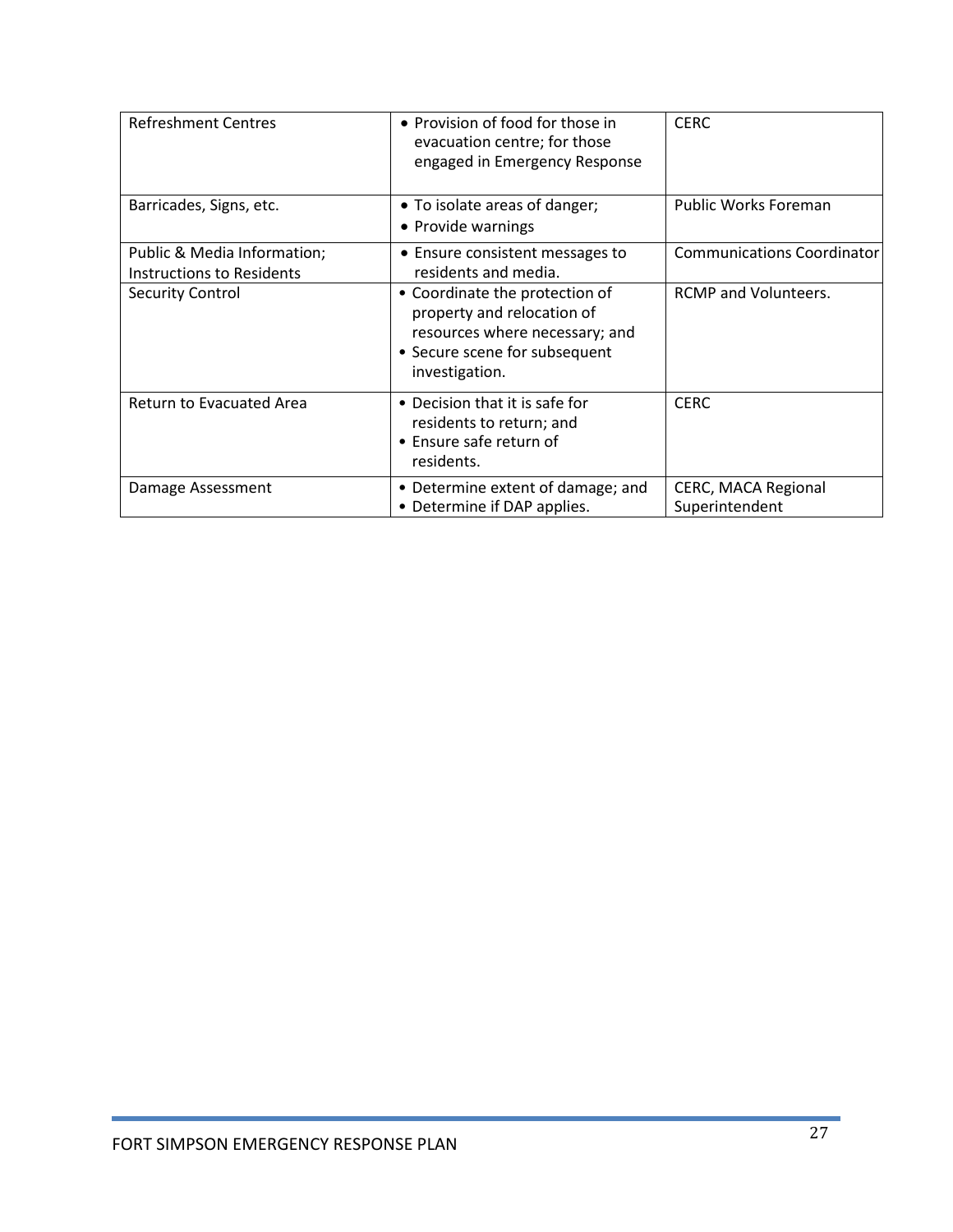| | | |
|---|---|---|
| Refreshment Centres | • Provision of food for those in evacuation centre; for those engaged in Emergency Response | CERC |
| Barricades, Signs, etc. | • To isolate areas of danger;<br>• Provide warnings | Public Works Foreman |
| Public & Media Information; Instructions to Residents | • Ensure consistent messages to residents and media. | Communications Coordinator |
| Security Control | • Coordinate the protection of property and relocation of resources where necessary; and<br>• Secure scene for subsequent investigation. | RCMP and Volunteers. |
| Return to Evacuated Area | • Decision that it is safe for residents to return; and<br>• Ensure safe return of residents. | CERC |
| Damage Assessment | • Determine extent of damage; and<br>• Determine if DAP applies. | CERC, MACA Regional Superintendent |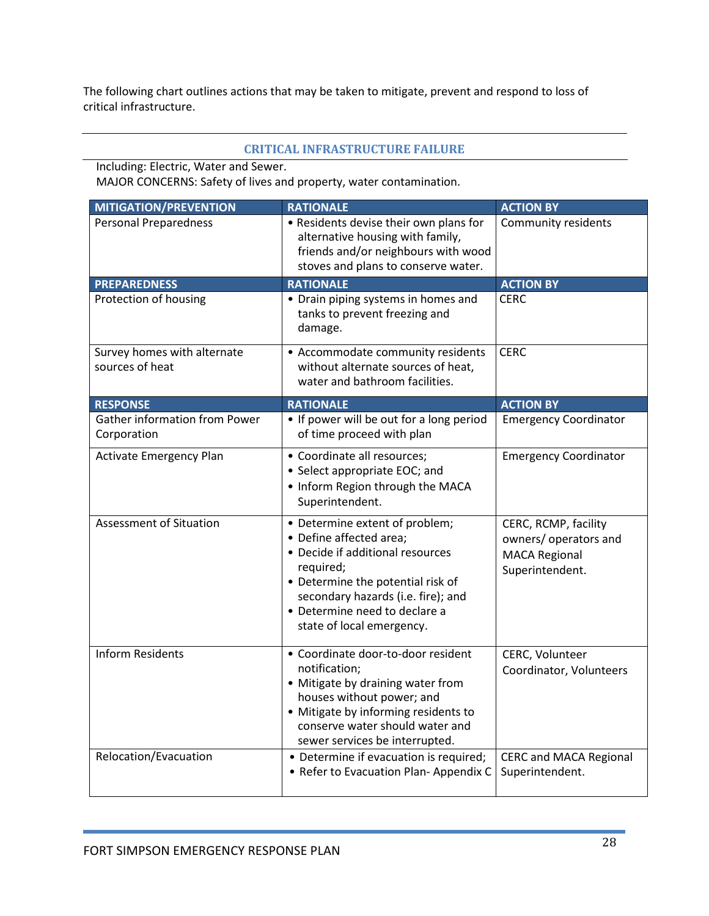The following chart outlines actions that may be taken to mitigate, prevent and respond to loss of critical infrastructure.

## CRITICAL INFRASTRUCTURE FAILURE

Including: Electric, Water and Sewer.
MAJOR CONCERNS: Safety of lives and property, water contamination.

| MITIGATION/PREVENTION | RATIONALE | ACTION BY |
|---|---|---|
| Personal Preparedness | • Residents devise their own plans for alternative housing with family, friends and/or neighbours with wood stoves and plans to conserve water. | Community residents |
| **PREPAREDNESS** | **RATIONALE** | **ACTION BY** |
| Protection of housing | • Drain piping systems in homes and tanks to prevent freezing and damage. | CERC |
| Survey homes with alternate sources of heat | • Accommodate community residents without alternate sources of heat, water and bathroom facilities. | CERC |
| **RESPONSE** | **RATIONALE** | **ACTION BY** |
| Gather information from Power Corporation | • If power will be out for a long period of time proceed with plan | Emergency Coordinator |
| Activate Emergency Plan | • Coordinate all resources;<br>• Select appropriate EOC; and<br>• Inform Region through the MACA Superintendent. | Emergency Coordinator |
| Assessment of Situation | • Determine extent of problem;<br>• Define affected area;<br>• Decide if additional resources required;<br>• Determine the potential risk of secondary hazards (i.e. fire); and<br>• Determine need to declare a state of local emergency. | CERC, RCMP, facility owners/ operators and MACA Regional Superintendent. |
| Inform Residents | • Coordinate door-to-door resident notification;<br>• Mitigate by draining water from houses without power; and<br>• Mitigate by informing residents to conserve water should water and sewer services be interrupted. | CERC, Volunteer Coordinator, Volunteers |
| Relocation/Evacuation | • Determine if evacuation is required;<br>• Refer to Evacuation Plan- Appendix C | CERC and MACA Regional Superintendent. |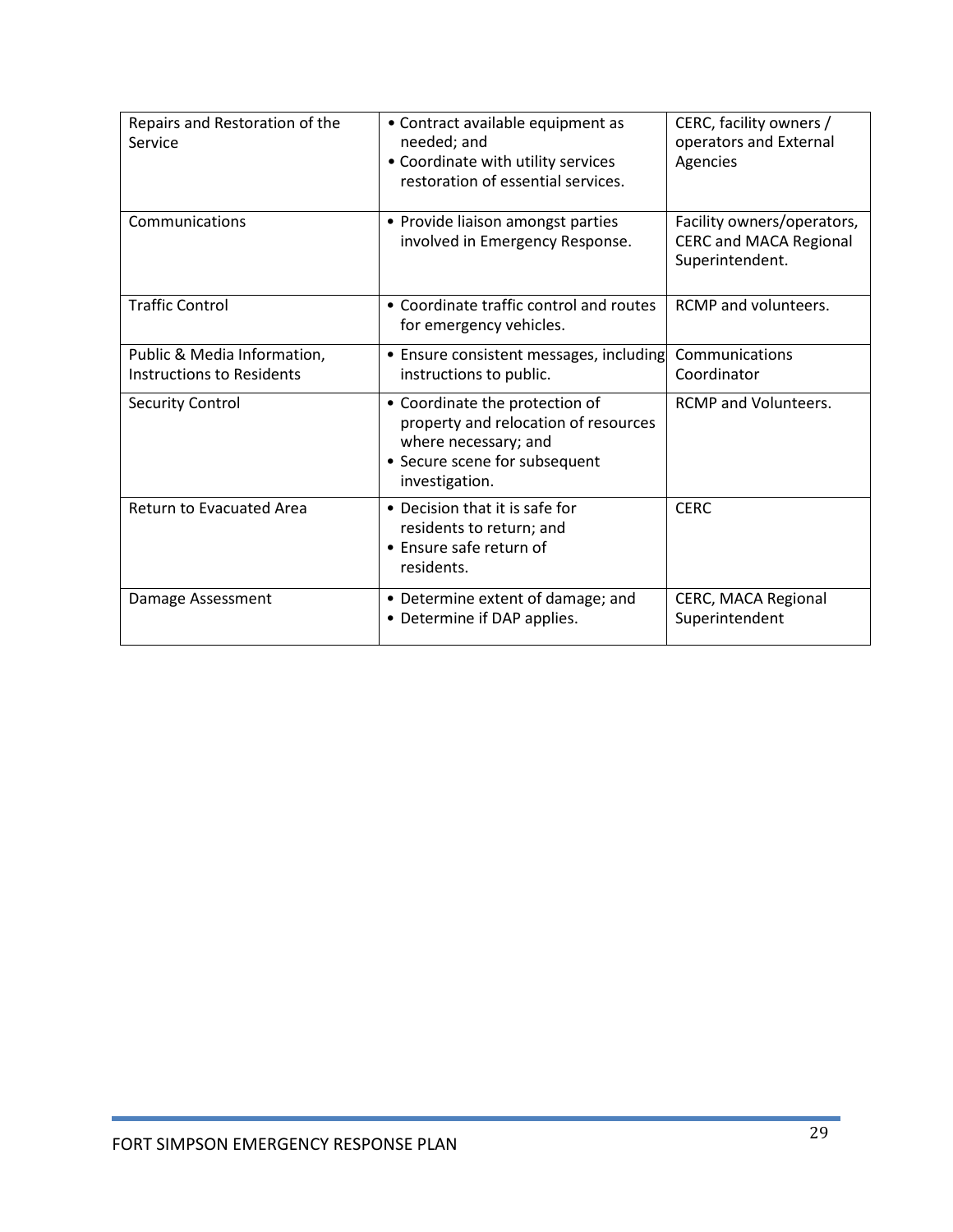| | | |
|---|---|---|
| Repairs and Restoration of the Service | • Contract available equipment as needed; and<br>• Coordinate with utility services restoration of essential services. | CERC, facility owners / operators and External Agencies |
| Communications | • Provide liaison amongst parties involved in Emergency Response. | Facility owners/operators, CERC and MACA Regional Superintendent. |
| Traffic Control | • Coordinate traffic control and routes for emergency vehicles. | RCMP and volunteers. |
| Public & Media Information, Instructions to Residents | • Ensure consistent messages, including instructions to public. | Communications Coordinator |
| Security Control | • Coordinate the protection of property and relocation of resources where necessary; and<br>• Secure scene for subsequent investigation. | RCMP and Volunteers. |
| Return to Evacuated Area | • Decision that it is safe for residents to return; and<br>• Ensure safe return of residents. | CERC |
| Damage Assessment | • Determine extent of damage; and<br>• Determine if DAP applies. | CERC, MACA Regional Superintendent |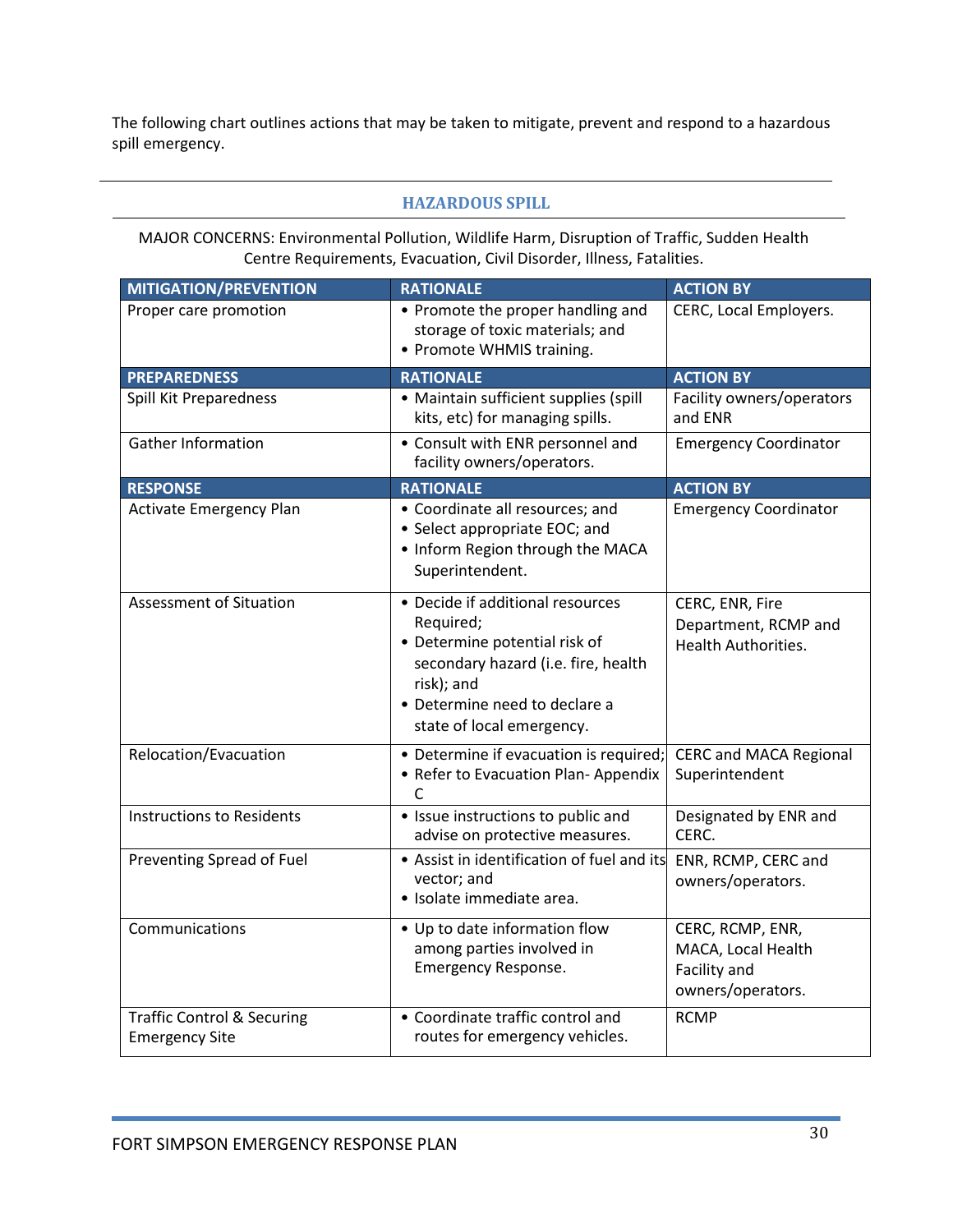The following chart outlines actions that may be taken to mitigate, prevent and respond to a hazardous spill emergency.

## HAZARDOUS SPILL

MAJOR CONCERNS: Environmental Pollution, Wildlife Harm, Disruption of Traffic, Sudden Health Centre Requirements, Evacuation, Civil Disorder, Illness, Fatalities.

| MITIGATION/PREVENTION | RATIONALE | ACTION BY |
|---|---|---|
| Proper care promotion | • Promote the proper handling and storage of toxic materials; and<br>• Promote WHMIS training. | CERC, Local Employers. |
| **PREPAREDNESS** | **RATIONALE** | **ACTION BY** |
| Spill Kit Preparedness | • Maintain sufficient supplies (spill kits, etc) for managing spills. | Facility owners/operators and ENR |
| Gather Information | • Consult with ENR personnel and facility owners/operators. | Emergency Coordinator |
| **RESPONSE** | **RATIONALE** | **ACTION BY** |
| Activate Emergency Plan | • Coordinate all resources; and<br>• Select appropriate EOC; and<br>• Inform Region through the MACA Superintendent. | Emergency Coordinator |
| Assessment of Situation | • Decide if additional resources Required;<br>• Determine potential risk of secondary hazard (i.e. fire, health risk); and<br>• Determine need to declare a state of local emergency. | CERC, ENR, Fire Department, RCMP and Health Authorities. |
| Relocation/Evacuation | • Determine if evacuation is required;<br>• Refer to Evacuation Plan- Appendix C | CERC and MACA Regional Superintendent |
| Instructions to Residents | • Issue instructions to public and advise on protective measures. | Designated by ENR and CERC. |
| Preventing Spread of Fuel | • Assist in identification of fuel and its vector; and<br>• Isolate immediate area. | ENR, RCMP, CERC and owners/operators. |
| Communications | • Up to date information flow among parties involved in Emergency Response. | CERC, RCMP, ENR, MACA, Local Health Facility and owners/operators. |
| Traffic Control & Securing Emergency Site | • Coordinate traffic control and routes for emergency vehicles. | RCMP |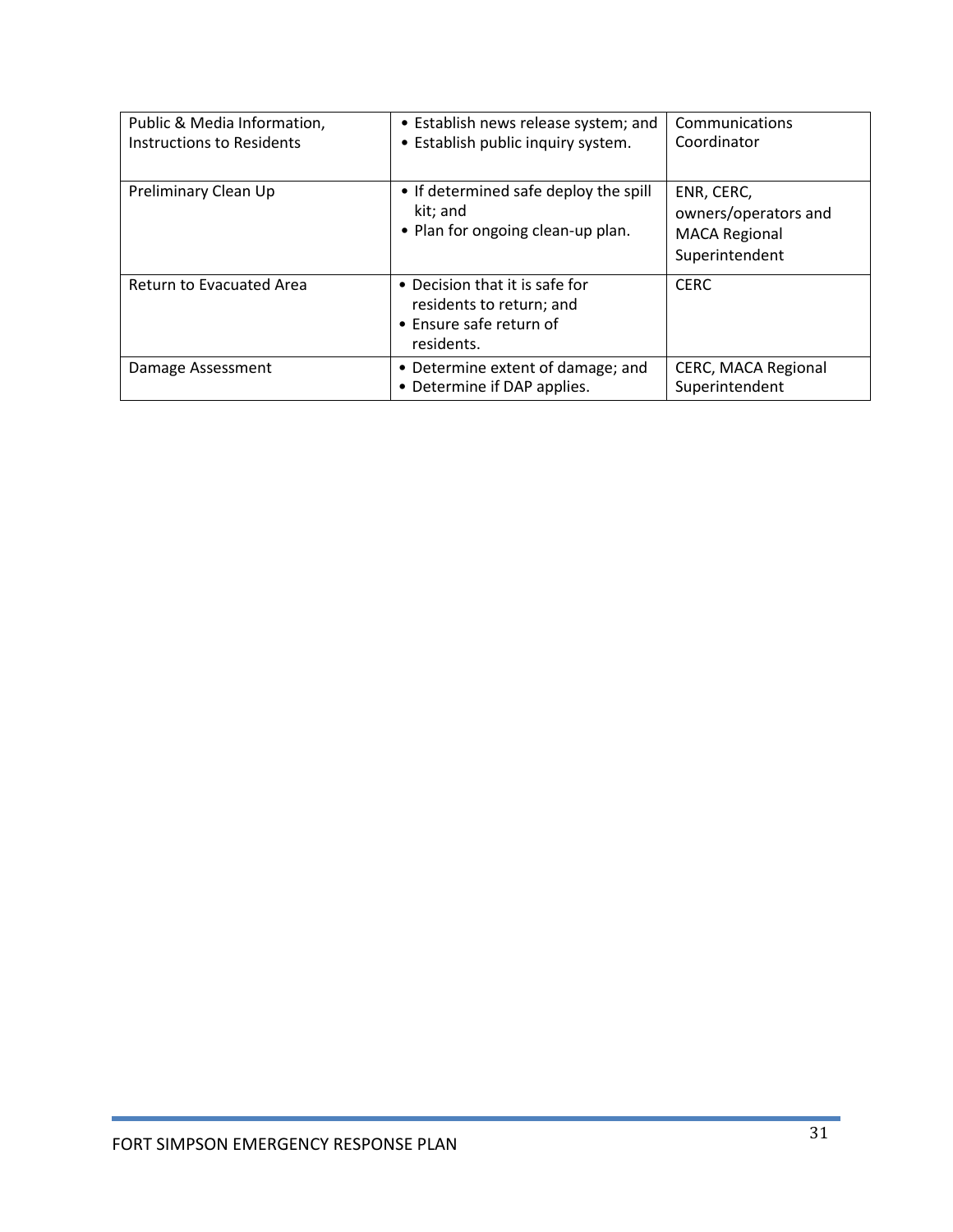| | | |
|---|---|---|
| Public & Media Information, Instructions to Residents | • Establish news release system; and<br>• Establish public inquiry system. | Communications Coordinator |
| Preliminary Clean Up | • If determined safe deploy the spill kit; and<br>• Plan for ongoing clean-up plan. | ENR, CERC, owners/operators and MACA Regional Superintendent |
| Return to Evacuated Area | • Decision that it is safe for residents to return; and<br>• Ensure safe return of residents. | CERC |
| Damage Assessment | • Determine extent of damage; and<br>• Determine if DAP applies. | CERC, MACA Regional Superintendent |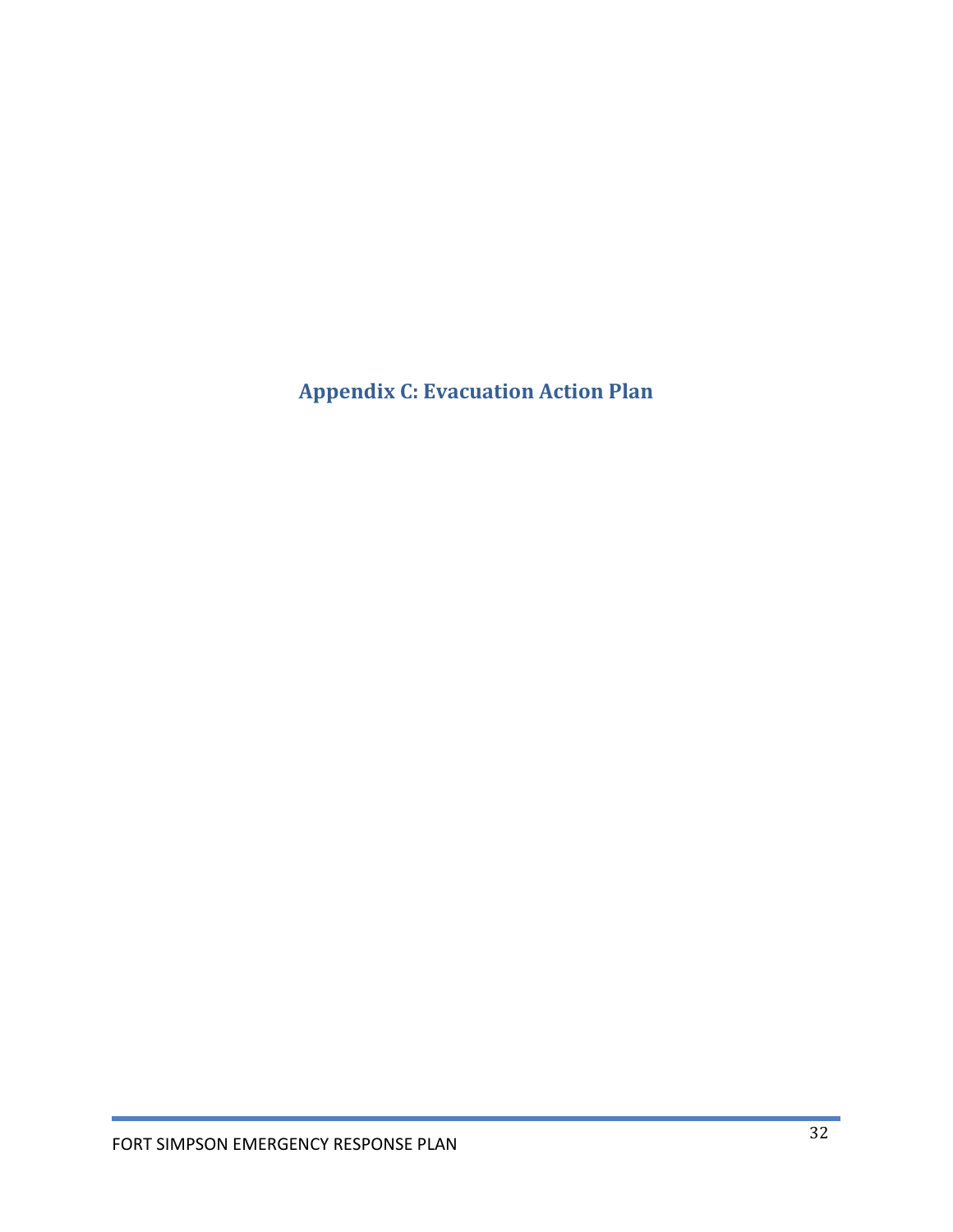# Appendix C: Evacuation Action Plan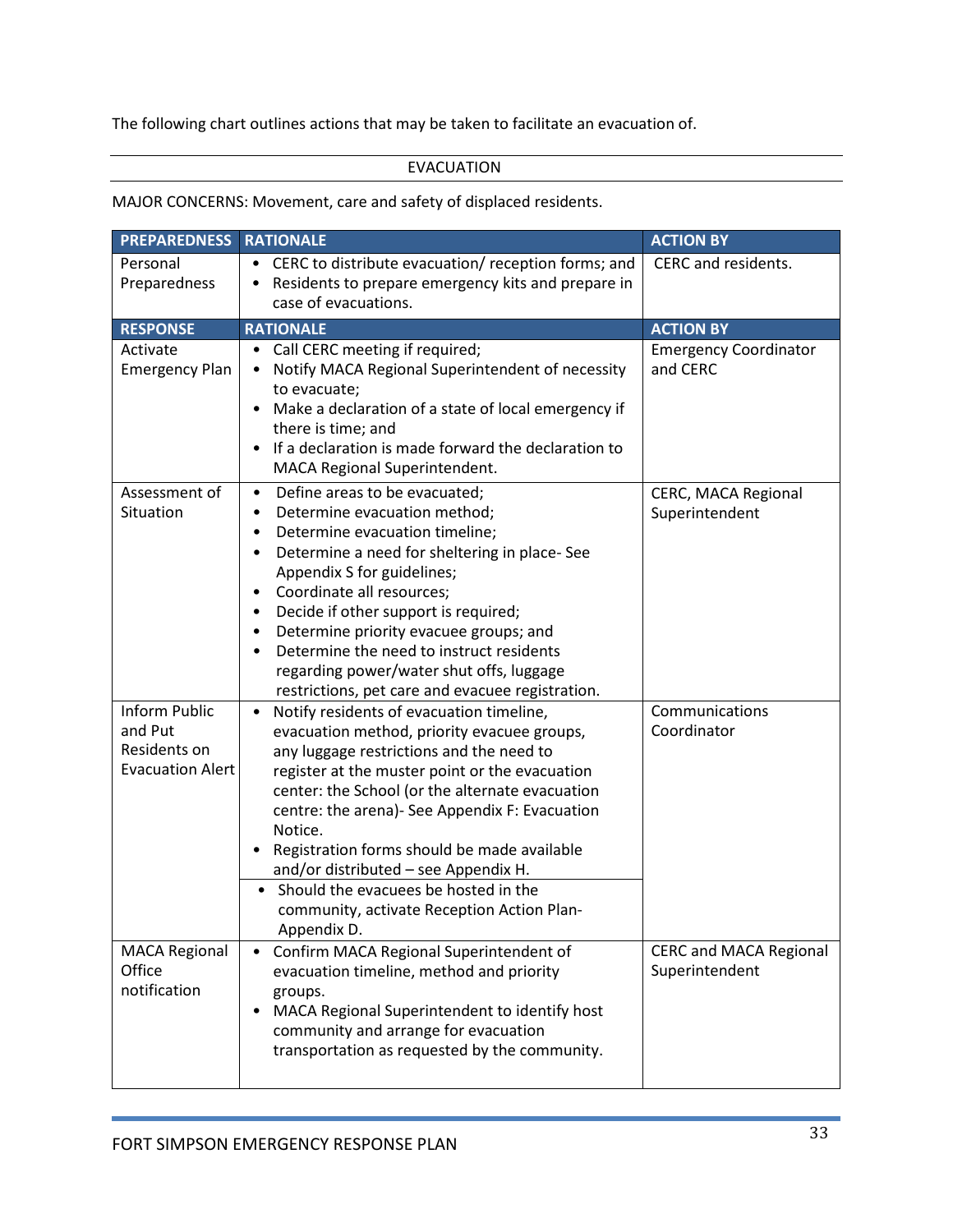The following chart outlines actions that may be taken to facilitate an evacuation of.

EVACUATION

MAJOR CONCERNS: Movement, care and safety of displaced residents.

| PREPAREDNESS | RATIONALE | ACTION BY |
|---|---|---|
| Personal Preparedness | • CERC to distribute evacuation/ reception forms; and<br>• Residents to prepare emergency kits and prepare in case of evacuations. | CERC and residents. |
| **RESPONSE** | **RATIONALE** | **ACTION BY** |
| Activate Emergency Plan | • Call CERC meeting if required;<br>• Notify MACA Regional Superintendent of necessity to evacuate;<br>• Make a declaration of a state of local emergency if there is time; and<br>• If a declaration is made forward the declaration to MACA Regional Superintendent. | Emergency Coordinator and CERC |
| Assessment of Situation | • Define areas to be evacuated;<br>• Determine evacuation method;<br>• Determine evacuation timeline;<br>• Determine a need for sheltering in place- See Appendix S for guidelines;<br>• Coordinate all resources;<br>• Decide if other support is required;<br>• Determine priority evacuee groups; and<br>• Determine the need to instruct residents regarding power/water shut offs, luggage restrictions, pet care and evacuee registration. | CERC, MACA Regional Superintendent |
| Inform Public and Put Residents on Evacuation Alert | • Notify residents of evacuation timeline, evacuation method, priority evacuee groups, any luggage restrictions and the need to register at the muster point or the evacuation center: the School (or the alternate evacuation centre: the arena)- See Appendix F: Evacuation Notice.<br>• Registration forms should be made available and/or distributed – see Appendix H.<br>• Should the evacuees be hosted in the community, activate Reception Action Plan- Appendix D. | Communications Coordinator |
| MACA Regional Office notification | • Confirm MACA Regional Superintendent of evacuation timeline, method and priority groups.<br>• MACA Regional Superintendent to identify host community and arrange for evacuation transportation as requested by the community. | CERC and MACA Regional Superintendent |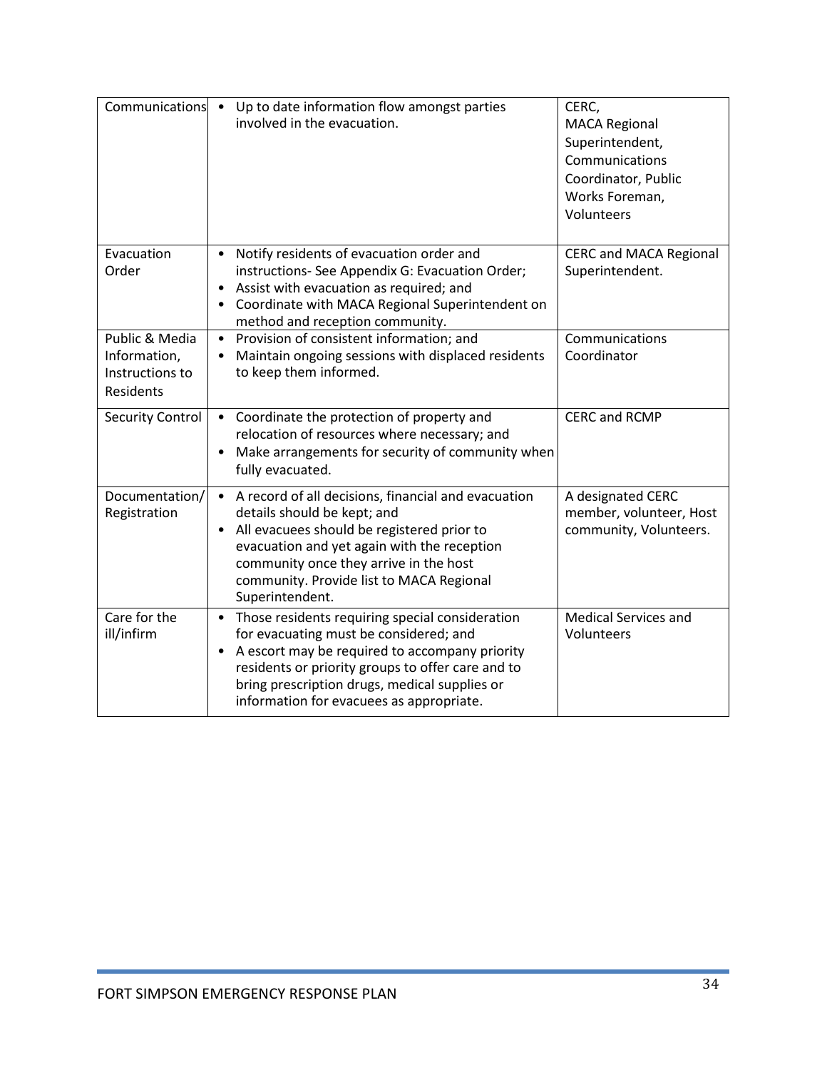| | | |
|---|---|---|
| Communications | • Up to date information flow amongst parties involved in the evacuation. | CERC,<br>MACA Regional Superintendent,<br>Communications Coordinator, Public Works Foreman, Volunteers |
| Evacuation Order | • Notify residents of evacuation order and instructions- See Appendix G: Evacuation Order;<br>• Assist with evacuation as required; and<br>• Coordinate with MACA Regional Superintendent on method and reception community. | CERC and MACA Regional Superintendent. |
| Public & Media Information, Instructions to Residents | • Provision of consistent information; and<br>• Maintain ongoing sessions with displaced residents to keep them informed. | Communications Coordinator |
| Security Control | • Coordinate the protection of property and relocation of resources where necessary; and<br>• Make arrangements for security of community when fully evacuated. | CERC and RCMP |
| Documentation/ Registration | • A record of all decisions, financial and evacuation details should be kept; and<br>• All evacuees should be registered prior to evacuation and yet again with the reception community once they arrive in the host community. Provide list to MACA Regional Superintendent. | A designated CERC member, volunteer, Host community, Volunteers. |
| Care for the ill/infirm | • Those residents requiring special consideration for evacuating must be considered; and<br>• A escort may be required to accompany priority residents or priority groups to offer care and to bring prescription drugs, medical supplies or information for evacuees as appropriate. | Medical Services and Volunteers |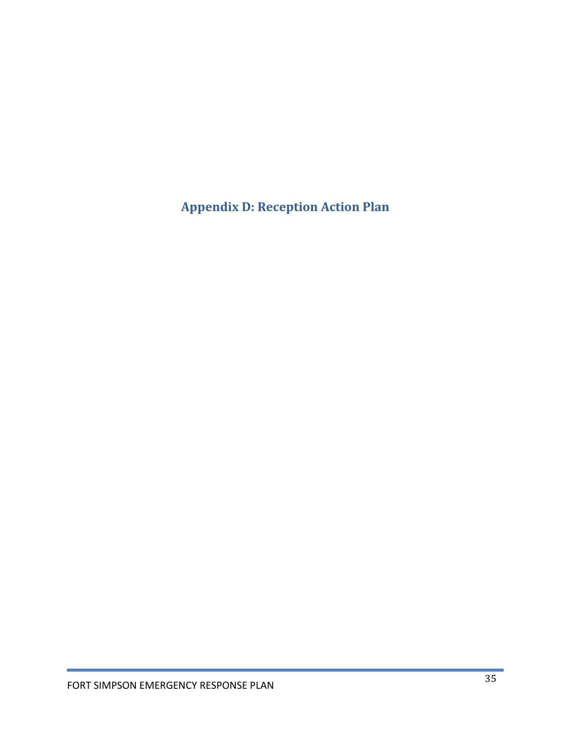# Appendix D: Reception Action Plan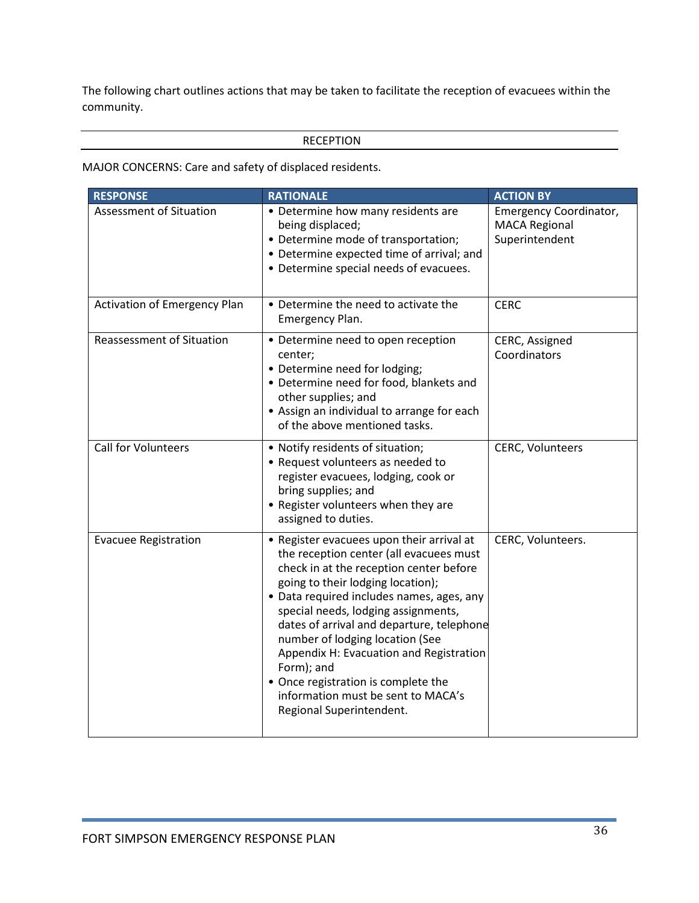The following chart outlines actions that may be taken to facilitate the reception of evacuees within the community.

## RECEPTION

MAJOR CONCERNS: Care and safety of displaced residents.

| RESPONSE | RATIONALE | ACTION BY |
|---|---|---|
| Assessment of Situation | • Determine how many residents are being displaced;<br>• Determine mode of transportation;<br>• Determine expected time of arrival; and<br>• Determine special needs of evacuees. | Emergency Coordinator, MACA Regional Superintendent |
| Activation of Emergency Plan | • Determine the need to activate the Emergency Plan. | CERC |
| Reassessment of Situation | • Determine need to open reception center;<br>• Determine need for lodging;<br>• Determine need for food, blankets and other supplies; and<br>• Assign an individual to arrange for each of the above mentioned tasks. | CERC, Assigned Coordinators |
| Call for Volunteers | • Notify residents of situation;<br>• Request volunteers as needed to register evacuees, lodging, cook or bring supplies; and<br>• Register volunteers when they are assigned to duties. | CERC, Volunteers |
| Evacuee Registration | • Register evacuees upon their arrival at the reception center (all evacuees must check in at the reception center before going to their lodging location);<br>• Data required includes names, ages, any special needs, lodging assignments, dates of arrival and departure, telephone number of lodging location (See Appendix H: Evacuation and Registration Form); and<br>• Once registration is complete the information must be sent to MACA's Regional Superintendent. | CERC, Volunteers. |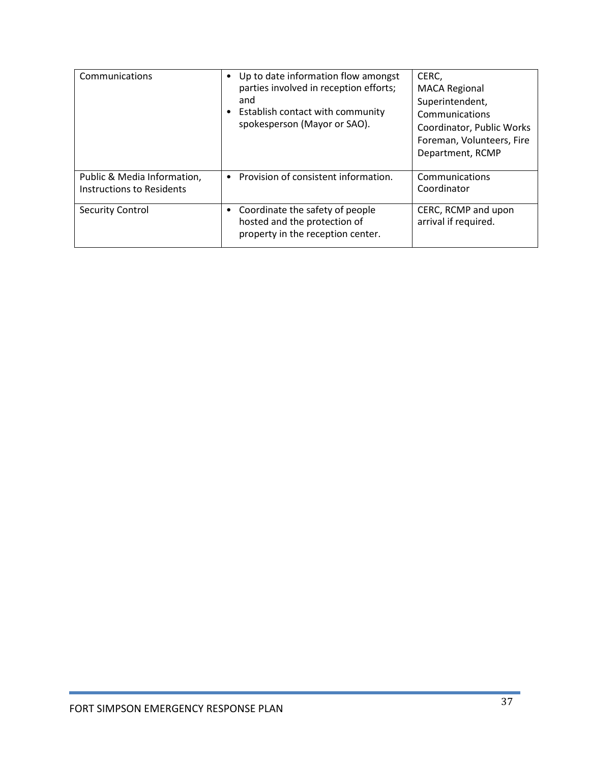| | | |
|---|---|---|
| Communications | • Up to date information flow amongst parties involved in reception efforts; and<br>• Establish contact with community spokesperson (Mayor or SAO). | CERC,<br>MACA Regional Superintendent, Communications Coordinator, Public Works Foreman, Volunteers, Fire Department, RCMP |
| Public & Media Information, Instructions to Residents | • Provision of consistent information. | Communications Coordinator |
| Security Control | • Coordinate the safety of people hosted and the protection of property in the reception center. | CERC, RCMP and upon arrival if required. |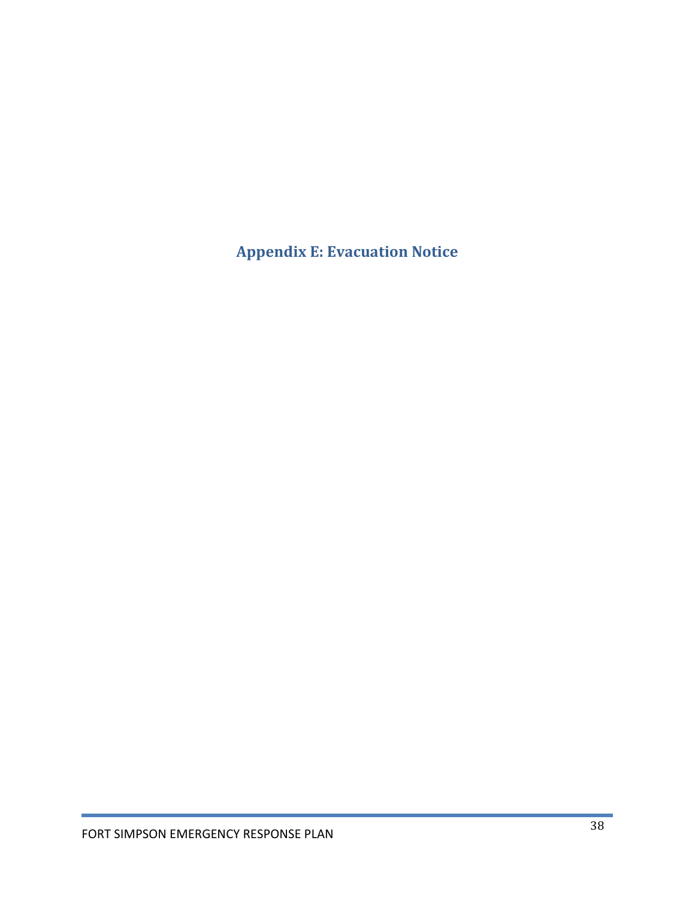# Appendix E: Evacuation Notice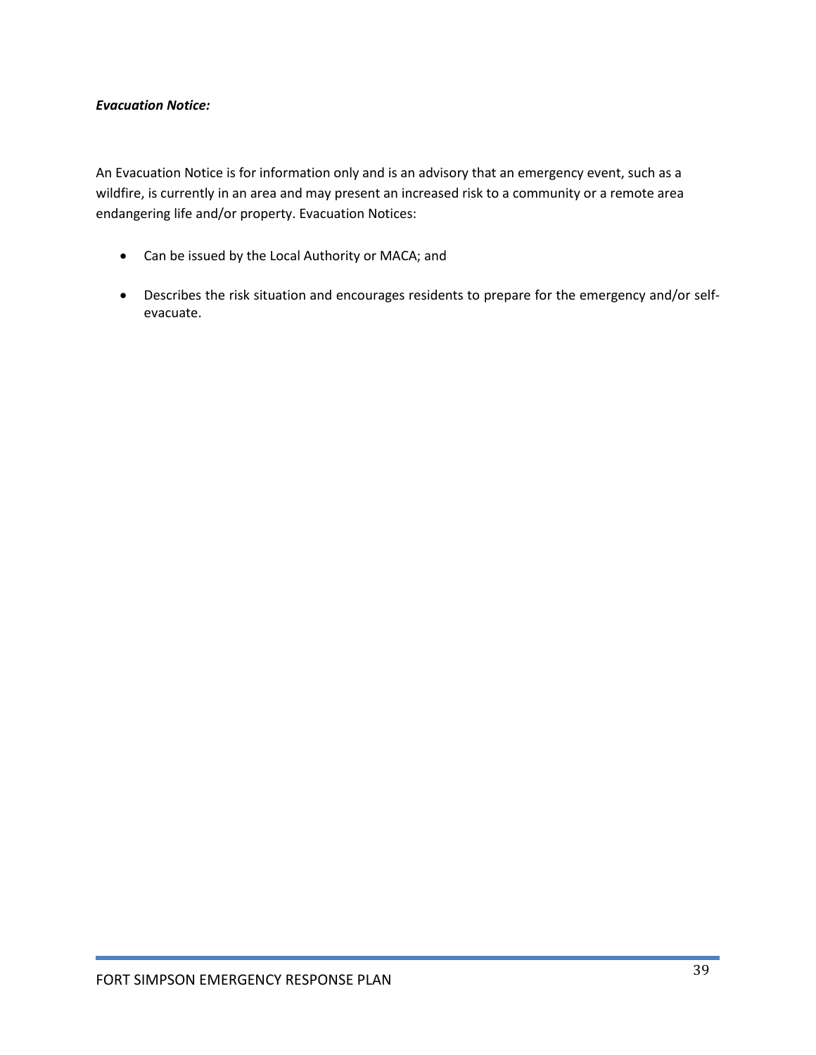***Evacuation Notice:***

An Evacuation Notice is for information only and is an advisory that an emergency event, such as a wildfire, is currently in an area and may present an increased risk to a community or a remote area endangering life and/or property. Evacuation Notices:

- Can be issued by the Local Authority or MACA; and
- Describes the risk situation and encourages residents to prepare for the emergency and/or self-evacuate.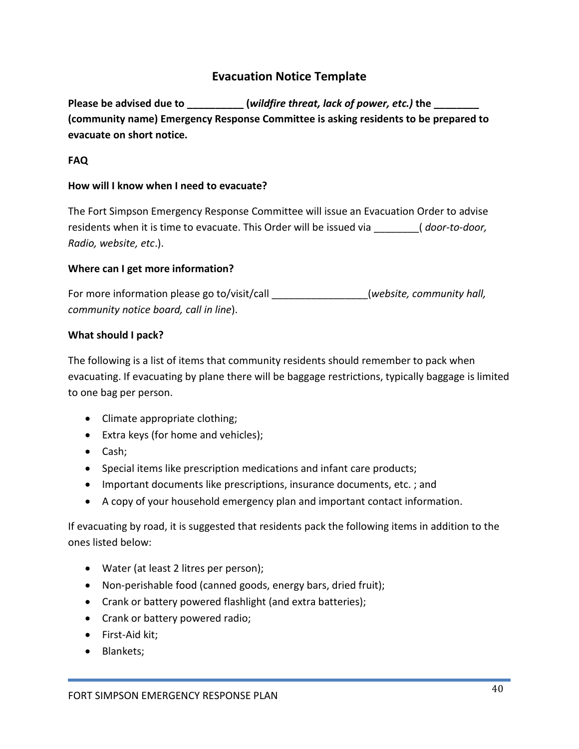## Evacuation Notice Template

**Please be advised due to __________ (*wildfire threat, lack of power, etc.)* the ________ (community name) Emergency Response Committee is asking residents to be prepared to evacuate on short notice.**

**FAQ**

**How will I know when I need to evacuate?**

The Fort Simpson Emergency Response Committee will issue an Evacuation Order to advise residents when it is time to evacuate. This Order will be issued via ________( *door-to-door, Radio, website, etc*.).

**Where can I get more information?**

For more information please go to/visit/call _________________(*website, community hall, community notice board, call in line*).

**What should I pack?**

The following is a list of items that community residents should remember to pack when evacuating. If evacuating by plane there will be baggage restrictions, typically baggage is limited to one bag per person.

- Climate appropriate clothing;
- Extra keys (for home and vehicles);
- Cash;
- Special items like prescription medications and infant care products;
- Important documents like prescriptions, insurance documents, etc. ; and
- A copy of your household emergency plan and important contact information.

If evacuating by road, it is suggested that residents pack the following items in addition to the ones listed below:

- Water (at least 2 litres per person);
- Non-perishable food (canned goods, energy bars, dried fruit);
- Crank or battery powered flashlight (and extra batteries);
- Crank or battery powered radio;
- First-Aid kit;
- Blankets;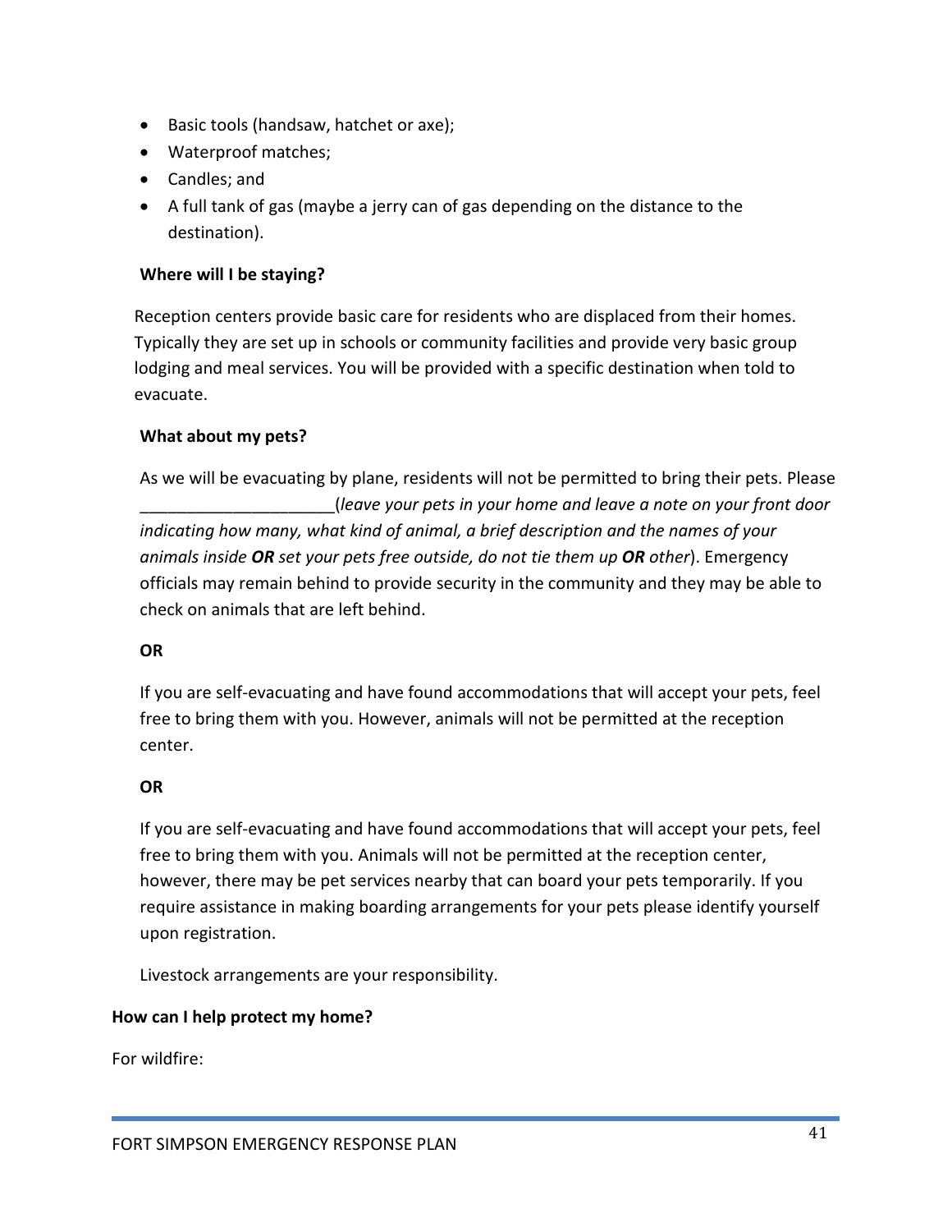- Basic tools (handsaw, hatchet or axe);
- Waterproof matches;
- Candles; and
- A full tank of gas (maybe a jerry can of gas depending on the distance to the destination).

**Where will I be staying?**

Reception centers provide basic care for residents who are displaced from their homes. Typically they are set up in schools or community facilities and provide very basic group lodging and meal services. You will be provided with a specific destination when told to evacuate.

**What about my pets?**

As we will be evacuating by plane, residents will not be permitted to bring their pets. Please _____________________(*leave your pets in your home and leave a note on your front door indicating how many, what kind of animal, a brief description and the names of your animals inside **OR** set your pets free outside, do not tie them up **OR** other*). Emergency officials may remain behind to provide security in the community and they may be able to check on animals that are left behind.

**OR**

If you are self-evacuating and have found accommodations that will accept your pets, feel free to bring them with you. However, animals will not be permitted at the reception center.

**OR**

If you are self-evacuating and have found accommodations that will accept your pets, feel free to bring them with you. Animals will not be permitted at the reception center, however, there may be pet services nearby that can board your pets temporarily. If you require assistance in making boarding arrangements for your pets please identify yourself upon registration.

Livestock arrangements are your responsibility.

**How can I help protect my home?**

For wildfire: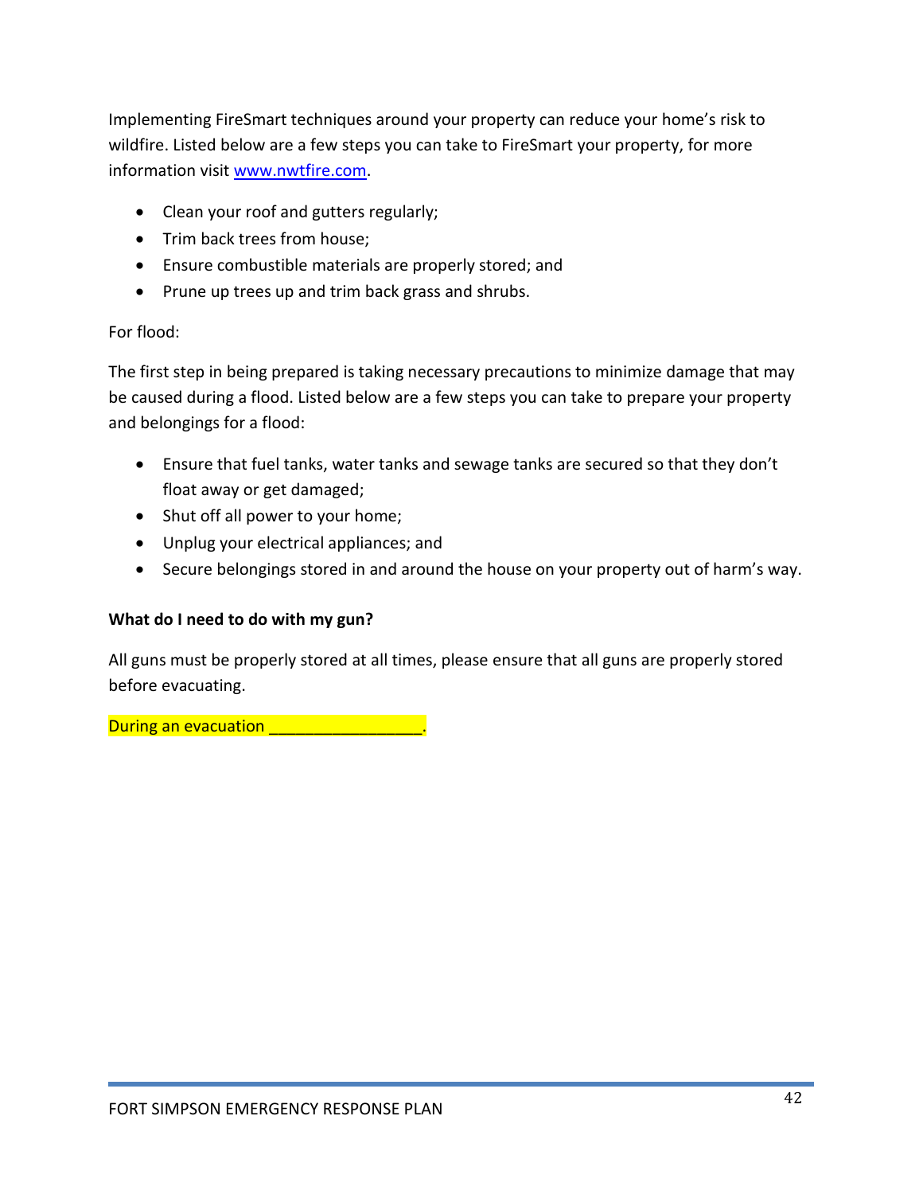Implementing FireSmart techniques around your property can reduce your home's risk to wildfire. Listed below are a few steps you can take to FireSmart your property, for more information visit [www.nwtfire.com](http://www.nwtfire.com).

- Clean your roof and gutters regularly;
- Trim back trees from house;
- Ensure combustible materials are properly stored; and
- Prune up trees up and trim back grass and shrubs.

For flood:

The first step in being prepared is taking necessary precautions to minimize damage that may be caused during a flood. Listed below are a few steps you can take to prepare your property and belongings for a flood:

- Ensure that fuel tanks, water tanks and sewage tanks are secured so that they don't float away or get damaged;
- Shut off all power to your home;
- Unplug your electrical appliances; and
- Secure belongings stored in and around the house on your property out of harm's way.

**What do I need to do with my gun?**

All guns must be properly stored at all times, please ensure that all guns are properly stored before evacuating.

During an evacuation _________________.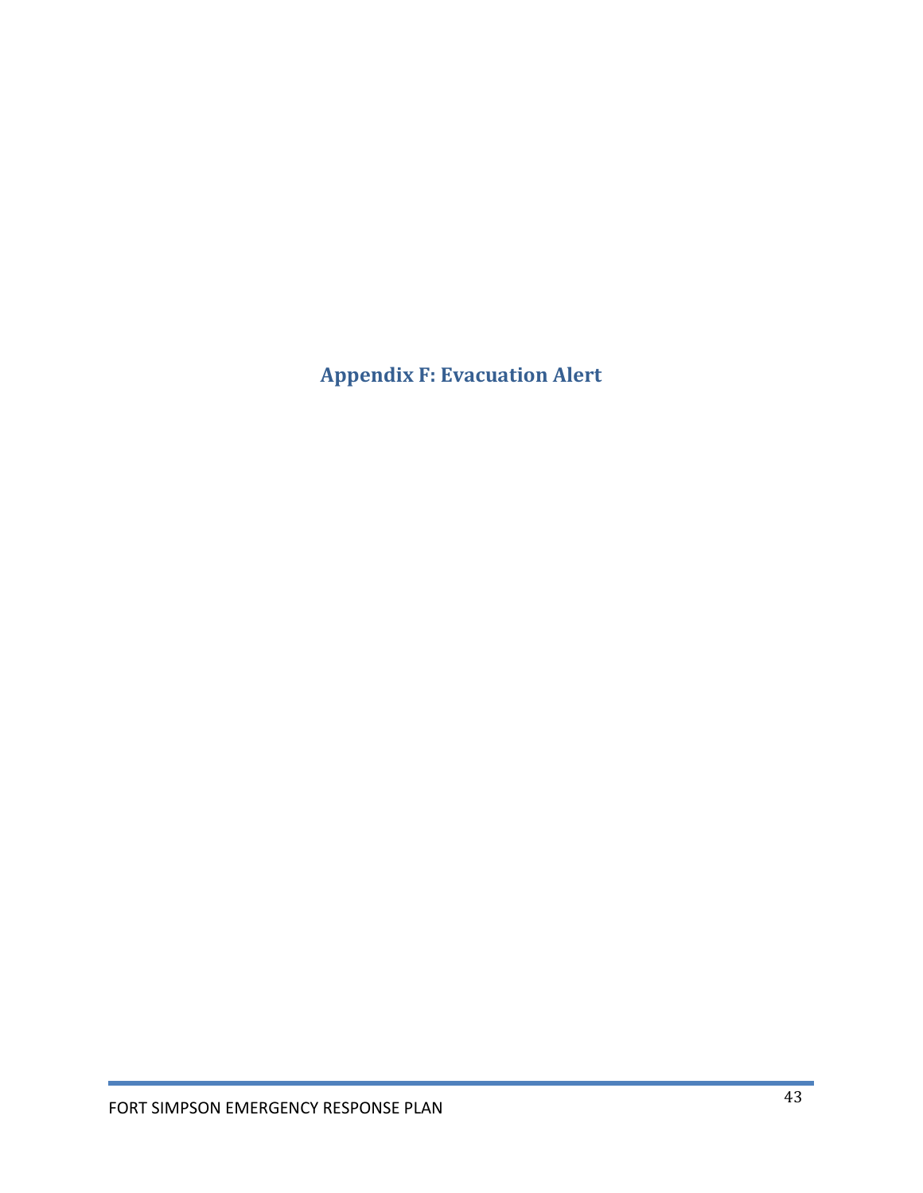# Appendix F: Evacuation Alert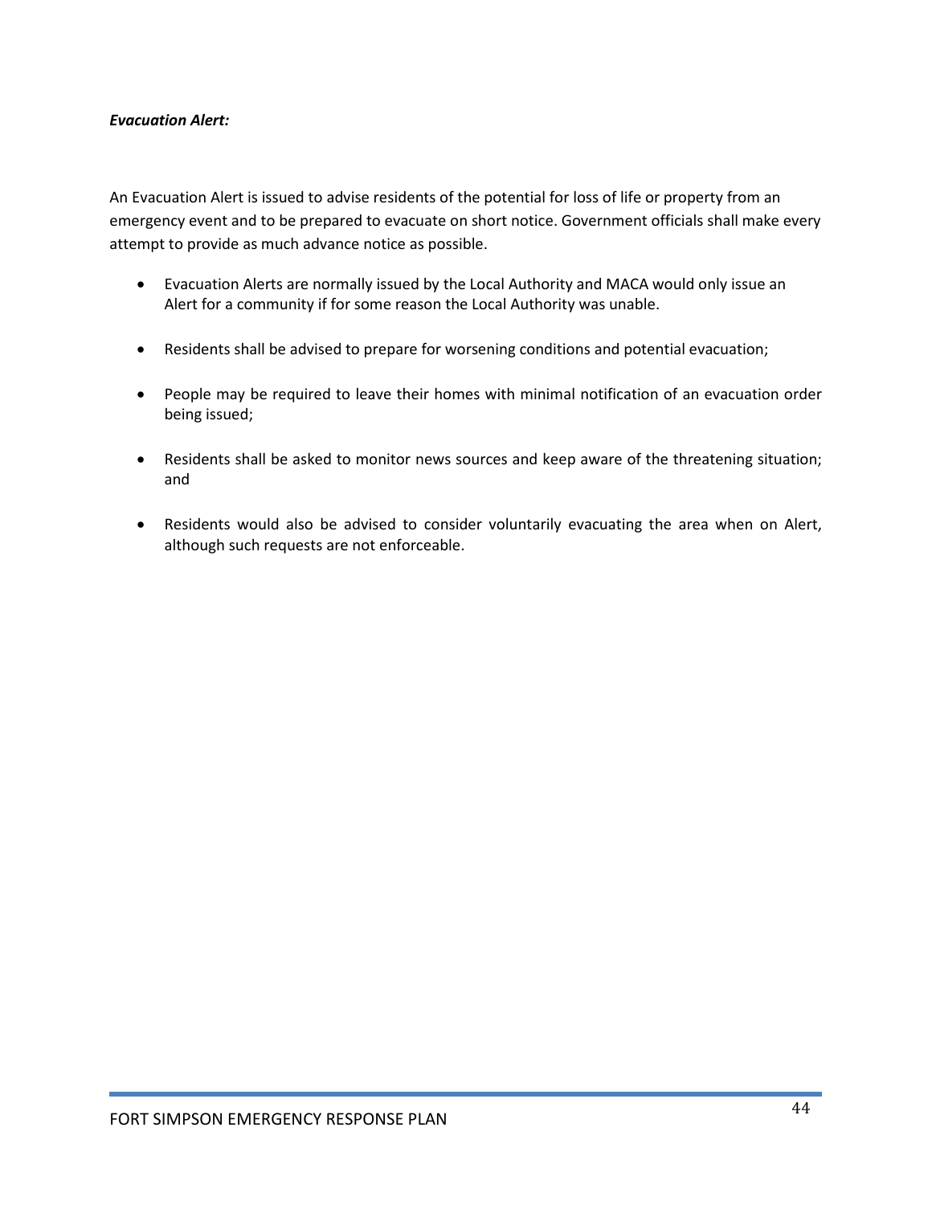***Evacuation Alert:***

An Evacuation Alert is issued to advise residents of the potential for loss of life or property from an emergency event and to be prepared to evacuate on short notice. Government officials shall make every attempt to provide as much advance notice as possible.

- Evacuation Alerts are normally issued by the Local Authority and MACA would only issue an Alert for a community if for some reason the Local Authority was unable.
- Residents shall be advised to prepare for worsening conditions and potential evacuation;
- People may be required to leave their homes with minimal notification of an evacuation order being issued;
- Residents shall be asked to monitor news sources and keep aware of the threatening situation; and
- Residents would also be advised to consider voluntarily evacuating the area when on Alert, although such requests are not enforceable.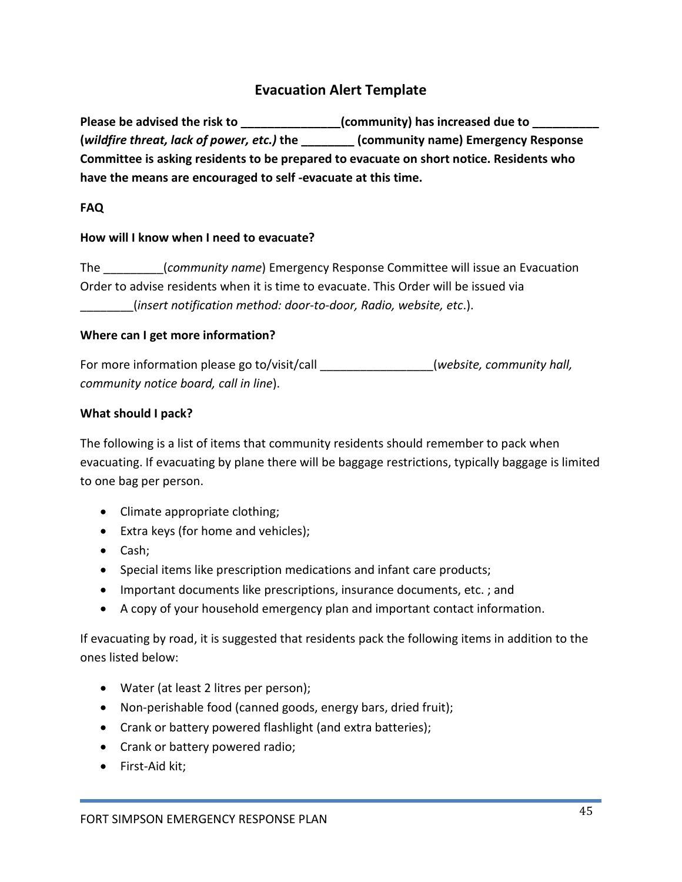## Evacuation Alert Template

**Please be advised the risk to _______________(community) has increased due to __________ (*wildfire threat, lack of power, etc.)* the ________ (community name) Emergency Response Committee is asking residents to be prepared to evacuate on short notice. Residents who have the means are encouraged to self -evacuate at this time.**

**FAQ**

**How will I know when I need to evacuate?**

The _________(*community name*) Emergency Response Committee will issue an Evacuation Order to advise residents when it is time to evacuate. This Order will be issued via ________(*insert notification method: door-to-door, Radio, website, etc*.).

**Where can I get more information?**

For more information please go to/visit/call _________________(*website, community hall, community notice board, call in line*).

**What should I pack?**

The following is a list of items that community residents should remember to pack when evacuating. If evacuating by plane there will be baggage restrictions, typically baggage is limited to one bag per person.

- Climate appropriate clothing;
- Extra keys (for home and vehicles);
- Cash;
- Special items like prescription medications and infant care products;
- Important documents like prescriptions, insurance documents, etc. ; and
- A copy of your household emergency plan and important contact information.

If evacuating by road, it is suggested that residents pack the following items in addition to the ones listed below:

- Water (at least 2 litres per person);
- Non-perishable food (canned goods, energy bars, dried fruit);
- Crank or battery powered flashlight (and extra batteries);
- Crank or battery powered radio;
- First-Aid kit;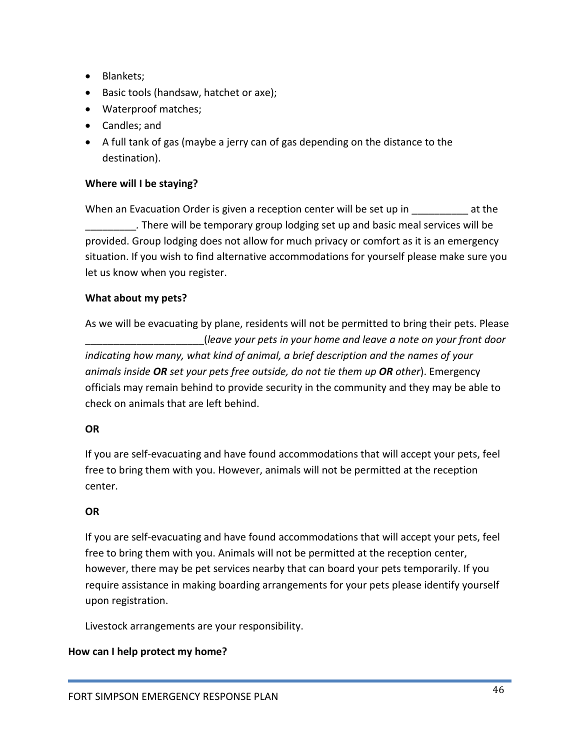- Blankets;
- Basic tools (handsaw, hatchet or axe);
- Waterproof matches;
- Candles; and
- A full tank of gas (maybe a jerry can of gas depending on the distance to the destination).

**Where will I be staying?**

When an Evacuation Order is given a reception center will be set up in __________ at the _________. There will be temporary group lodging set up and basic meal services will be provided. Group lodging does not allow for much privacy or comfort as it is an emergency situation. If you wish to find alternative accommodations for yourself please make sure you let us know when you register.

**What about my pets?**

As we will be evacuating by plane, residents will not be permitted to bring their pets. Please _____________________(*leave your pets in your home and leave a note on your front door indicating how many, what kind of animal, a brief description and the names of your animals inside **OR** set your pets free outside, do not tie them up **OR** other*). Emergency officials may remain behind to provide security in the community and they may be able to check on animals that are left behind.

**OR**

If you are self-evacuating and have found accommodations that will accept your pets, feel free to bring them with you. However, animals will not be permitted at the reception center.

**OR**

If you are self-evacuating and have found accommodations that will accept your pets, feel free to bring them with you. Animals will not be permitted at the reception center, however, there may be pet services nearby that can board your pets temporarily. If you require assistance in making boarding arrangements for your pets please identify yourself upon registration.

Livestock arrangements are your responsibility.

**How can I help protect my home?**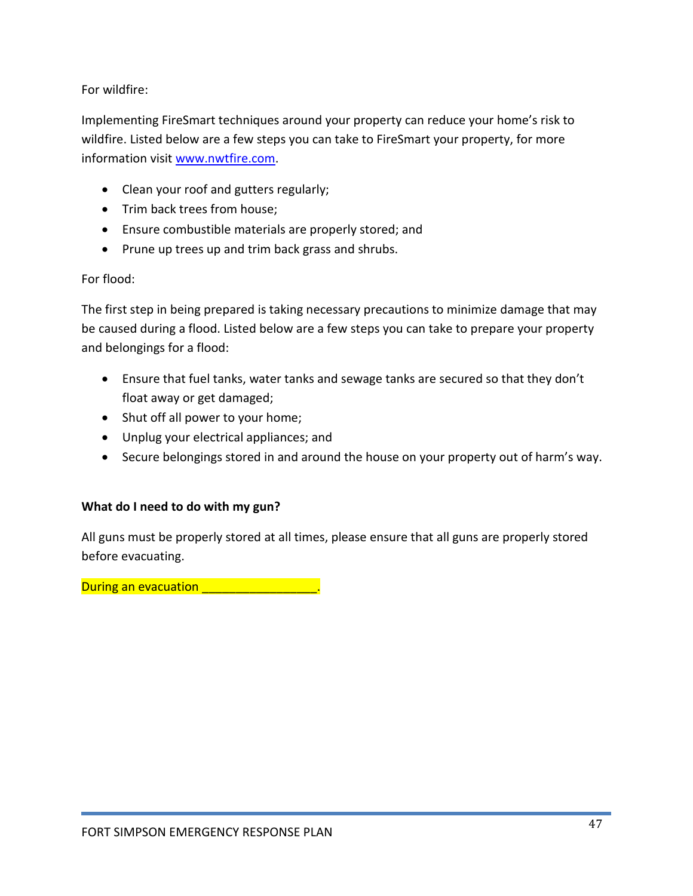For wildfire:

Implementing FireSmart techniques around your property can reduce your home's risk to wildfire. Listed below are a few steps you can take to FireSmart your property, for more information visit [www.nwtfire.com](http://www.nwtfire.com).

- Clean your roof and gutters regularly;
- Trim back trees from house;
- Ensure combustible materials are properly stored; and
- Prune up trees up and trim back grass and shrubs.

For flood:

The first step in being prepared is taking necessary precautions to minimize damage that may be caused during a flood. Listed below are a few steps you can take to prepare your property and belongings for a flood:

- Ensure that fuel tanks, water tanks and sewage tanks are secured so that they don't float away or get damaged;
- Shut off all power to your home;
- Unplug your electrical appliances; and
- Secure belongings stored in and around the house on your property out of harm's way.

**What do I need to do with my gun?**

All guns must be properly stored at all times, please ensure that all guns are properly stored before evacuating.

During an evacuation _________________.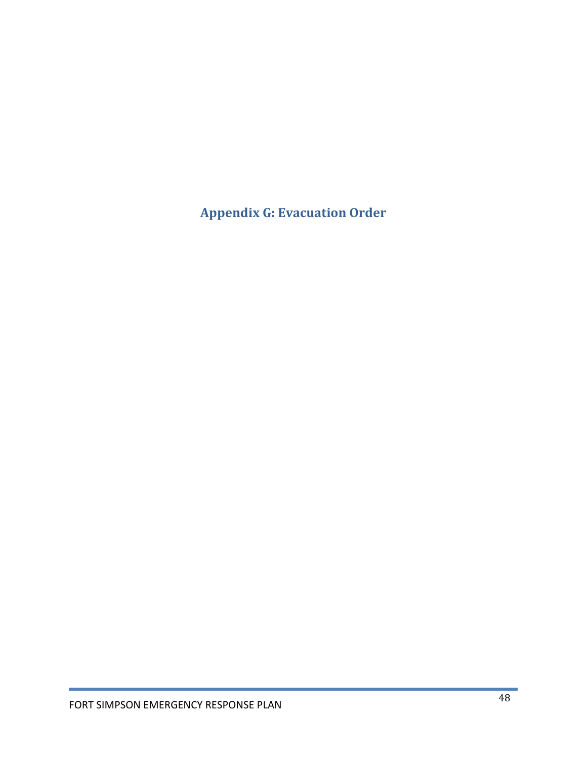# Appendix G: Evacuation Order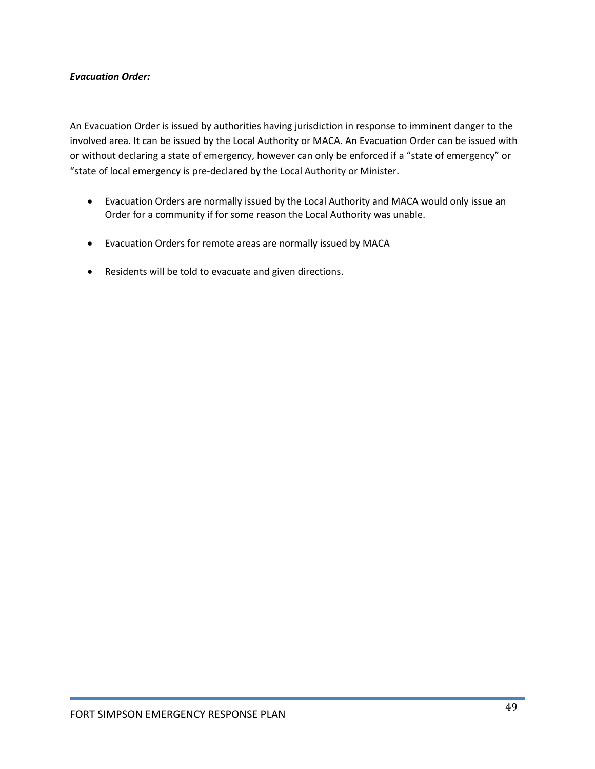***Evacuation Order:***

An Evacuation Order is issued by authorities having jurisdiction in response to imminent danger to the involved area. It can be issued by the Local Authority or MACA. An Evacuation Order can be issued with or without declaring a state of emergency, however can only be enforced if a "state of emergency" or "state of local emergency is pre-declared by the Local Authority or Minister.

- Evacuation Orders are normally issued by the Local Authority and MACA would only issue an Order for a community if for some reason the Local Authority was unable.
- Evacuation Orders for remote areas are normally issued by MACA
- Residents will be told to evacuate and given directions.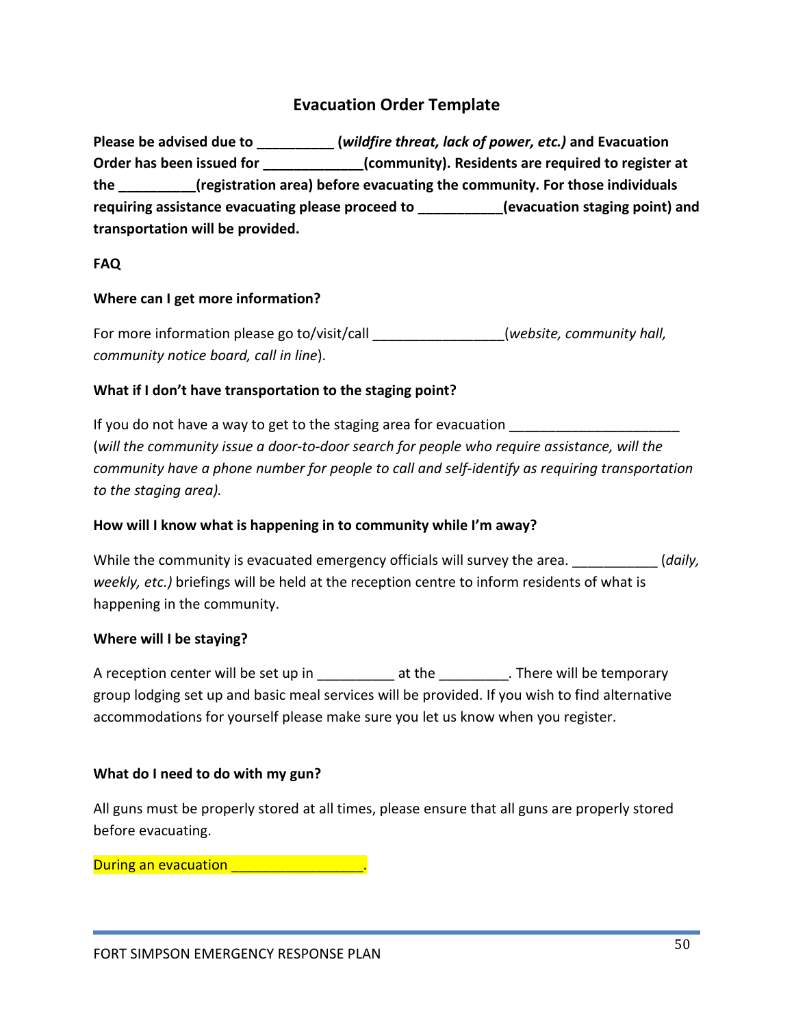## Evacuation Order Template

**Please be advised due to __________ (*wildfire threat, lack of power, etc.)* and Evacuation Order has been issued for _____________(community). Residents are required to register at the __________(registration area) before evacuating the community. For those individuals requiring assistance evacuating please proceed to ___________(evacuation staging point) and transportation will be provided.**

**FAQ**

**Where can I get more information?**

For more information please go to/visit/call _________________(*website, community hall, community notice board, call in line*).

**What if I don't have transportation to the staging point?**

If you do not have a way to get to the staging area for evacuation ______________________ (*will the community issue a door-to-door search for people who require assistance, will the community have a phone number for people to call and self-identify as requiring transportation to the staging area).*

**How will I know what is happening in to community while I'm away?**

While the community is evacuated emergency officials will survey the area. ___________ (*daily, weekly, etc.)* briefings will be held at the reception centre to inform residents of what is happening in the community.

**Where will I be staying?**

A reception center will be set up in __________ at the _________. There will be temporary group lodging set up and basic meal services will be provided. If you wish to find alternative accommodations for yourself please make sure you let us know when you register.

**What do I need to do with my gun?**

All guns must be properly stored at all times, please ensure that all guns are properly stored before evacuating.

During an evacuation _________________.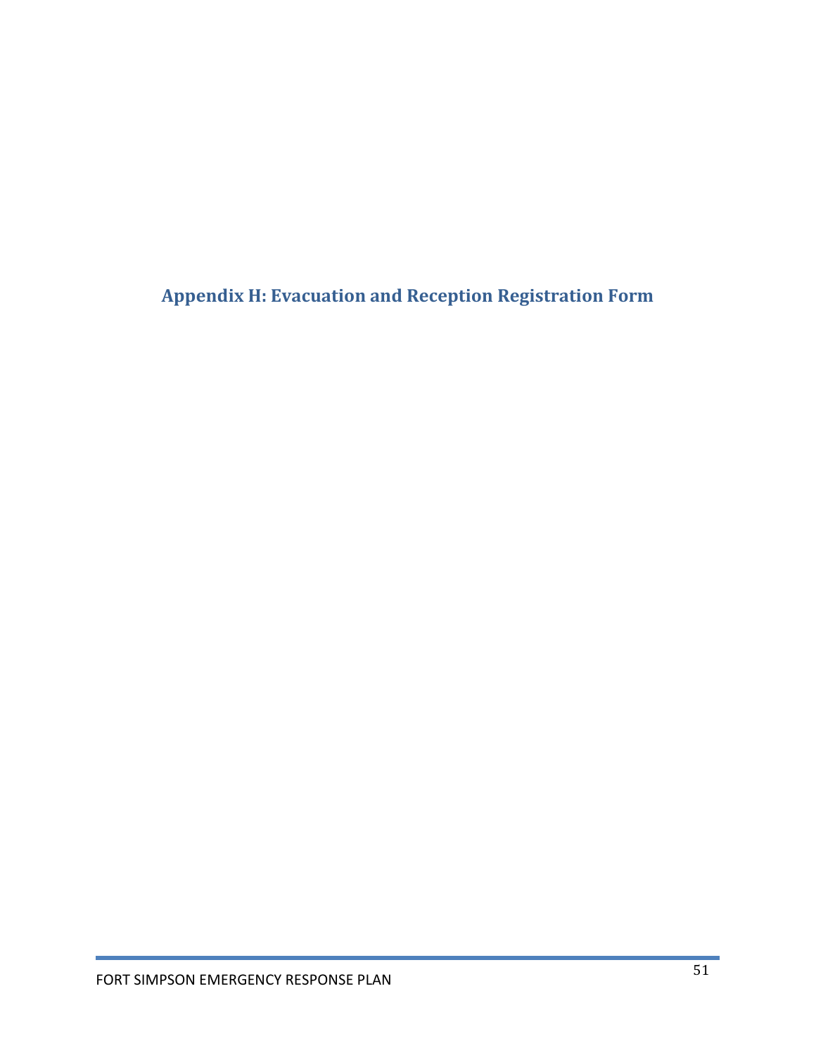# Appendix H: Evacuation and Reception Registration Form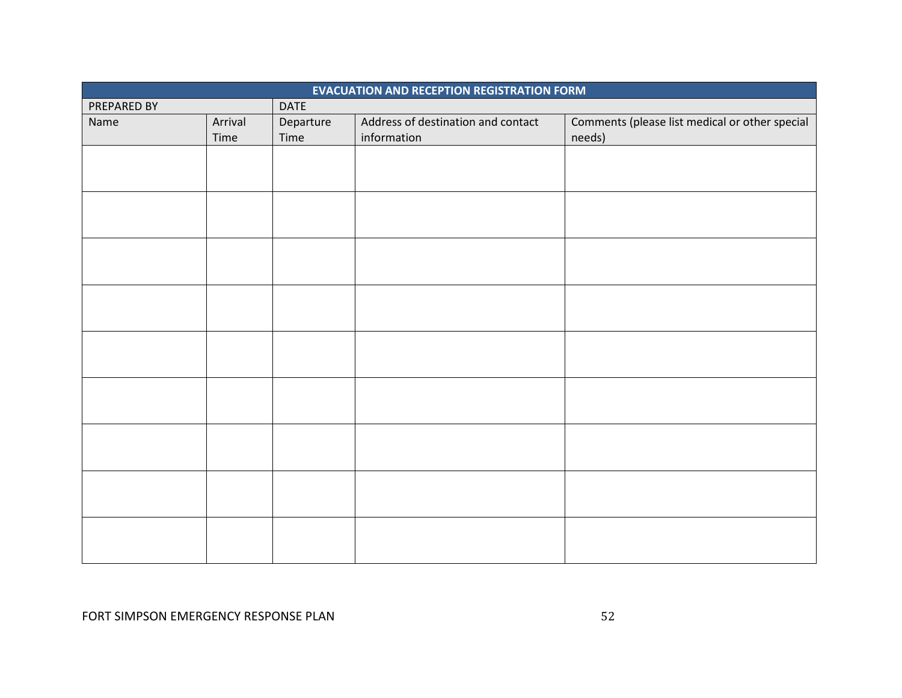| EVACUATION AND RECEPTION REGISTRATION FORM | | | | |
|---|---|---|---|---|
| PREPARED BY | | DATE | | |
| Name | Arrival Time | Departure Time | Address of destination and contact information | Comments (please list medical or other special needs) |
| | | | | |
| | | | | |
| | | | | |
| | | | | |
| | | | | |
| | | | | |
| | | | | |
| | | | | |
| | | | | |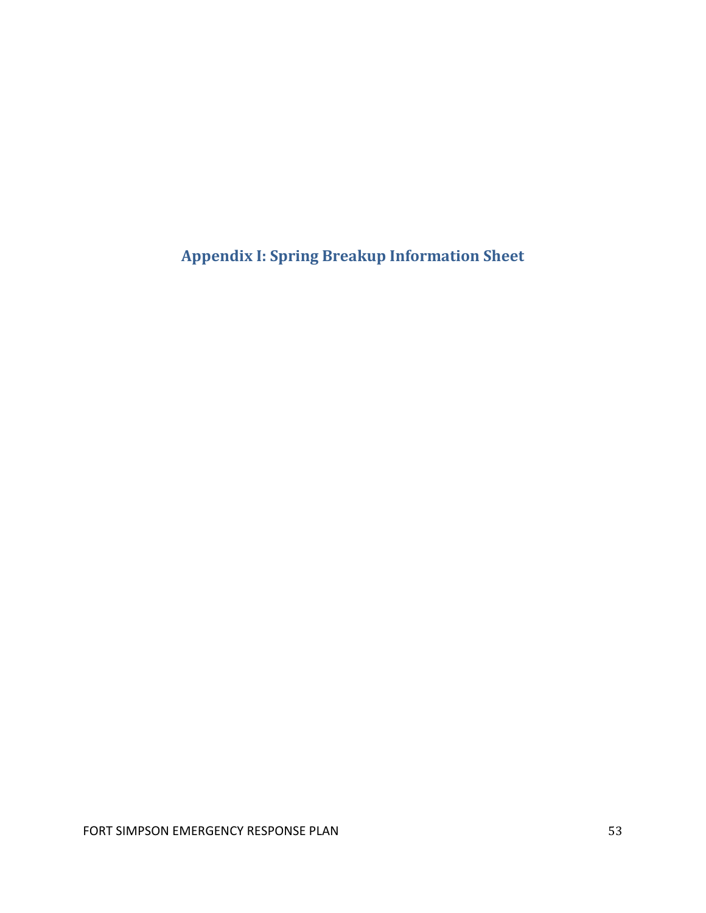# Appendix I: Spring Breakup Information Sheet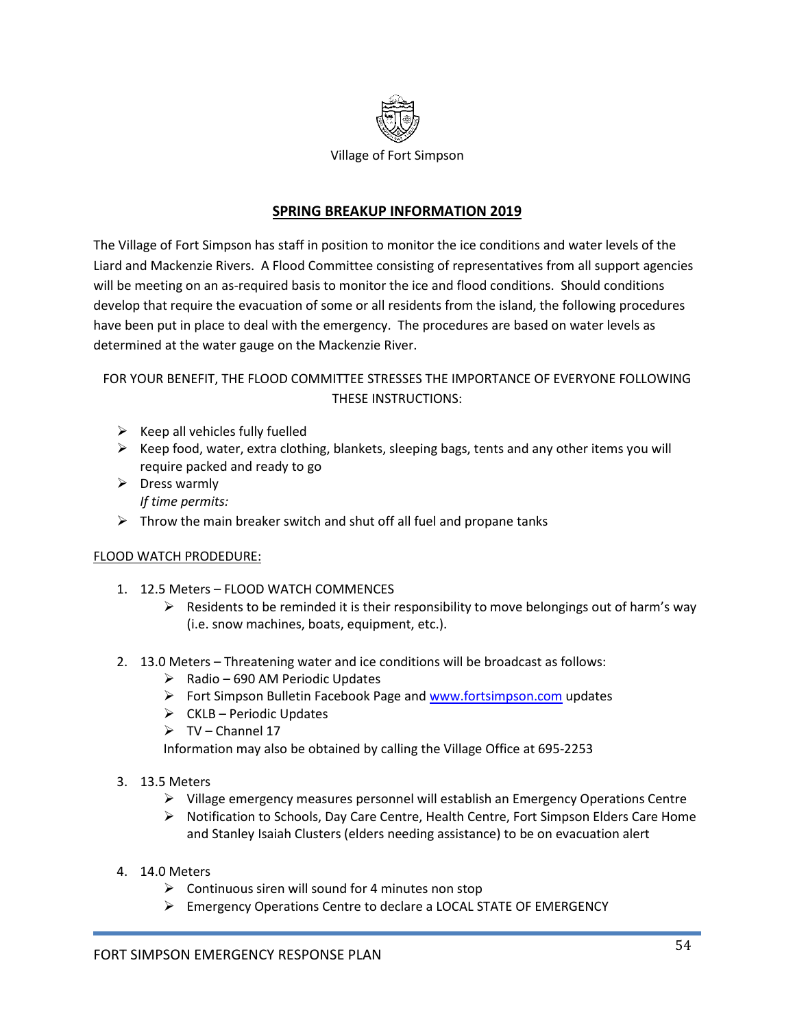Village of Fort Simpson

## SPRING BREAKUP INFORMATION 2019

The Village of Fort Simpson has staff in position to monitor the ice conditions and water levels of the Liard and Mackenzie Rivers. A Flood Committee consisting of representatives from all support agencies will be meeting on an as-required basis to monitor the ice and flood conditions. Should conditions develop that require the evacuation of some or all residents from the island, the following procedures have been put in place to deal with the emergency. The procedures are based on water levels as determined at the water gauge on the Mackenzie River.

FOR YOUR BENEFIT, THE FLOOD COMMITTEE STRESSES THE IMPORTANCE OF EVERYONE FOLLOWING THESE INSTRUCTIONS:

- Keep all vehicles fully fuelled
- Keep food, water, extra clothing, blankets, sleeping bags, tents and any other items you will require packed and ready to go
- Dress warmly

  *If time permits:*
- Throw the main breaker switch and shut off all fuel and propane tanks

FLOOD WATCH PRODEDURE:

1. 12.5 Meters – FLOOD WATCH COMMENCES
   - Residents to be reminded it is their responsibility to move belongings out of harm's way (i.e. snow machines, boats, equipment, etc.).

2. 13.0 Meters – Threatening water and ice conditions will be broadcast as follows:
   - Radio – 690 AM Periodic Updates
   - Fort Simpson Bulletin Facebook Page and www.fortsimpson.com updates
   - CKLB – Periodic Updates
   - TV – Channel 17

   Information may also be obtained by calling the Village Office at 695-2253

3. 13.5 Meters
   - Village emergency measures personnel will establish an Emergency Operations Centre
   - Notification to Schools, Day Care Centre, Health Centre, Fort Simpson Elders Care Home and Stanley Isaiah Clusters (elders needing assistance) to be on evacuation alert

4. 14.0 Meters
   - Continuous siren will sound for 4 minutes non stop
   - Emergency Operations Centre to declare a LOCAL STATE OF EMERGENCY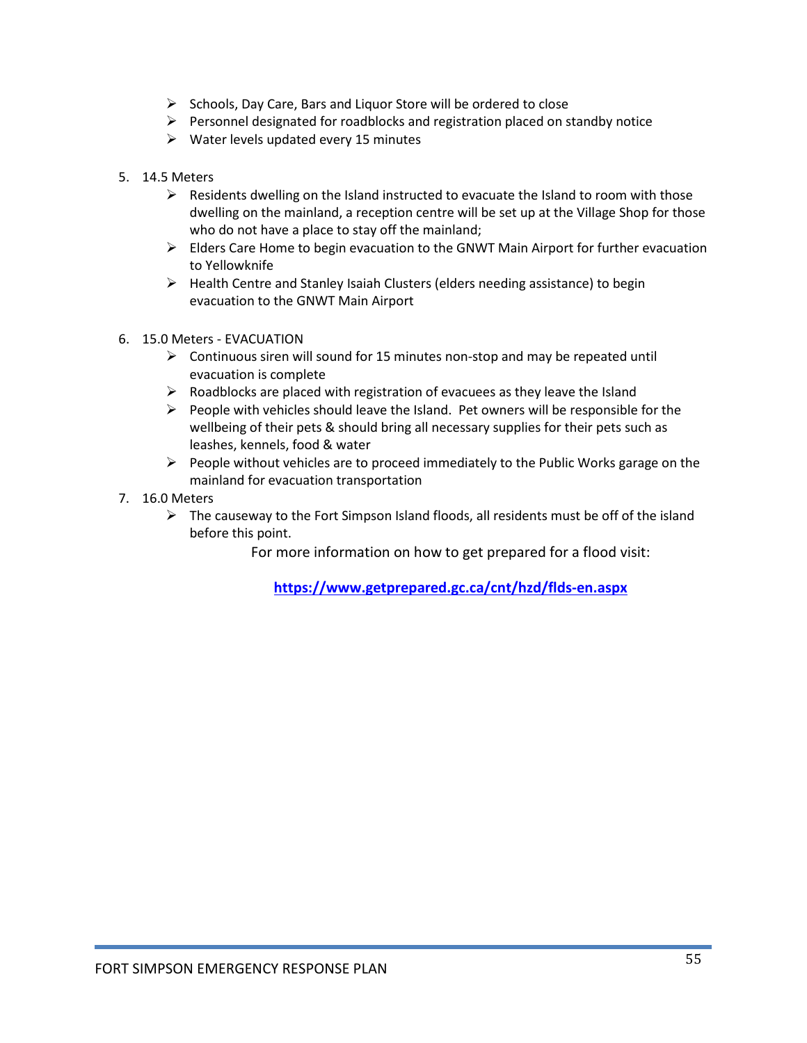- Schools, Day Care, Bars and Liquor Store will be ordered to close
- Personnel designated for roadblocks and registration placed on standby notice
- Water levels updated every 15 minutes

5. 14.5 Meters
   - Residents dwelling on the Island instructed to evacuate the Island to room with those dwelling on the mainland, a reception centre will be set up at the Village Shop for those who do not have a place to stay off the mainland;
   - Elders Care Home to begin evacuation to the GNWT Main Airport for further evacuation to Yellowknife
   - Health Centre and Stanley Isaiah Clusters (elders needing assistance) to begin evacuation to the GNWT Main Airport

6. 15.0 Meters - EVACUATION
   - Continuous siren will sound for 15 minutes non-stop and may be repeated until evacuation is complete
   - Roadblocks are placed with registration of evacuees as they leave the Island
   - People with vehicles should leave the Island. Pet owners will be responsible for the wellbeing of their pets & should bring all necessary supplies for their pets such as leashes, kennels, food & water
   - People without vehicles are to proceed immediately to the Public Works garage on the mainland for evacuation transportation

7. 16.0 Meters
   - The causeway to the Fort Simpson Island floods, all residents must be off of the island before this point.

For more information on how to get prepared for a flood visit:

**https://www.getprepared.gc.ca/cnt/hzd/flds-en.aspx**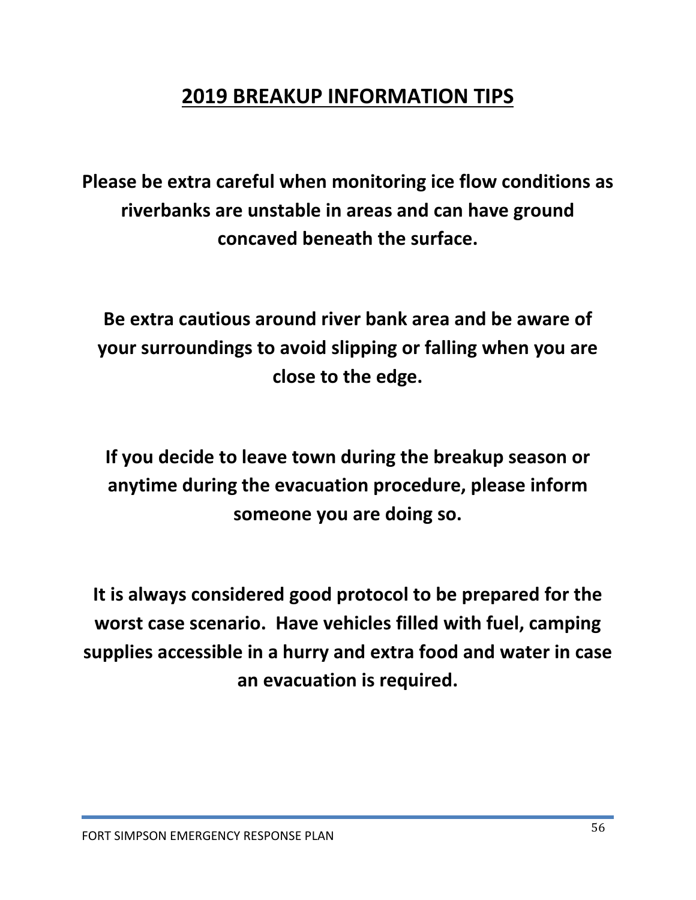# 2019 BREAKUP INFORMATION TIPS

**Please be extra careful when monitoring ice flow conditions as riverbanks are unstable in areas and can have ground concaved beneath the surface.**

**Be extra cautious around river bank area and be aware of your surroundings to avoid slipping or falling when you are close to the edge.**

**If you decide to leave town during the breakup season or anytime during the evacuation procedure, please inform someone you are doing so.**

**It is always considered good protocol to be prepared for the worst case scenario. Have vehicles filled with fuel, camping supplies accessible in a hurry and extra food and water in case an evacuation is required.**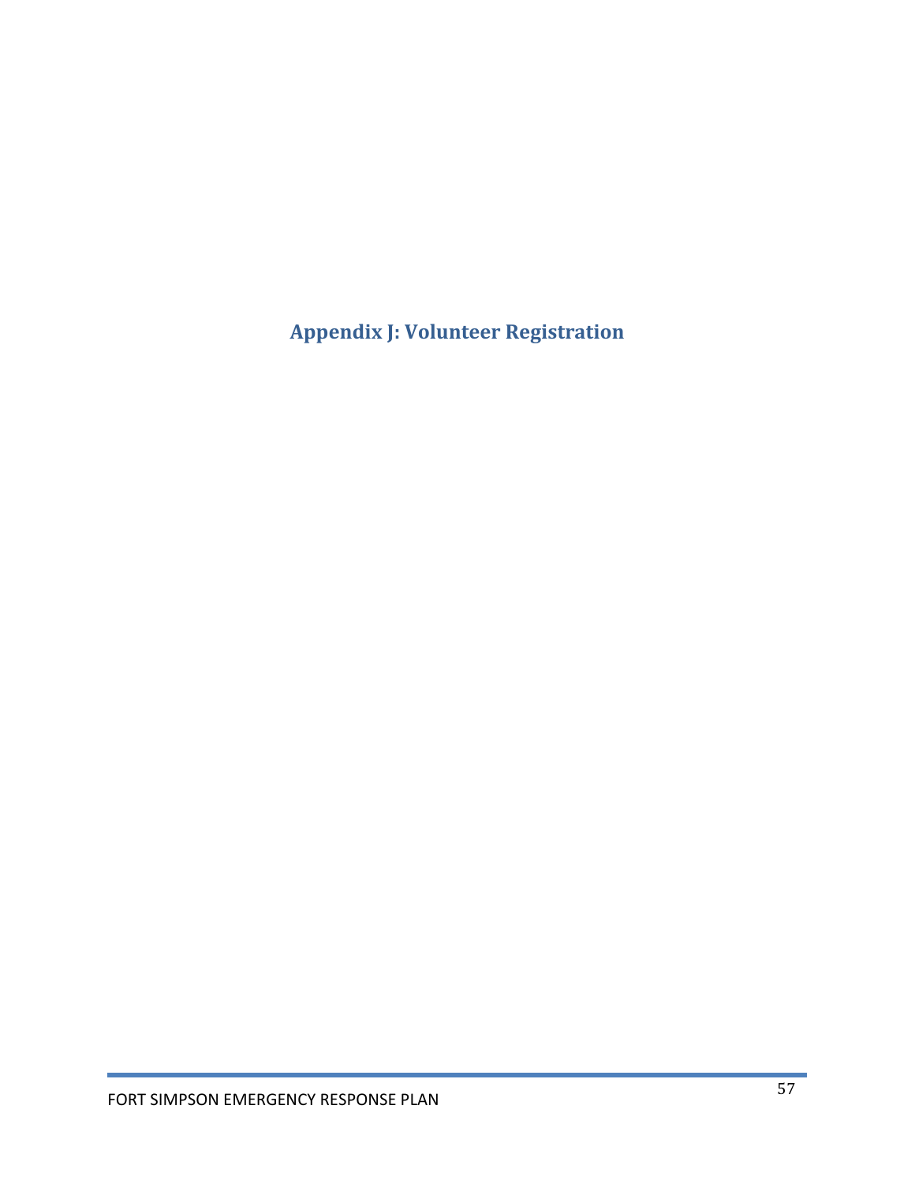# Appendix J: Volunteer Registration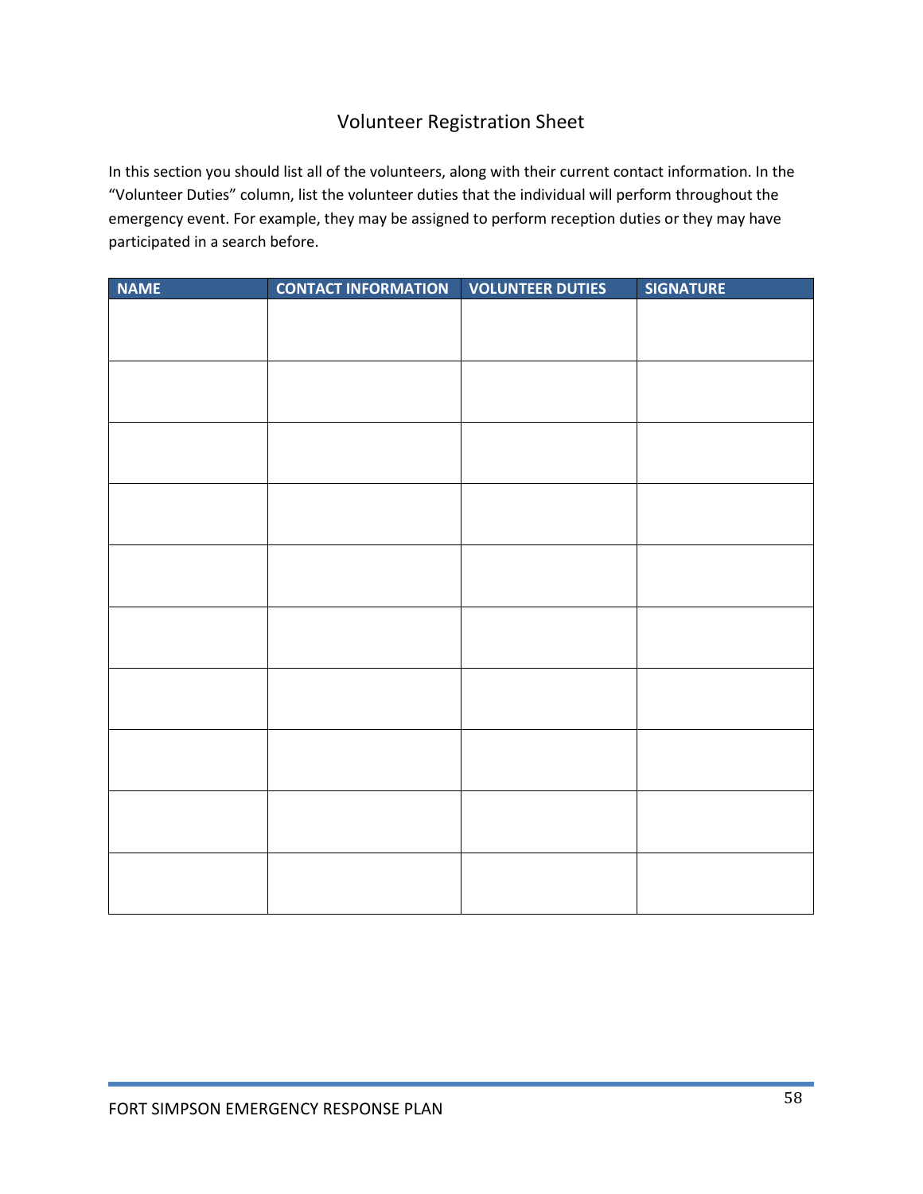# Volunteer Registration Sheet

In this section you should list all of the volunteers, along with their current contact information. In the "Volunteer Duties" column, list the volunteer duties that the individual will perform throughout the emergency event. For example, they may be assigned to perform reception duties or they may have participated in a search before.

| NAME | CONTACT INFORMATION | VOLUNTEER DUTIES | SIGNATURE |
|---|---|---|---|
| | | | |
| | | | |
| | | | |
| | | | |
| | | | |
| | | | |
| | | | |
| | | | |
| | | | |
| | | | |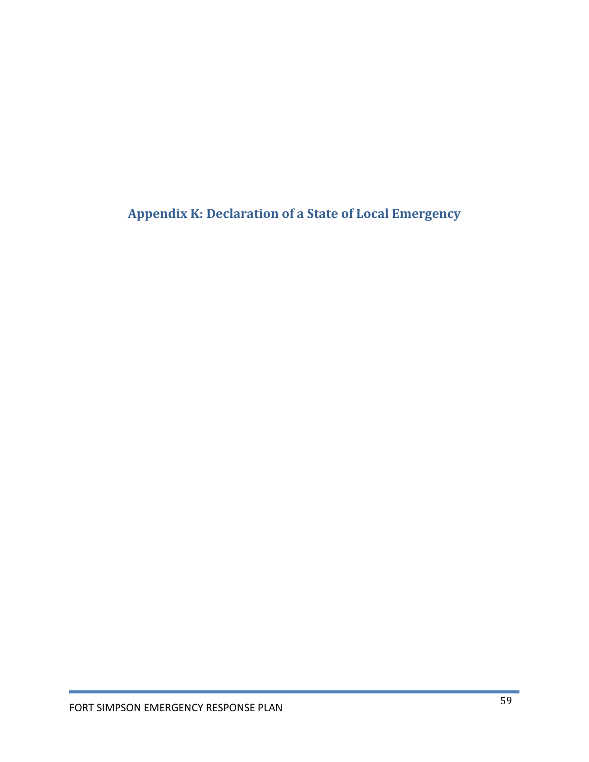# Appendix K: Declaration of a State of Local Emergency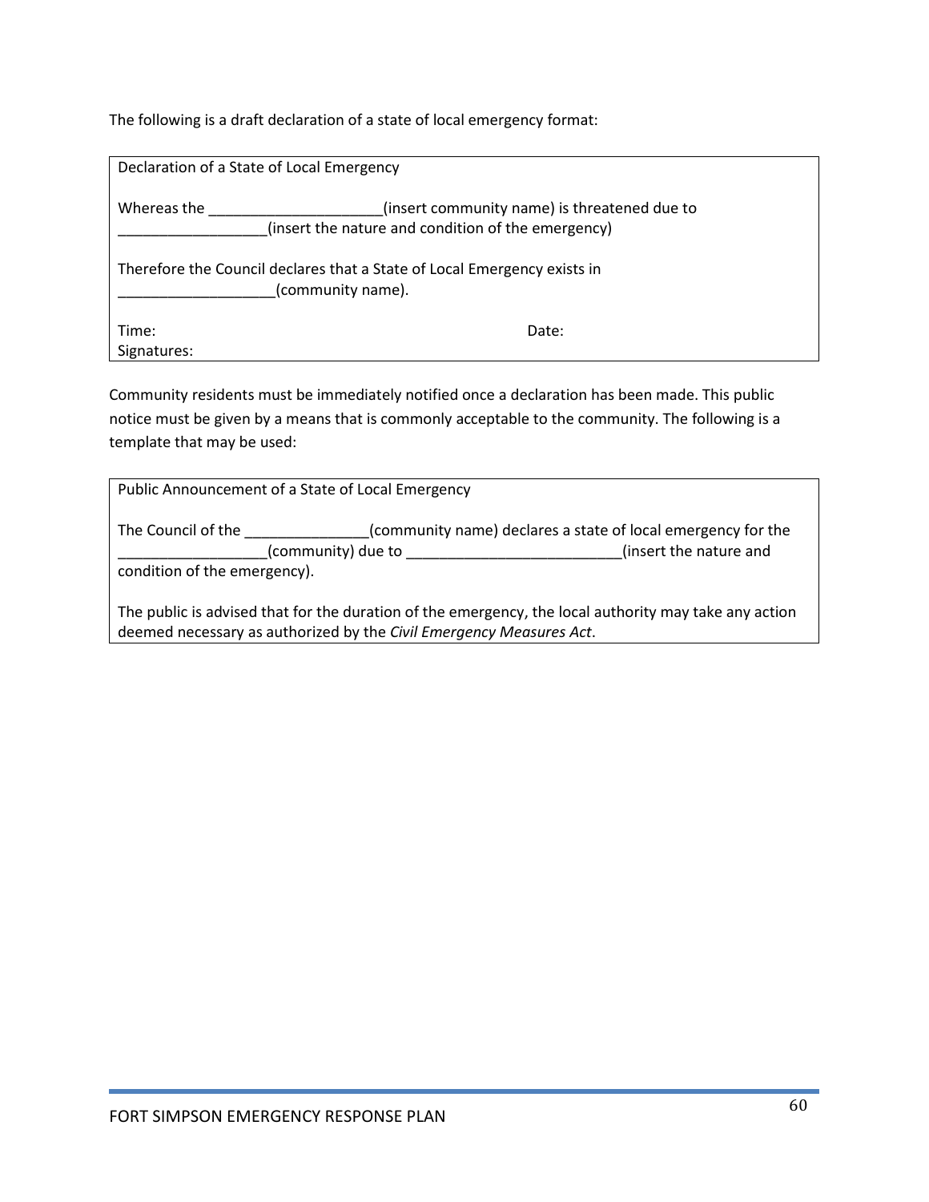The following is a draft declaration of a state of local emergency format:

| Declaration of a State of Local Emergency |
| --- |
| Whereas the ____________________(insert community name) is threatened due to _________________(insert the nature and condition of the emergency)<br><br>Therefore the Council declares that a State of Local Emergency exists in __________________(community name).<br><br>Time: Date:<br>Signatures: |

Community residents must be immediately notified once a declaration has been made. This public notice must be given by a means that is commonly acceptable to the community. The following is a template that may be used:

| Public Announcement of a State of Local Emergency |
| --- |
| The Council of the ______________(community name) declares a state of local emergency for the _________________(community) due to ________________________(insert the nature and condition of the emergency).<br><br>The public is advised that for the duration of the emergency, the local authority may take any action deemed necessary as authorized by the *Civil Emergency Measures Act*. |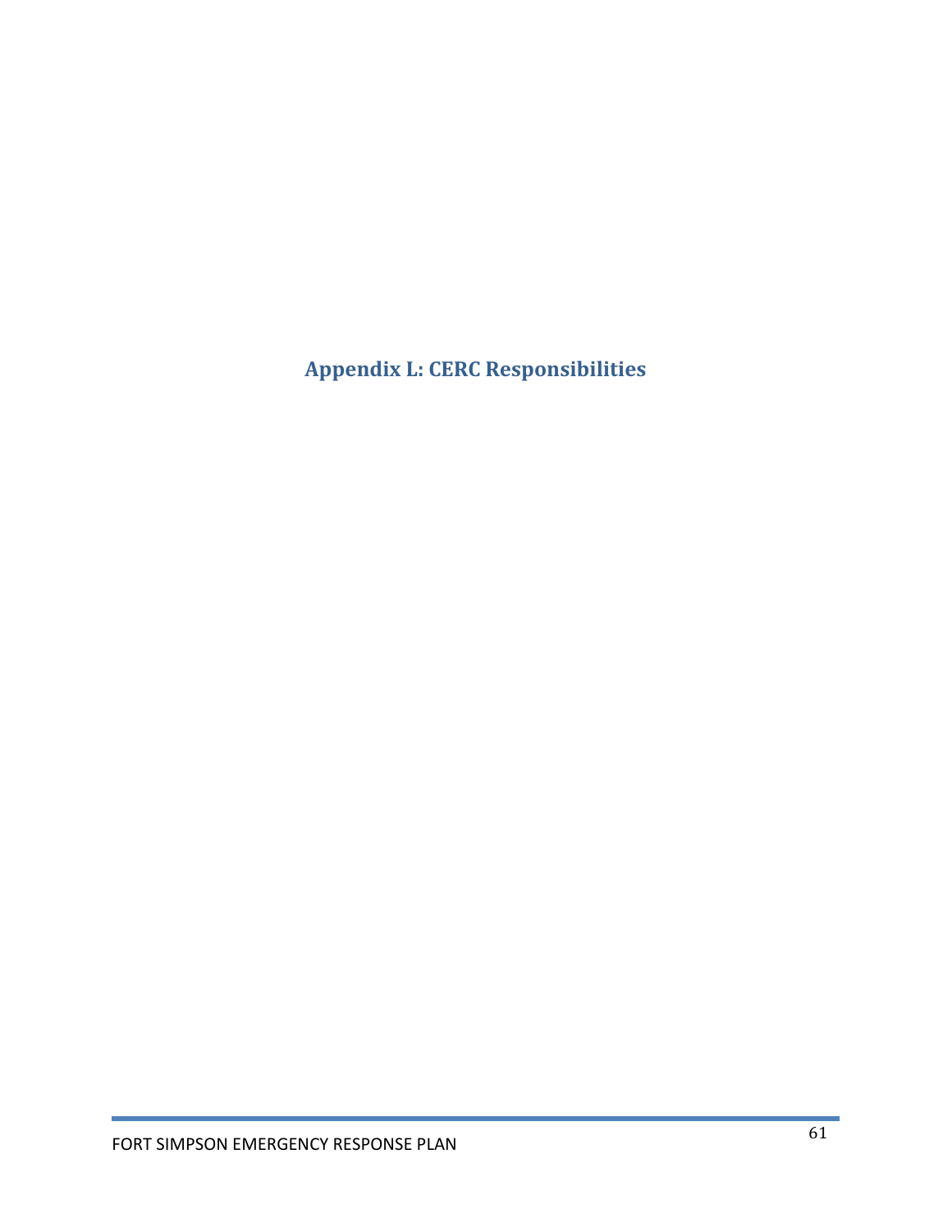# Appendix L: CERC Responsibilities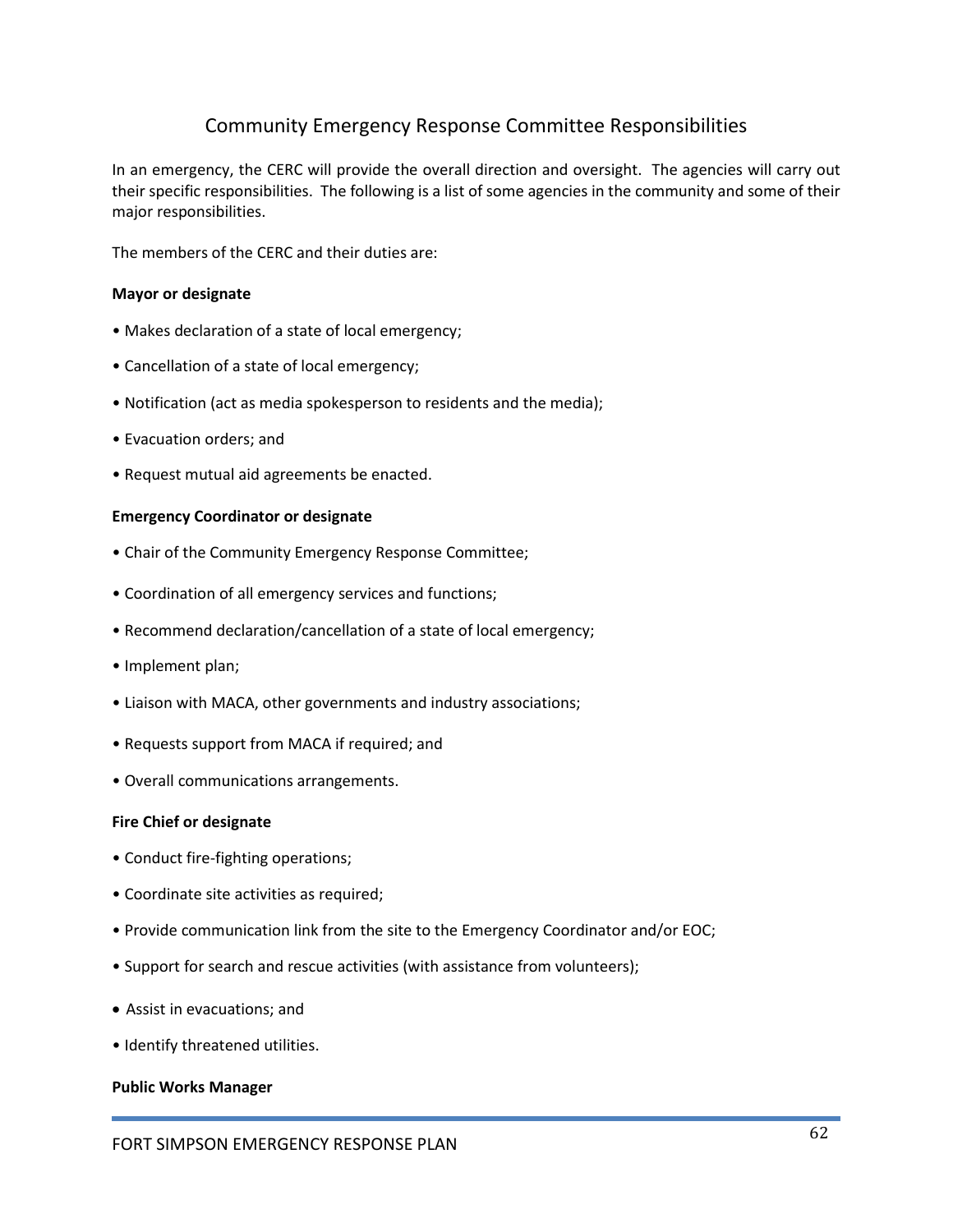## Community Emergency Response Committee Responsibilities

In an emergency, the CERC will provide the overall direction and oversight. The agencies will carry out their specific responsibilities. The following is a list of some agencies in the community and some of their major responsibilities.

The members of the CERC and their duties are:

**Mayor or designate**

- Makes declaration of a state of local emergency;
- Cancellation of a state of local emergency;
- Notification (act as media spokesperson to residents and the media);
- Evacuation orders; and
- Request mutual aid agreements be enacted.

**Emergency Coordinator or designate**

- Chair of the Community Emergency Response Committee;
- Coordination of all emergency services and functions;
- Recommend declaration/cancellation of a state of local emergency;
- Implement plan;
- Liaison with MACA, other governments and industry associations;
- Requests support from MACA if required; and
- Overall communications arrangements.

**Fire Chief or designate**

- Conduct fire-fighting operations;
- Coordinate site activities as required;
- Provide communication link from the site to the Emergency Coordinator and/or EOC;
- Support for search and rescue activities (with assistance from volunteers);
- Assist in evacuations; and
- Identify threatened utilities.

**Public Works Manager**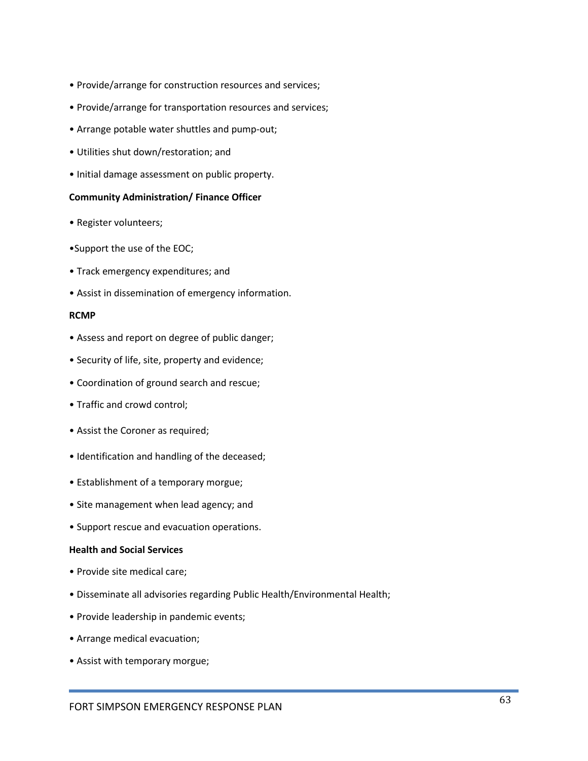- Provide/arrange for construction resources and services;
- Provide/arrange for transportation resources and services;
- Arrange potable water shuttles and pump-out;
- Utilities shut down/restoration; and
- Initial damage assessment on public property.

**Community Administration/ Finance Officer**

- Register volunteers;
- Support the use of the EOC;
- Track emergency expenditures; and
- Assist in dissemination of emergency information.

**RCMP**

- Assess and report on degree of public danger;
- Security of life, site, property and evidence;
- Coordination of ground search and rescue;
- Traffic and crowd control;
- Assist the Coroner as required;
- Identification and handling of the deceased;
- Establishment of a temporary morgue;
- Site management when lead agency; and
- Support rescue and evacuation operations.

**Health and Social Services**

- Provide site medical care;
- Disseminate all advisories regarding Public Health/Environmental Health;
- Provide leadership in pandemic events;
- Arrange medical evacuation;
- Assist with temporary morgue;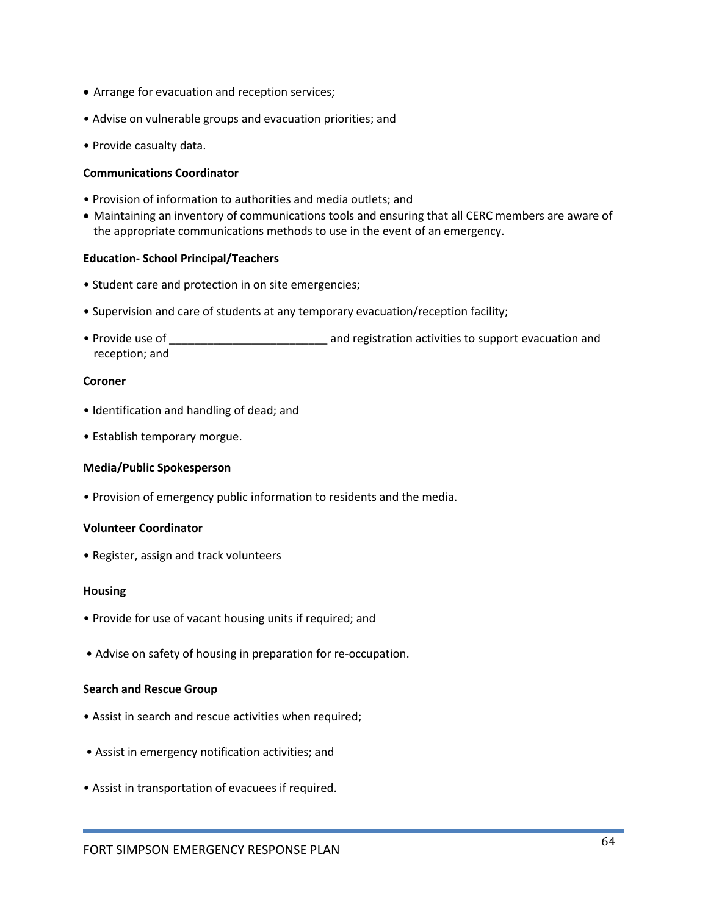- Arrange for evacuation and reception services;
- Advise on vulnerable groups and evacuation priorities; and
- Provide casualty data.

**Communications Coordinator**

- Provision of information to authorities and media outlets; and
- Maintaining an inventory of communications tools and ensuring that all CERC members are aware of the appropriate communications methods to use in the event of an emergency.

**Education- School Principal/Teachers**

- Student care and protection in on site emergencies;
- Supervision and care of students at any temporary evacuation/reception facility;
- Provide use of _________________________ and registration activities to support evacuation and reception; and

**Coroner**

- Identification and handling of dead; and
- Establish temporary morgue.

**Media/Public Spokesperson**

- Provision of emergency public information to residents and the media.

**Volunteer Coordinator**

- Register, assign and track volunteers

**Housing**

- Provide for use of vacant housing units if required; and
- Advise on safety of housing in preparation for re-occupation.

**Search and Rescue Group**

- Assist in search and rescue activities when required;
- Assist in emergency notification activities; and
- Assist in transportation of evacuees if required.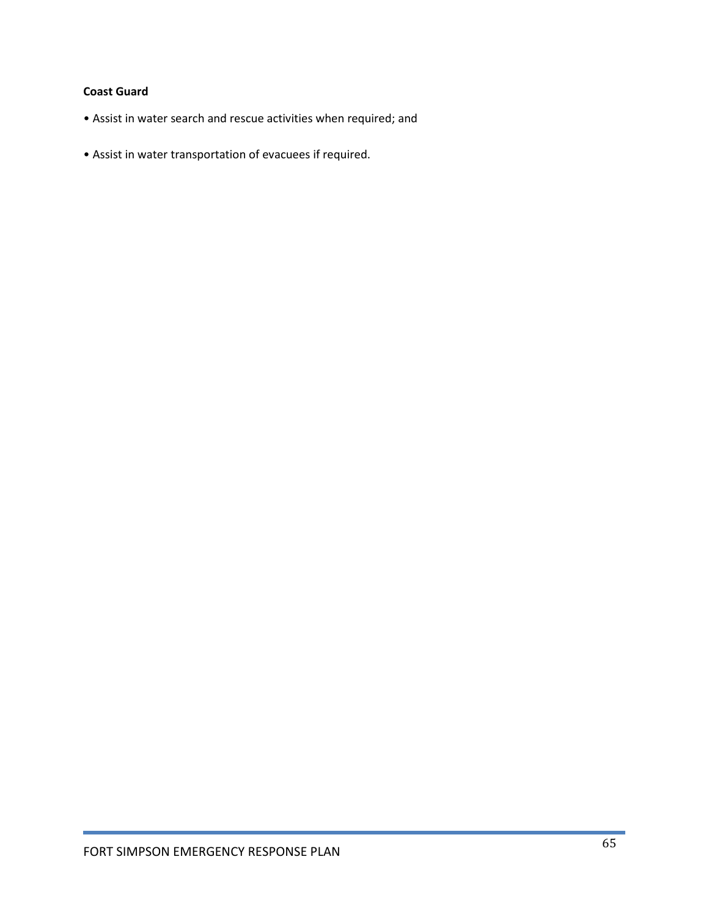**Coast Guard**

- Assist in water search and rescue activities when required; and
- Assist in water transportation of evacuees if required.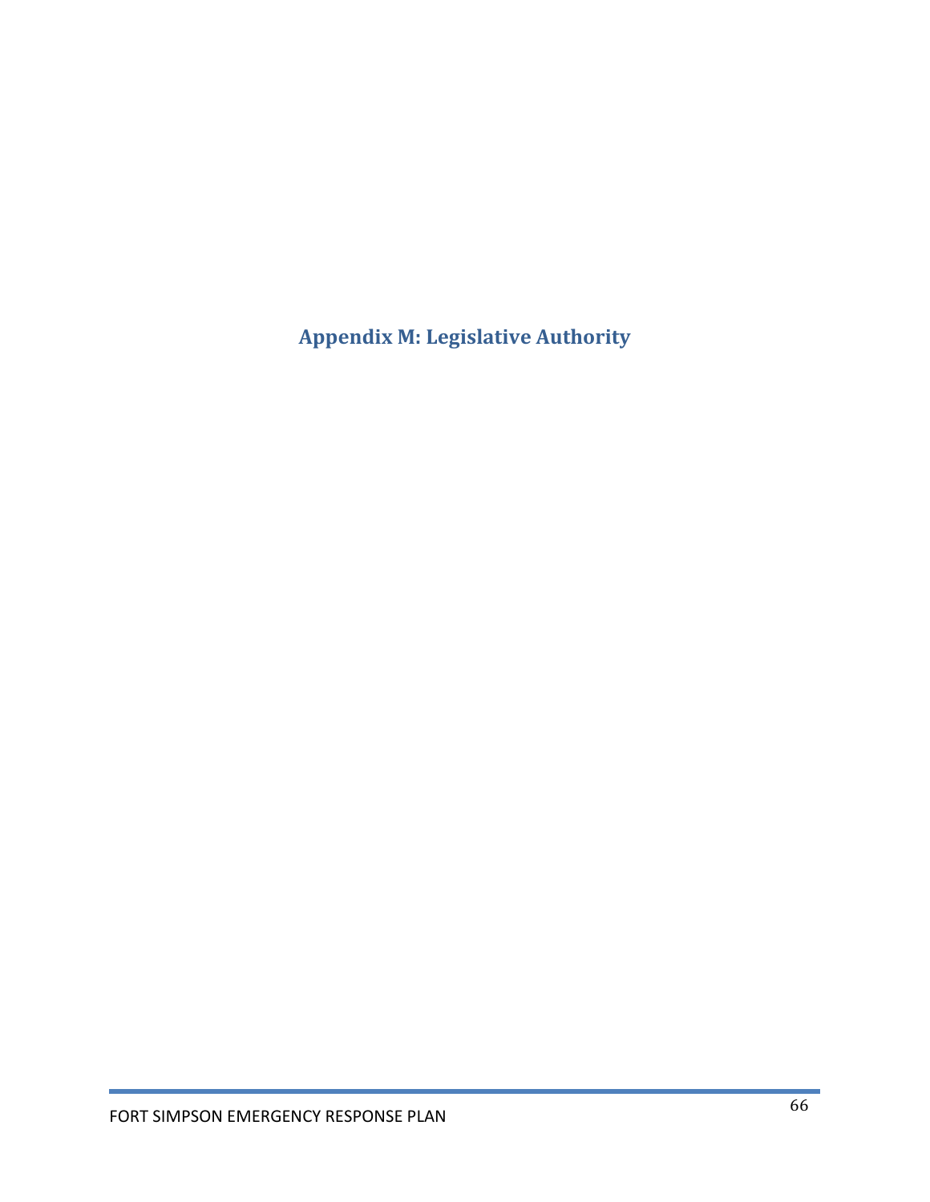# Appendix M: Legislative Authority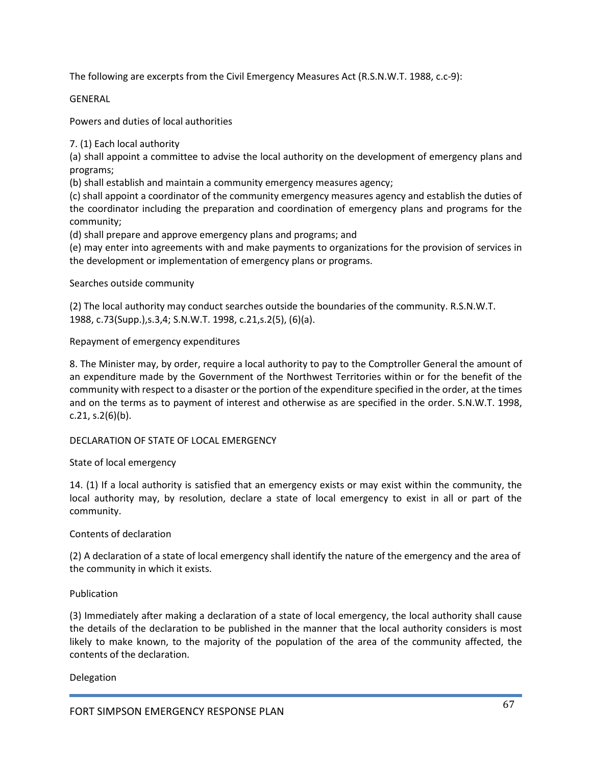The following are excerpts from the Civil Emergency Measures Act (R.S.N.W.T. 1988, c.c-9):

GENERAL

Powers and duties of local authorities

7. (1) Each local authority

(a) shall appoint a committee to advise the local authority on the development of emergency plans and programs;

(b) shall establish and maintain a community emergency measures agency;

(c) shall appoint a coordinator of the community emergency measures agency and establish the duties of the coordinator including the preparation and coordination of emergency plans and programs for the community;

(d) shall prepare and approve emergency plans and programs; and

(e) may enter into agreements with and make payments to organizations for the provision of services in the development or implementation of emergency plans or programs.

Searches outside community

(2) The local authority may conduct searches outside the boundaries of the community. R.S.N.W.T. 1988, c.73(Supp.),s.3,4; S.N.W.T. 1998, c.21,s.2(5), (6)(a).

Repayment of emergency expenditures

8. The Minister may, by order, require a local authority to pay to the Comptroller General the amount of an expenditure made by the Government of the Northwest Territories within or for the benefit of the community with respect to a disaster or the portion of the expenditure specified in the order, at the times and on the terms as to payment of interest and otherwise as are specified in the order. S.N.W.T. 1998, c.21, s.2(6)(b).

DECLARATION OF STATE OF LOCAL EMERGENCY

State of local emergency

14. (1) If a local authority is satisfied that an emergency exists or may exist within the community, the local authority may, by resolution, declare a state of local emergency to exist in all or part of the community.

Contents of declaration

(2) A declaration of a state of local emergency shall identify the nature of the emergency and the area of the community in which it exists.

Publication

(3) Immediately after making a declaration of a state of local emergency, the local authority shall cause the details of the declaration to be published in the manner that the local authority considers is most likely to make known, to the majority of the population of the area of the community affected, the contents of the declaration.

Delegation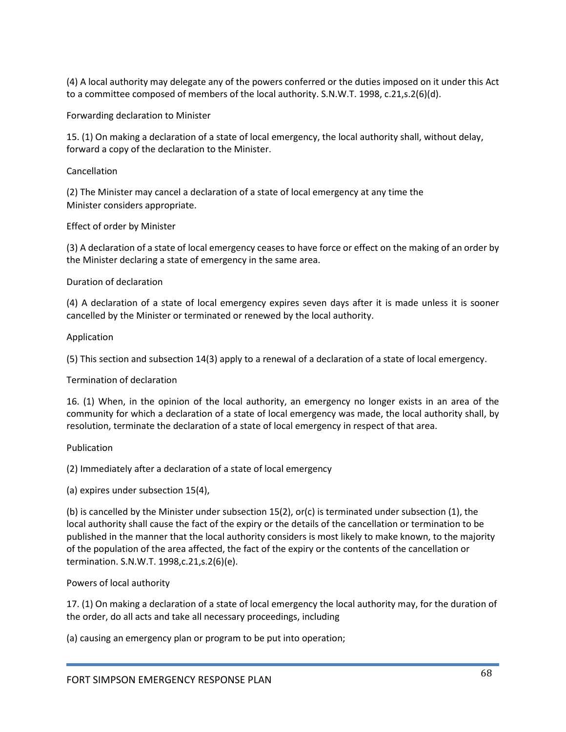(4) A local authority may delegate any of the powers conferred or the duties imposed on it under this Act to a committee composed of members of the local authority. S.N.W.T. 1998, c.21,s.2(6)(d).

Forwarding declaration to Minister

15. (1) On making a declaration of a state of local emergency, the local authority shall, without delay, forward a copy of the declaration to the Minister.

Cancellation

(2) The Minister may cancel a declaration of a state of local emergency at any time the Minister considers appropriate.

Effect of order by Minister

(3) A declaration of a state of local emergency ceases to have force or effect on the making of an order by the Minister declaring a state of emergency in the same area.

Duration of declaration

(4) A declaration of a state of local emergency expires seven days after it is made unless it is sooner cancelled by the Minister or terminated or renewed by the local authority.

Application

(5) This section and subsection 14(3) apply to a renewal of a declaration of a state of local emergency.

Termination of declaration

16. (1) When, in the opinion of the local authority, an emergency no longer exists in an area of the community for which a declaration of a state of local emergency was made, the local authority shall, by resolution, terminate the declaration of a state of local emergency in respect of that area.

Publication

(2) Immediately after a declaration of a state of local emergency

(a) expires under subsection 15(4),

(b) is cancelled by the Minister under subsection 15(2), or(c) is terminated under subsection (1), the local authority shall cause the fact of the expiry or the details of the cancellation or termination to be published in the manner that the local authority considers is most likely to make known, to the majority of the population of the area affected, the fact of the expiry or the contents of the cancellation or termination. S.N.W.T. 1998,c.21,s.2(6)(e).

Powers of local authority

17. (1) On making a declaration of a state of local emergency the local authority may, for the duration of the order, do all acts and take all necessary proceedings, including

(a) causing an emergency plan or program to be put into operation;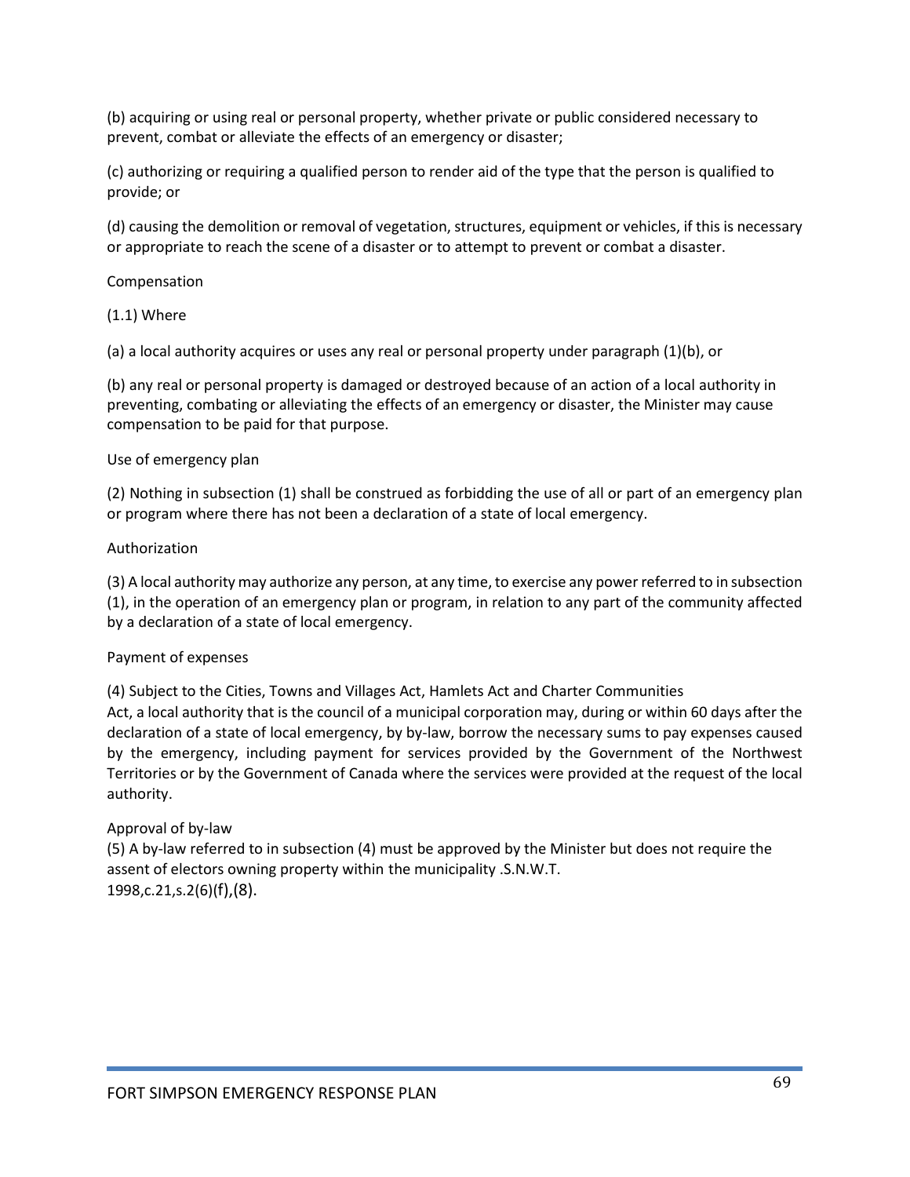(b) acquiring or using real or personal property, whether private or public considered necessary to prevent, combat or alleviate the effects of an emergency or disaster;

(c) authorizing or requiring a qualified person to render aid of the type that the person is qualified to provide; or

(d) causing the demolition or removal of vegetation, structures, equipment or vehicles, if this is necessary or appropriate to reach the scene of a disaster or to attempt to prevent or combat a disaster.

Compensation

(1.1) Where

(a) a local authority acquires or uses any real or personal property under paragraph (1)(b), or

(b) any real or personal property is damaged or destroyed because of an action of a local authority in preventing, combating or alleviating the effects of an emergency or disaster, the Minister may cause compensation to be paid for that purpose.

Use of emergency plan

(2) Nothing in subsection (1) shall be construed as forbidding the use of all or part of an emergency plan or program where there has not been a declaration of a state of local emergency.

Authorization

(3) A local authority may authorize any person, at any time, to exercise any power referred to in subsection (1), in the operation of an emergency plan or program, in relation to any part of the community affected by a declaration of a state of local emergency.

Payment of expenses

(4) Subject to the Cities, Towns and Villages Act, Hamlets Act and Charter Communities Act, a local authority that is the council of a municipal corporation may, during or within 60 days after the declaration of a state of local emergency, by by-law, borrow the necessary sums to pay expenses caused by the emergency, including payment for services provided by the Government of the Northwest Territories or by the Government of Canada where the services were provided at the request of the local authority.

Approval of by-law

(5) A by-law referred to in subsection (4) must be approved by the Minister but does not require the assent of electors owning property within the municipality .S.N.W.T. 1998,c.21,s.2(6)(f),(8).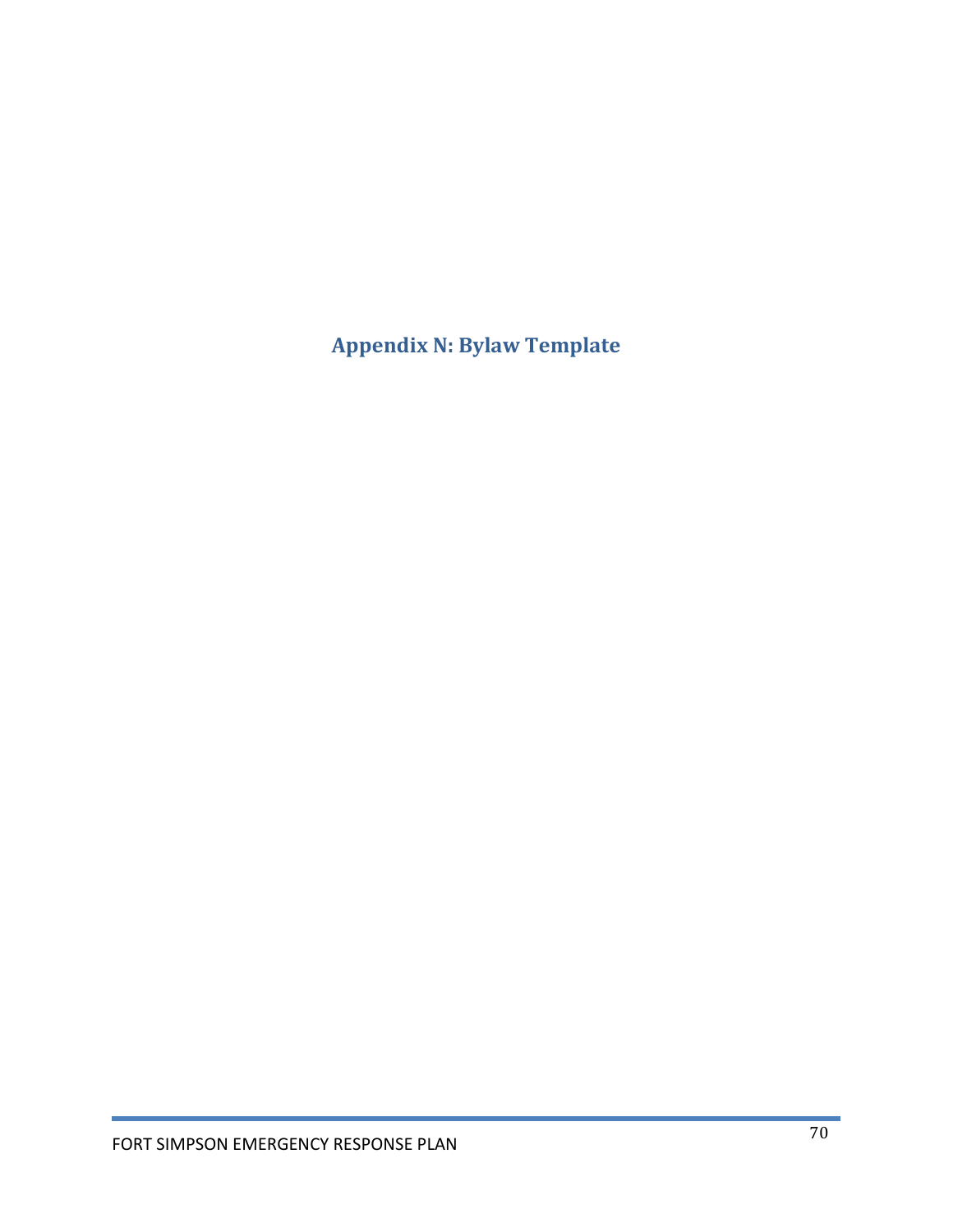# Appendix N: Bylaw Template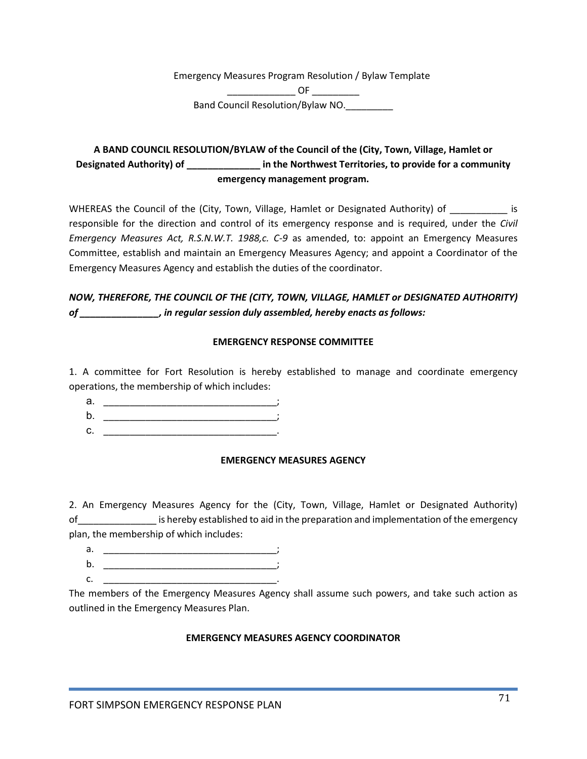Emergency Measures Program Resolution / Bylaw Template

_____________ OF _________

Band Council Resolution/Bylaw NO._________

**A BAND COUNCIL RESOLUTION/BYLAW of the Council of the (City, Town, Village, Hamlet or Designated Authority) of ______________ in the Northwest Territories, to provide for a community emergency management program.**

WHEREAS the Council of the (City, Town, Village, Hamlet or Designated Authority) of ___________ is responsible for the direction and control of its emergency response and is required, under the *Civil Emergency Measures Act, R.S.N.W.T. 1988,c. C-9* as amended, to: appoint an Emergency Measures Committee, establish and maintain an Emergency Measures Agency; and appoint a Coordinator of the Emergency Measures Agency and establish the duties of the coordinator.

***NOW, THEREFORE, THE COUNCIL OF THE (CITY, TOWN, VILLAGE, HAMLET or DESIGNATED AUTHORITY) of _______________, in regular session duly assembled, hereby enacts as follows:***

**EMERGENCY RESPONSE COMMITTEE**

1. A committee for Fort Resolution is hereby established to manage and coordinate emergency operations, the membership of which includes:

   a. ________________________________;
   b. ________________________________;
   c. ________________________________.

**EMERGENCY MEASURES AGENCY**

2. An Emergency Measures Agency for the (City, Town, Village, Hamlet or Designated Authority) of_______________ is hereby established to aid in the preparation and implementation of the emergency plan, the membership of which includes:

   a. _________________________________;
   b. _________________________________;
   c. _________________________________.

The members of the Emergency Measures Agency shall assume such powers, and take such action as outlined in the Emergency Measures Plan.

**EMERGENCY MEASURES AGENCY COORDINATOR**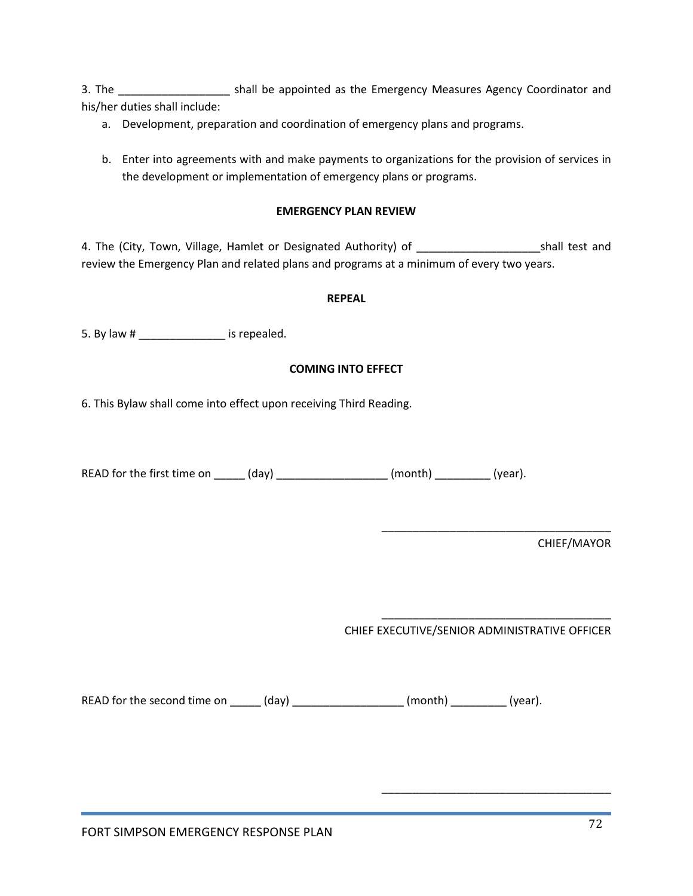3. The ________________ shall be appointed as the Emergency Measures Agency Coordinator and his/her duties shall include:

a. Development, preparation and coordination of emergency plans and programs.

b. Enter into agreements with and make payments to organizations for the provision of services in the development or implementation of emergency plans or programs.

**EMERGENCY PLAN REVIEW**

4. The (City, Town, Village, Hamlet or Designated Authority) of ___________________shall test and review the Emergency Plan and related plans and programs at a minimum of every two years.

**REPEAL**

5. By law # ______________ is repealed.

**COMING INTO EFFECT**

6. This Bylaw shall come into effect upon receiving Third Reading.

READ for the first time on _____ (day) _________________ (month) _________ (year).

_____________________________________

CHIEF/MAYOR

_____________________________________

CHIEF EXECUTIVE/SENIOR ADMINISTRATIVE OFFICER

READ for the second time on _____ (day) _________________ (month) _________ (year).

_____________________________________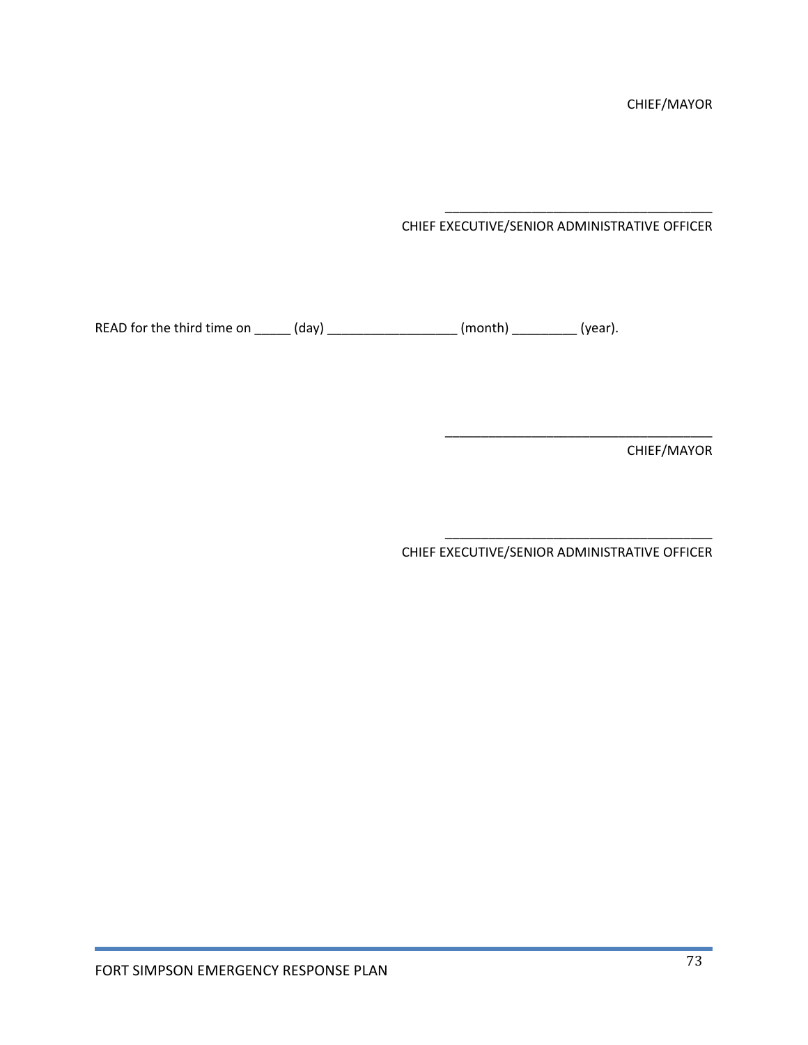CHIEF/MAYOR

_____________________________________
CHIEF EXECUTIVE/SENIOR ADMINISTRATIVE OFFICER

READ for the third time on _____ (day) ___________________ (month) _________ (year).

_____________________________________
CHIEF/MAYOR

_____________________________________
CHIEF EXECUTIVE/SENIOR ADMINISTRATIVE OFFICER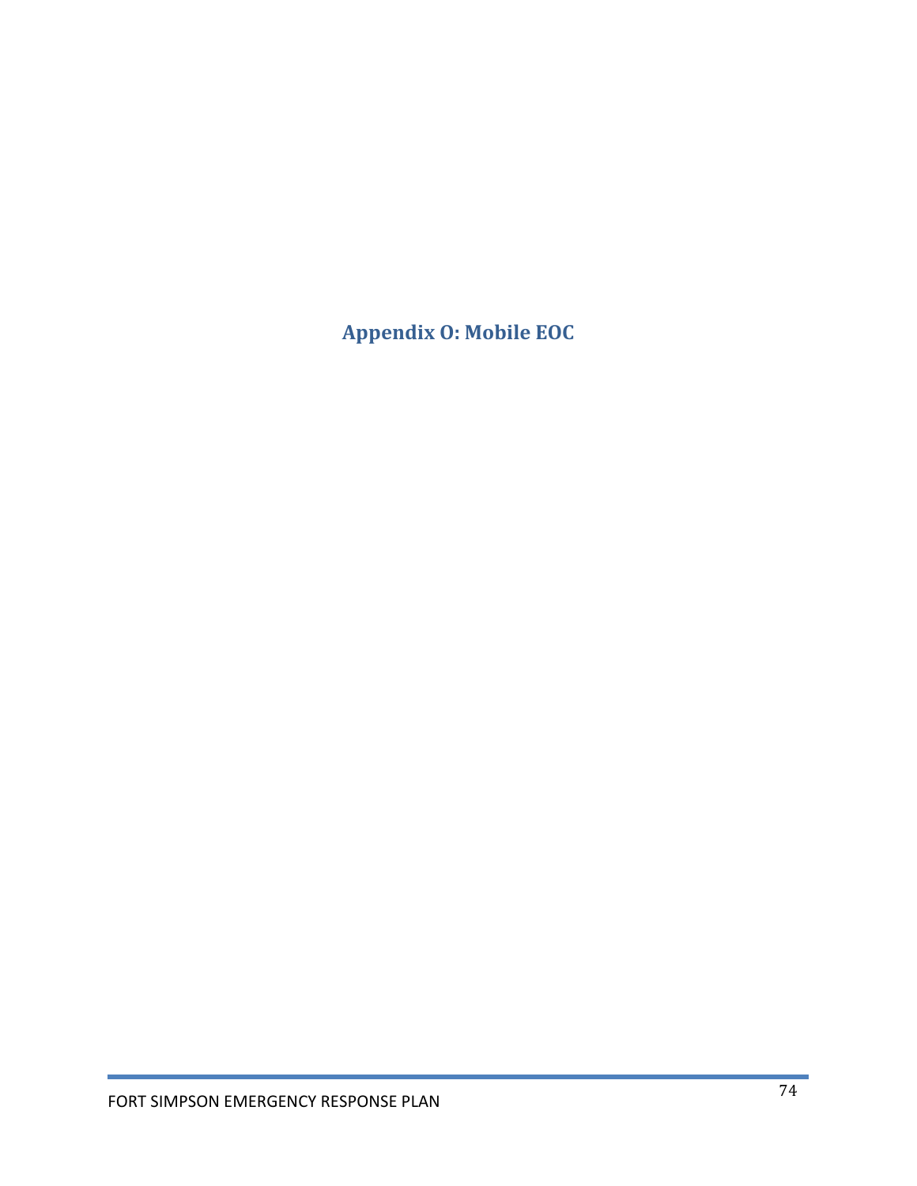# Appendix O: Mobile EOC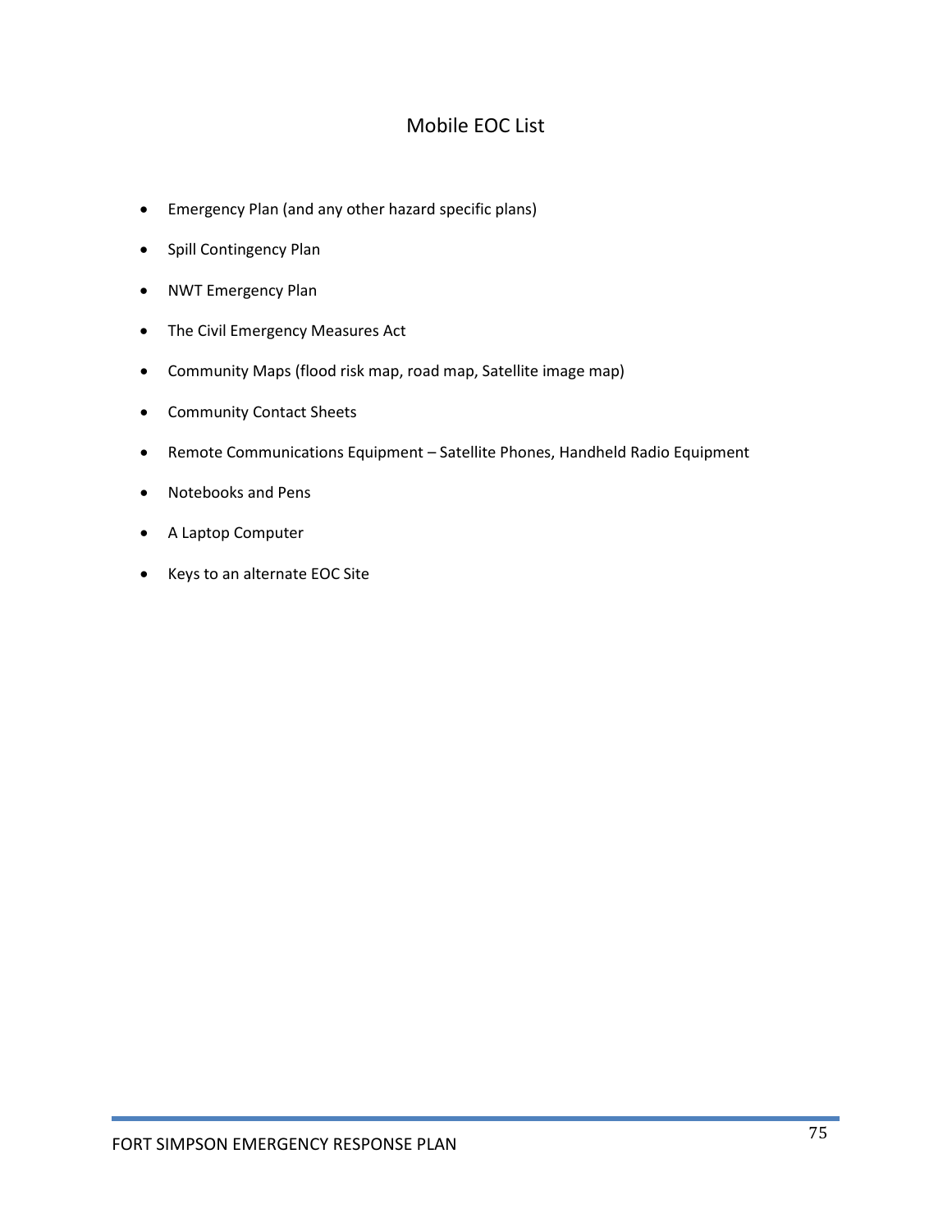# Mobile EOC List

- Emergency Plan (and any other hazard specific plans)
- Spill Contingency Plan
- NWT Emergency Plan
- The Civil Emergency Measures Act
- Community Maps (flood risk map, road map, Satellite image map)
- Community Contact Sheets
- Remote Communications Equipment – Satellite Phones, Handheld Radio Equipment
- Notebooks and Pens
- A Laptop Computer
- Keys to an alternate EOC Site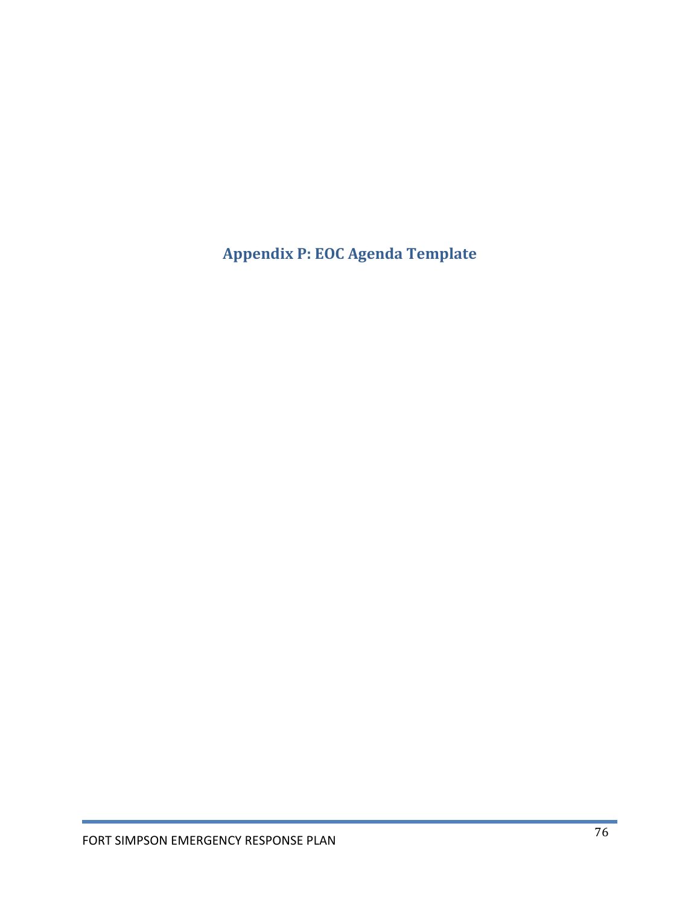# Appendix P: EOC Agenda Template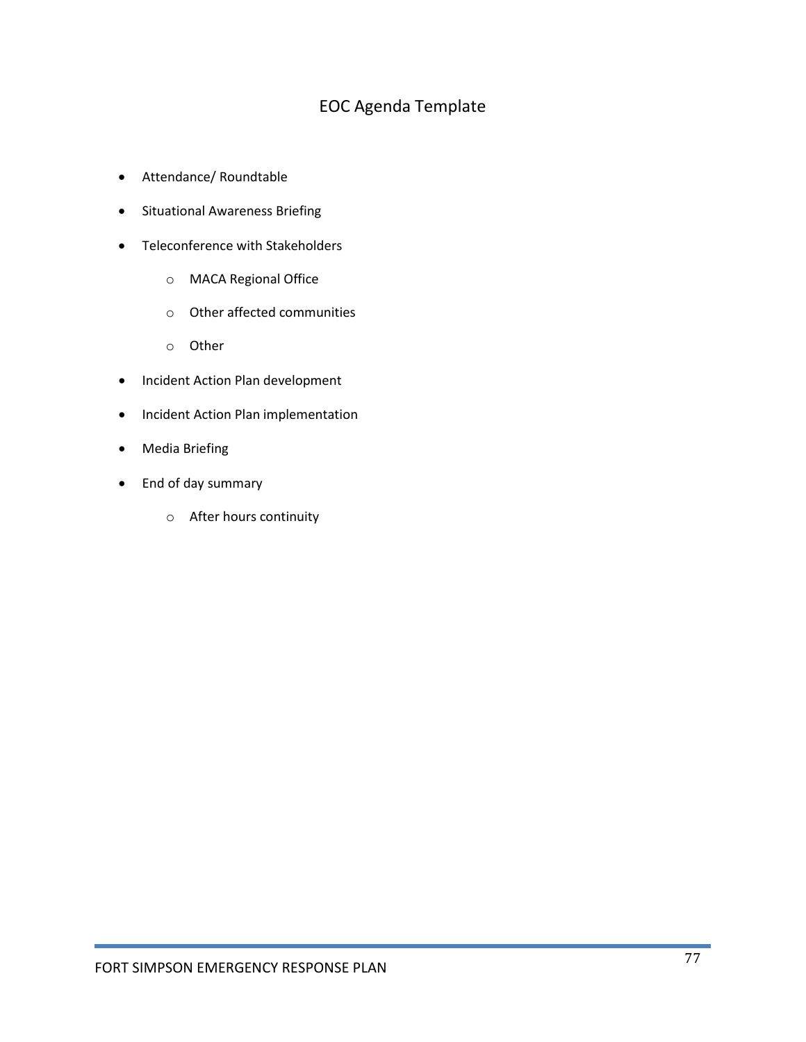# EOC Agenda Template

- Attendance/ Roundtable
- Situational Awareness Briefing
- Teleconference with Stakeholders
  - MACA Regional Office
  - Other affected communities
  - Other
- Incident Action Plan development
- Incident Action Plan implementation
- Media Briefing
- End of day summary
  - After hours continuity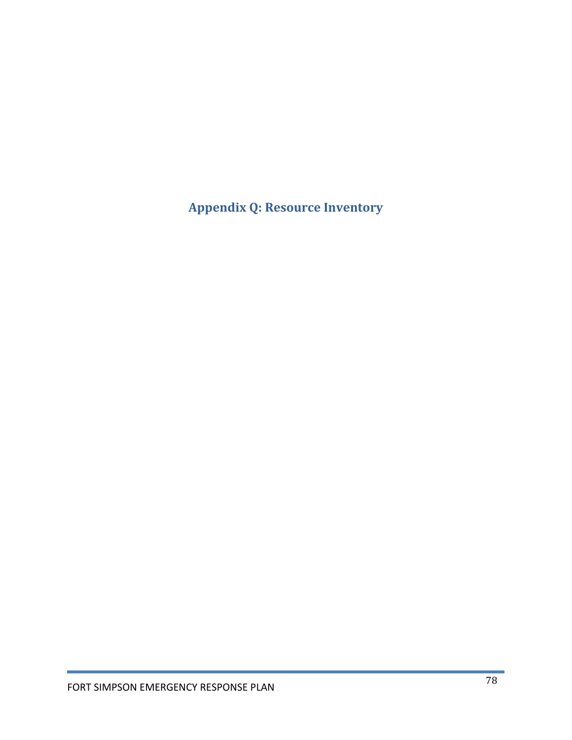# Appendix Q: Resource Inventory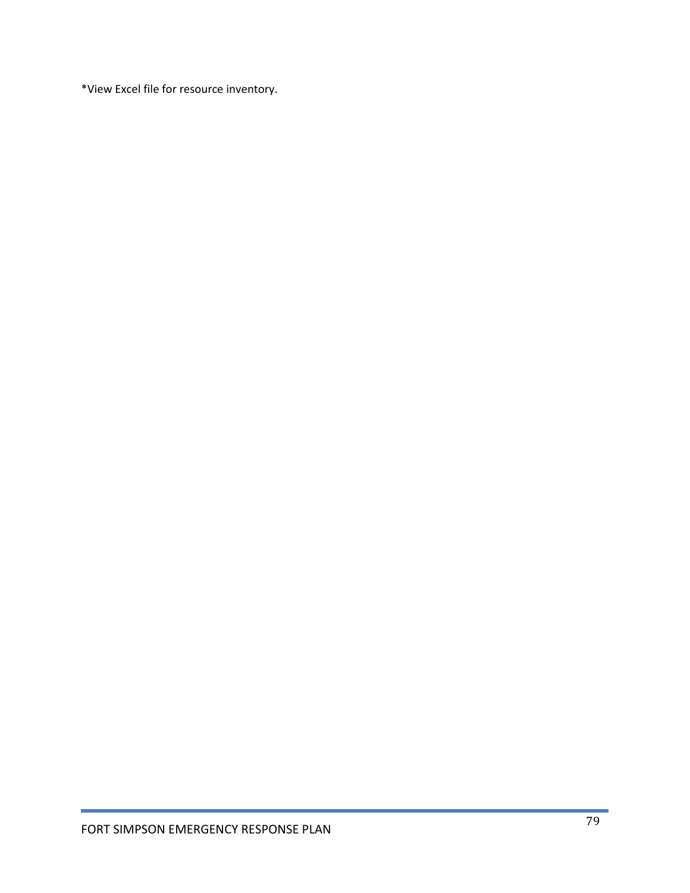*View Excel file for resource inventory.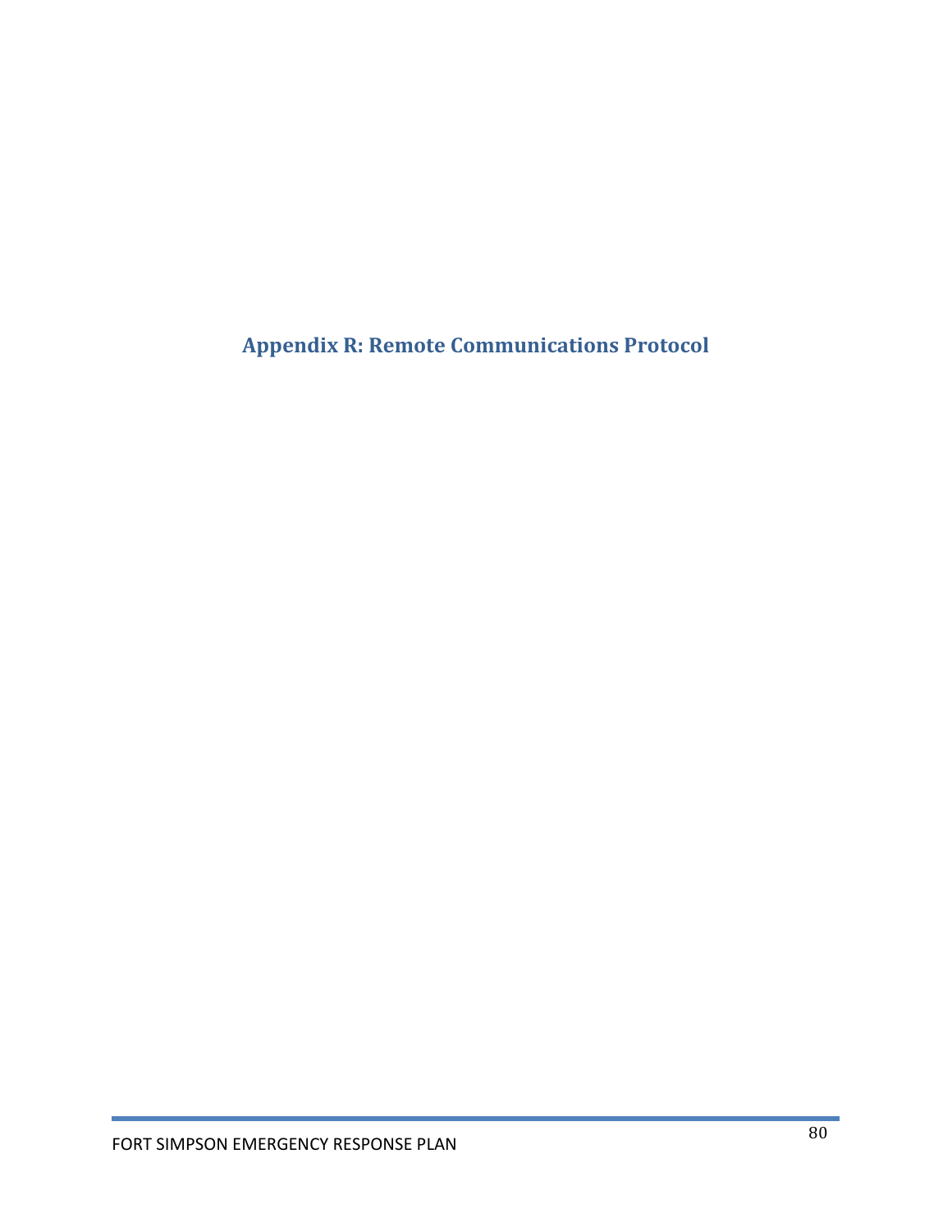# Appendix R: Remote Communications Protocol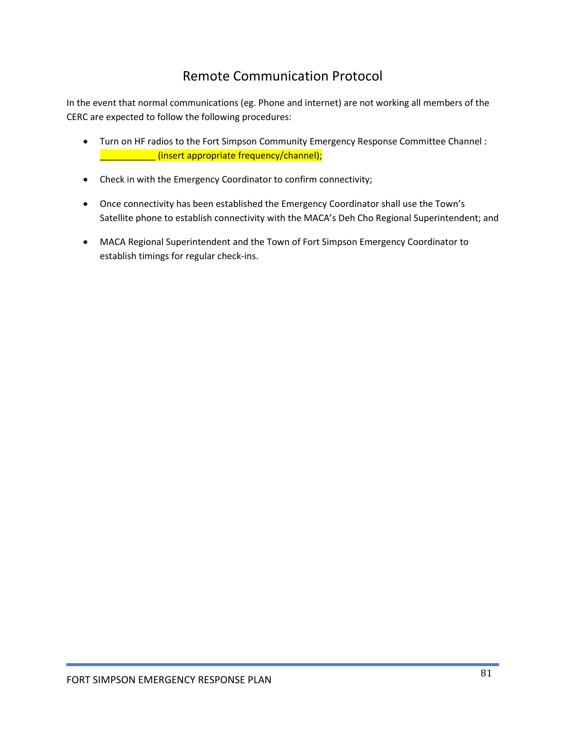# Remote Communication Protocol

In the event that normal communications (eg. Phone and internet) are not working all members of the CERC are expected to follow the following procedures:

- Turn on HF radios to the Fort Simpson Community Emergency Response Committee Channel : ___________ (insert appropriate frequency/channel);
- Check in with the Emergency Coordinator to confirm connectivity;
- Once connectivity has been established the Emergency Coordinator shall use the Town's Satellite phone to establish connectivity with the MACA's Deh Cho Regional Superintendent; and
- MACA Regional Superintendent and the Town of Fort Simpson Emergency Coordinator to establish timings for regular check-ins.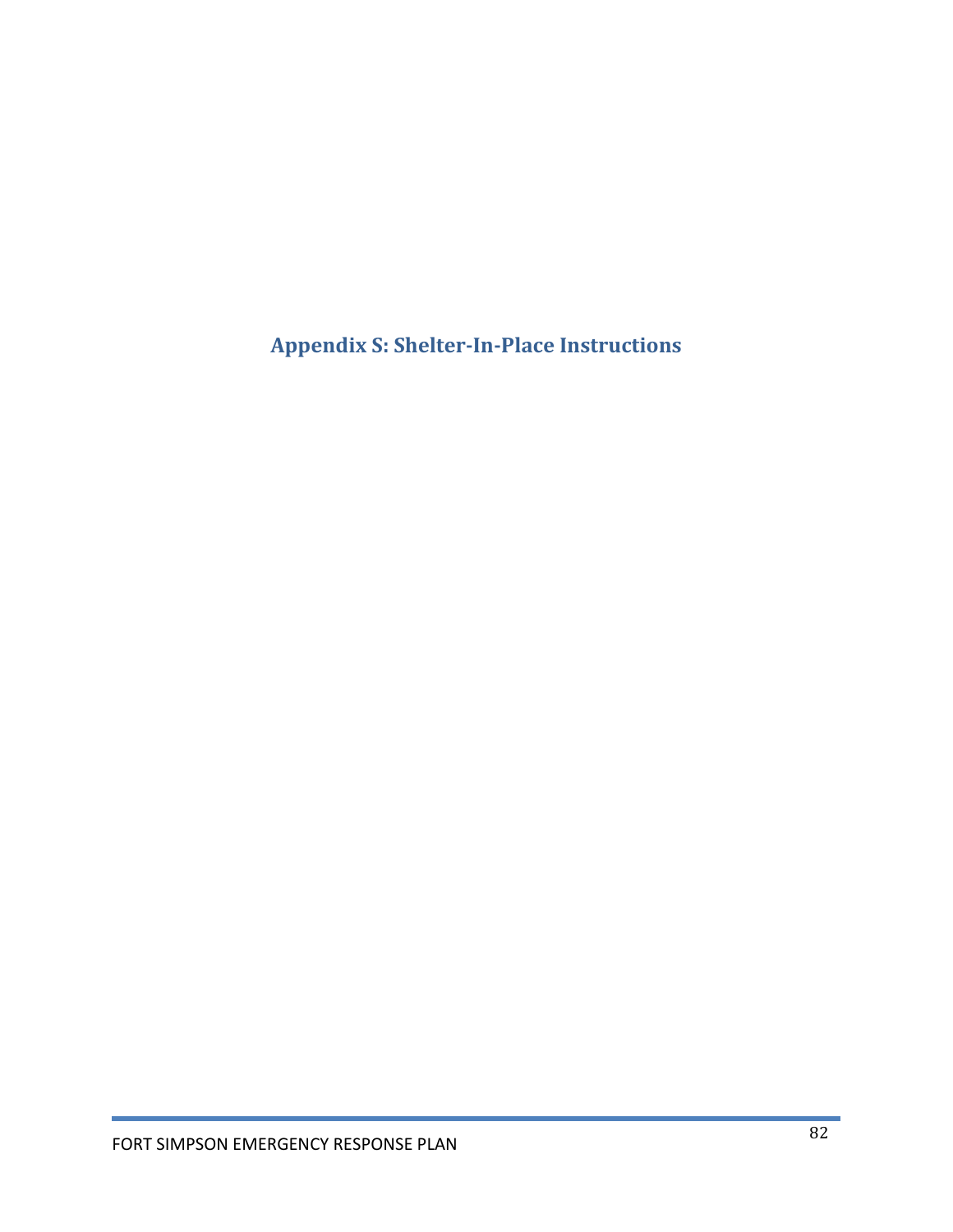# Appendix S: Shelter-In-Place Instructions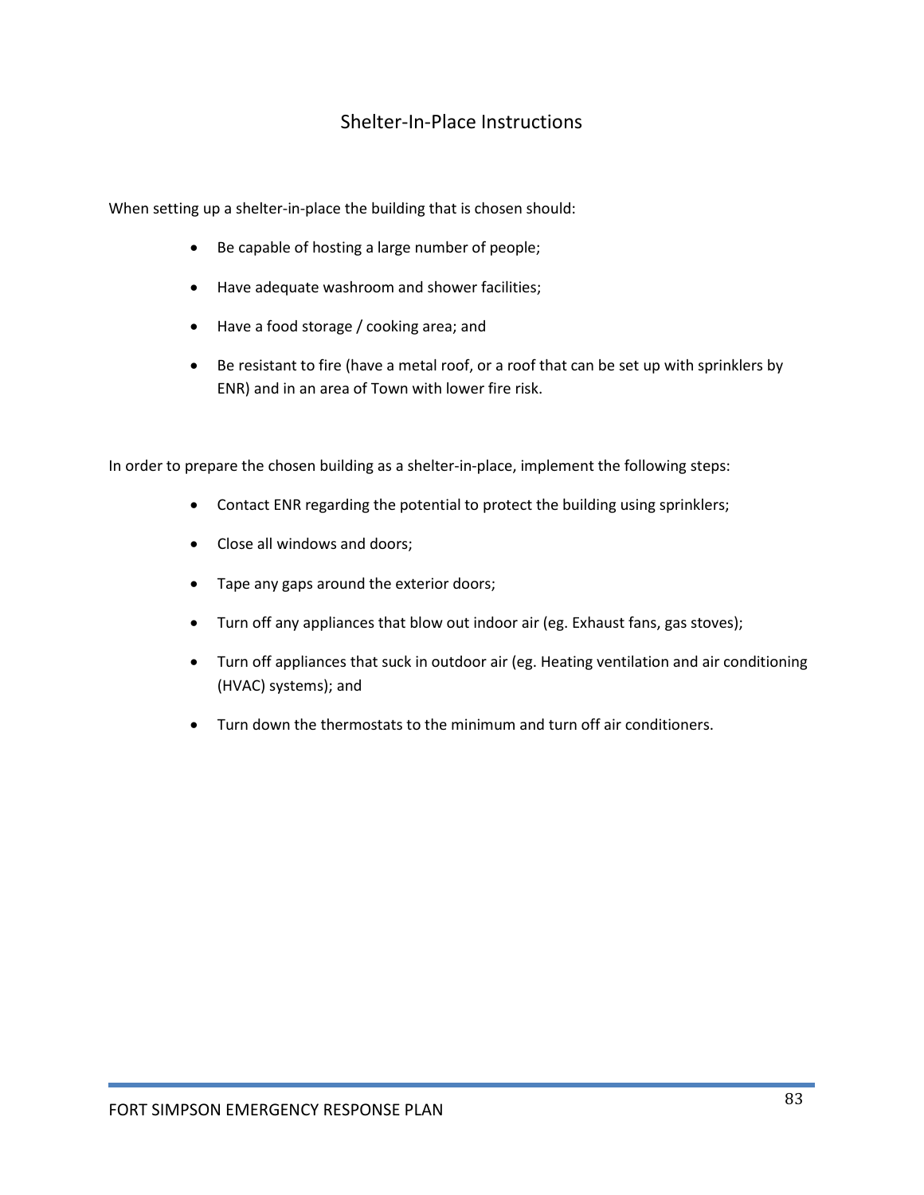## Shelter-In-Place Instructions

When setting up a shelter-in-place the building that is chosen should:

- Be capable of hosting a large number of people;
- Have adequate washroom and shower facilities;
- Have a food storage / cooking area; and
- Be resistant to fire (have a metal roof, or a roof that can be set up with sprinklers by ENR) and in an area of Town with lower fire risk.

In order to prepare the chosen building as a shelter-in-place, implement the following steps:

- Contact ENR regarding the potential to protect the building using sprinklers;
- Close all windows and doors;
- Tape any gaps around the exterior doors;
- Turn off any appliances that blow out indoor air (eg. Exhaust fans, gas stoves);
- Turn off appliances that suck in outdoor air (eg. Heating ventilation and air conditioning (HVAC) systems); and
- Turn down the thermostats to the minimum and turn off air conditioners.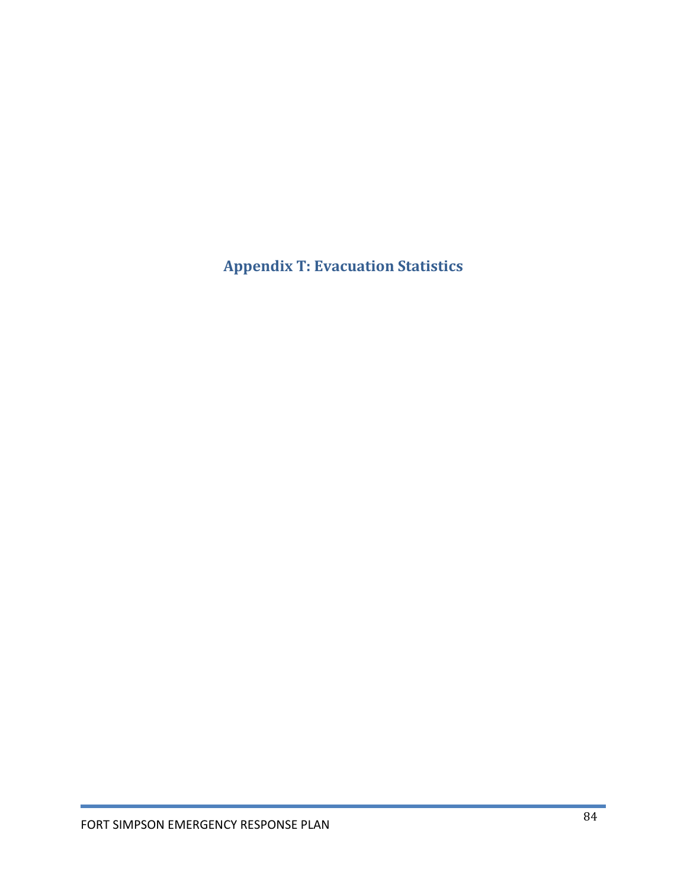# Appendix T: Evacuation Statistics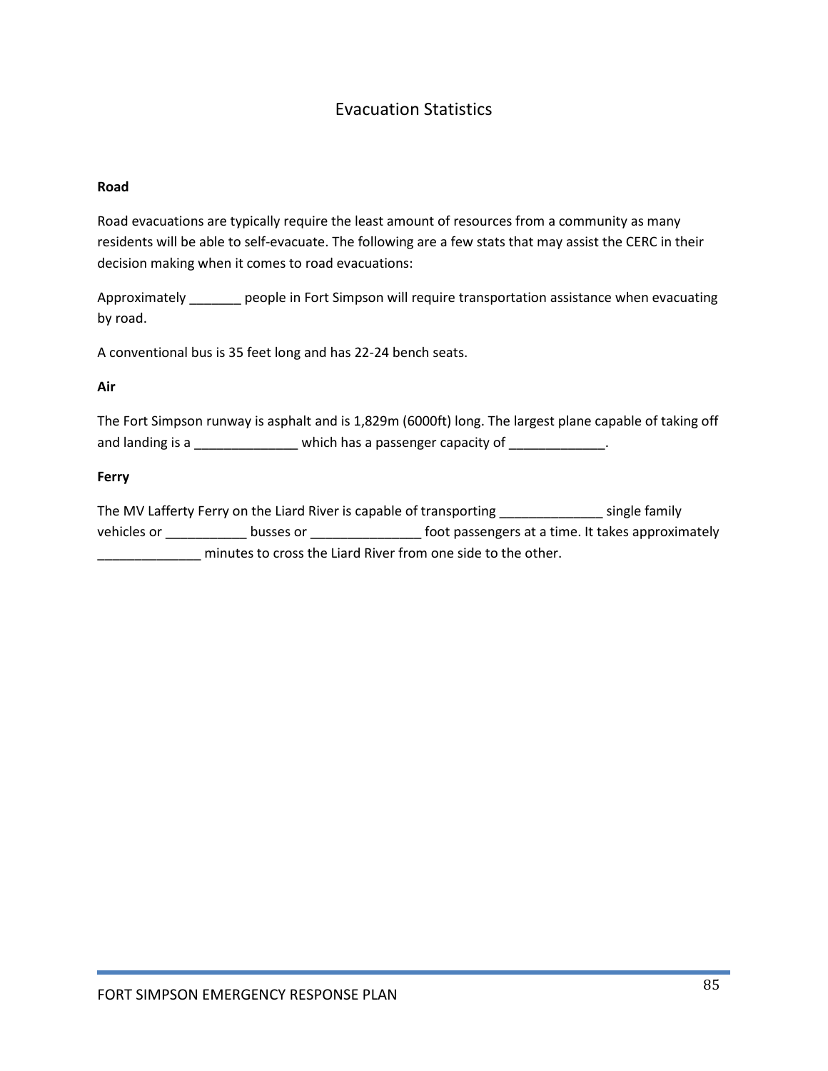# Evacuation Statistics

**Road**

Road evacuations are typically require the least amount of resources from a community as many residents will be able to self-evacuate. The following are a few stats that may assist the CERC in their decision making when it comes to road evacuations:

Approximately _______ people in Fort Simpson will require transportation assistance when evacuating by road.

A conventional bus is 35 feet long and has 22-24 bench seats.

**Air**

The Fort Simpson runway is asphalt and is 1,829m (6000ft) long. The largest plane capable of taking off and landing is a ______________ which has a passenger capacity of _____________.

**Ferry**

The MV Lafferty Ferry on the Liard River is capable of transporting ______________ single family vehicles or ___________ busses or _______________ foot passengers at a time. It takes approximately ______________ minutes to cross the Liard River from one side to the other.